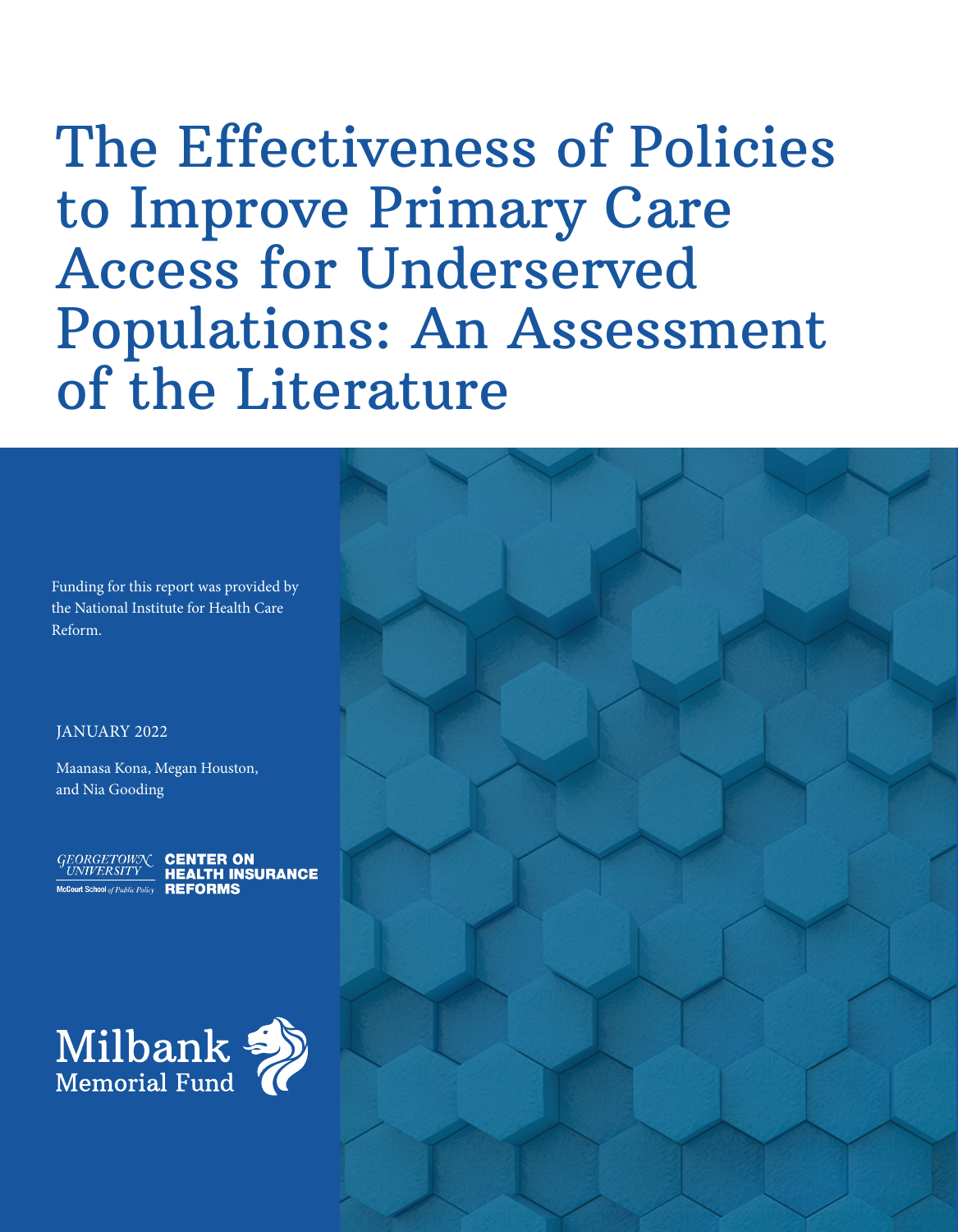# The Effectiveness of Policies to Improve Primary Care Access for Underserved Populations: An Assessment of the Literature

Funding for this report was provided by the National Institute for Health Care Reform.

JANUARY 2022

Maanasa Kona, Megan Houston, and Nia Gooding

Georgetown University McCourt School of Public Policy | Center on Health Insurance Reforms

Milbank Memorial Fund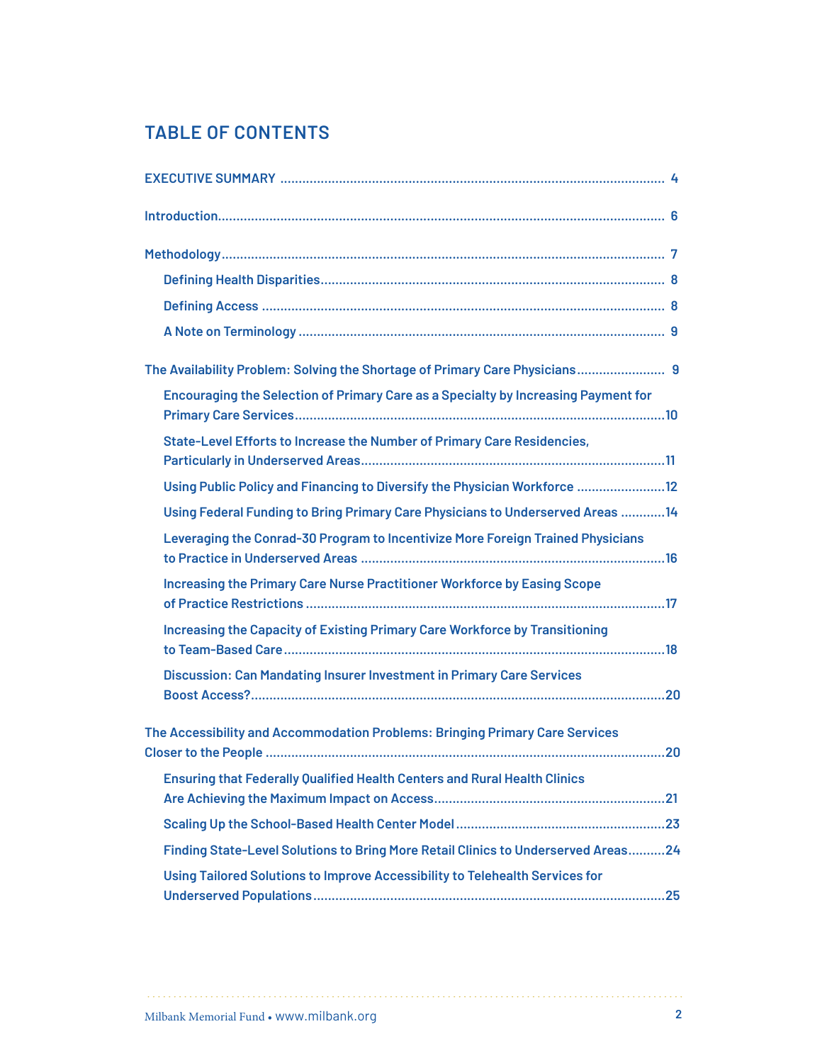## TABLE OF CONTENTS

- EXECUTIVE SUMMARY ........ 4
- Introduction ........ 6
- Methodology ........ 7
  - Defining Health Disparities ........ 8
  - Defining Access ........ 8
  - A Note on Terminology ........ 9
- The Availability Problem: Solving the Shortage of Primary Care Physicians ........ 9
  - Encouraging the Selection of Primary Care as a Specialty by Increasing Payment for Primary Care Services ........ 10
  - State-Level Efforts to Increase the Number of Primary Care Residencies, Particularly in Underserved Areas ........ 11
  - Using Public Policy and Financing to Diversify the Physician Workforce ........ 12
  - Using Federal Funding to Bring Primary Care Physicians to Underserved Areas ........ 14
  - Leveraging the Conrad-30 Program to Incentivize More Foreign Trained Physicians to Practice in Underserved Areas ........ 16
  - Increasing the Primary Care Nurse Practitioner Workforce by Easing Scope of Practice Restrictions ........ 17
  - Increasing the Capacity of Existing Primary Care Workforce by Transitioning to Team-Based Care ........ 18
  - Discussion: Can Mandating Insurer Investment in Primary Care Services Boost Access? ........ 20
- The Accessibility and Accommodation Problems: Bringing Primary Care Services Closer to the People ........ 20
  - Ensuring that Federally Qualified Health Centers and Rural Health Clinics Are Achieving the Maximum Impact on Access ........ 21
  - Scaling Up the School-Based Health Center Model ........ 23
  - Finding State-Level Solutions to Bring More Retail Clinics to Underserved Areas ........ 24
  - Using Tailored Solutions to Improve Accessibility to Telehealth Services for Underserved Populations ........ 25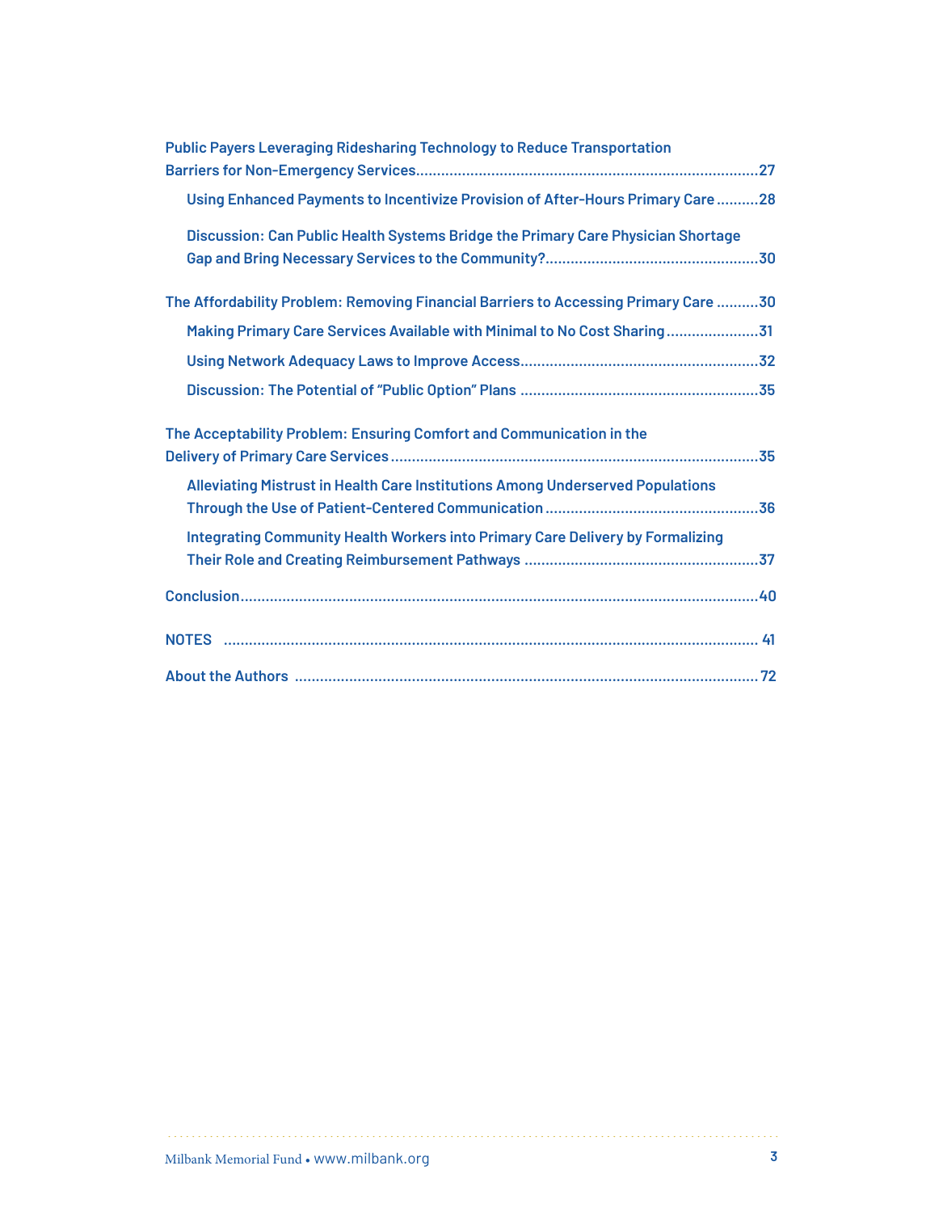Public Payers Leveraging Ridesharing Technology to Reduce Transportation Barriers for Non-Emergency Services ........ 27

- Using Enhanced Payments to Incentivize Provision of After-Hours Primary Care ........ 28
- Discussion: Can Public Health Systems Bridge the Primary Care Physician Shortage Gap and Bring Necessary Services to the Community? ........ 30

The Affordability Problem: Removing Financial Barriers to Accessing Primary Care ........ 30

- Making Primary Care Services Available with Minimal to No Cost Sharing ........ 31
- Using Network Adequacy Laws to Improve Access ........ 32
- Discussion: The Potential of "Public Option" Plans ........ 35

The Acceptability Problem: Ensuring Comfort and Communication in the Delivery of Primary Care Services ........ 35

- Alleviating Mistrust in Health Care Institutions Among Underserved Populations Through the Use of Patient-Centered Communication ........ 36
- Integrating Community Health Workers into Primary Care Delivery by Formalizing Their Role and Creating Reimbursement Pathways ........ 37

Conclusion ........ 40

NOTES ........ 41

About the Authors ........ 72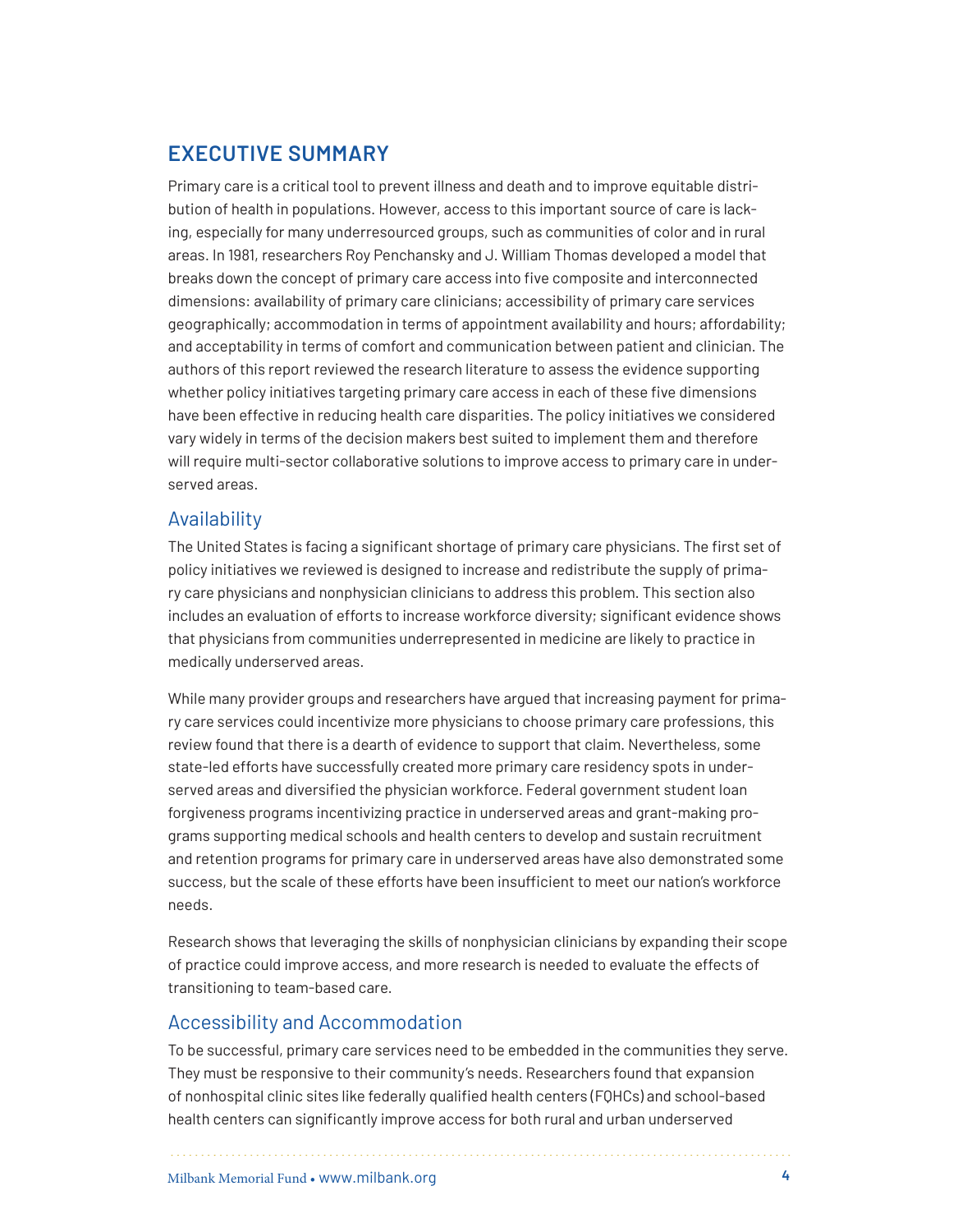## EXECUTIVE SUMMARY

Primary care is a critical tool to prevent illness and death and to improve equitable distribution of health in populations. However, access to this important source of care is lacking, especially for many underresourced groups, such as communities of color and in rural areas. In 1981, researchers Roy Penchansky and J. William Thomas developed a model that breaks down the concept of primary care access into five composite and interconnected dimensions: availability of primary care clinicians; accessibility of primary care services geographically; accommodation in terms of appointment availability and hours; affordability; and acceptability in terms of comfort and communication between patient and clinician. The authors of this report reviewed the research literature to assess the evidence supporting whether policy initiatives targeting primary care access in each of these five dimensions have been effective in reducing health care disparities. The policy initiatives we considered vary widely in terms of the decision makers best suited to implement them and therefore will require multi-sector collaborative solutions to improve access to primary care in underserved areas.

### Availability

The United States is facing a significant shortage of primary care physicians. The first set of policy initiatives we reviewed is designed to increase and redistribute the supply of primary care physicians and nonphysician clinicians to address this problem. This section also includes an evaluation of efforts to increase workforce diversity; significant evidence shows that physicians from communities underrepresented in medicine are likely to practice in medically underserved areas.

While many provider groups and researchers have argued that increasing payment for primary care services could incentivize more physicians to choose primary care professions, this review found that there is a dearth of evidence to support that claim. Nevertheless, some state-led efforts have successfully created more primary care residency spots in underserved areas and diversified the physician workforce. Federal government student loan forgiveness programs incentivizing practice in underserved areas and grant-making programs supporting medical schools and health centers to develop and sustain recruitment and retention programs for primary care in underserved areas have also demonstrated some success, but the scale of these efforts have been insufficient to meet our nation's workforce needs.

Research shows that leveraging the skills of nonphysician clinicians by expanding their scope of practice could improve access, and more research is needed to evaluate the effects of transitioning to team-based care.

### Accessibility and Accommodation

To be successful, primary care services need to be embedded in the communities they serve. They must be responsive to their community's needs. Researchers found that expansion of nonhospital clinic sites like federally qualified health centers (FQHCs) and school-based health centers can significantly improve access for both rural and urban underserved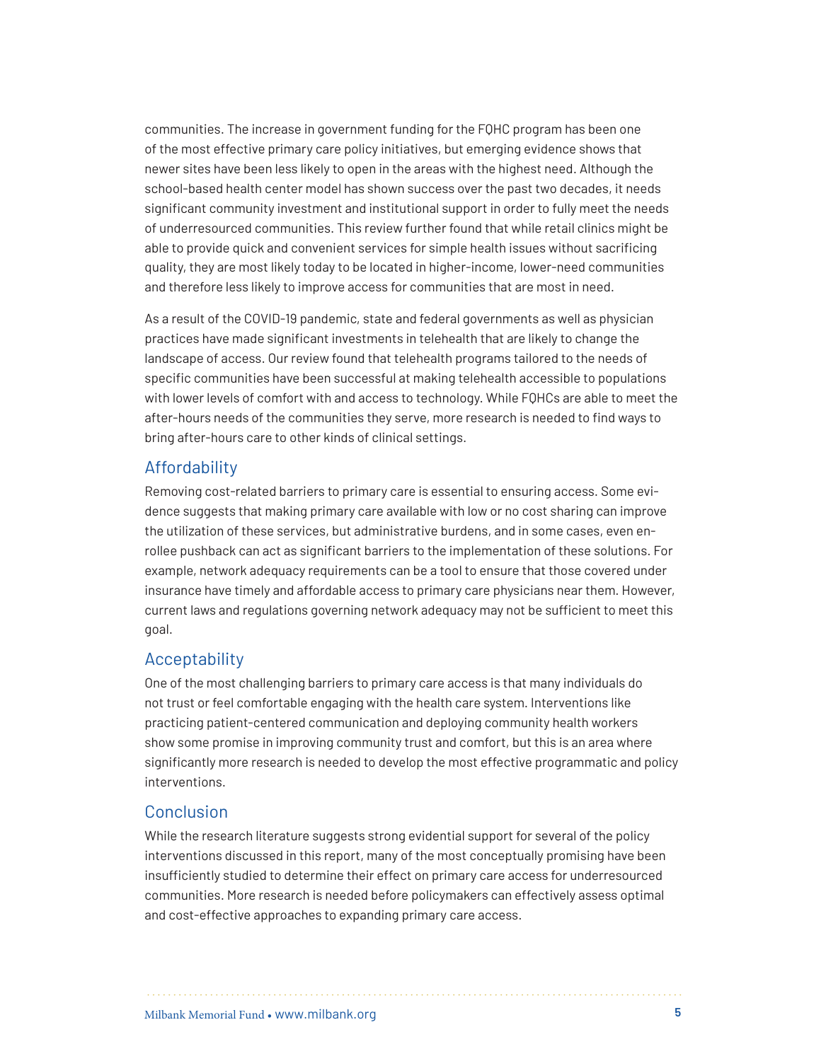communities. The increase in government funding for the FQHC program has been one of the most effective primary care policy initiatives, but emerging evidence shows that newer sites have been less likely to open in the areas with the highest need. Although the school-based health center model has shown success over the past two decades, it needs significant community investment and institutional support in order to fully meet the needs of underresourced communities. This review further found that while retail clinics might be able to provide quick and convenient services for simple health issues without sacrificing quality, they are most likely today to be located in higher-income, lower-need communities and therefore less likely to improve access for communities that are most in need.

As a result of the COVID-19 pandemic, state and federal governments as well as physician practices have made significant investments in telehealth that are likely to change the landscape of access. Our review found that telehealth programs tailored to the needs of specific communities have been successful at making telehealth accessible to populations with lower levels of comfort with and access to technology. While FQHCs are able to meet the after-hours needs of the communities they serve, more research is needed to find ways to bring after-hours care to other kinds of clinical settings.

## Affordability

Removing cost-related barriers to primary care is essential to ensuring access. Some evidence suggests that making primary care available with low or no cost sharing can improve the utilization of these services, but administrative burdens, and in some cases, even enrollee pushback can act as significant barriers to the implementation of these solutions. For example, network adequacy requirements can be a tool to ensure that those covered under insurance have timely and affordable access to primary care physicians near them. However, current laws and regulations governing network adequacy may not be sufficient to meet this goal.

## Acceptability

One of the most challenging barriers to primary care access is that many individuals do not trust or feel comfortable engaging with the health care system. Interventions like practicing patient-centered communication and deploying community health workers show some promise in improving community trust and comfort, but this is an area where significantly more research is needed to develop the most effective programmatic and policy interventions.

## Conclusion

While the research literature suggests strong evidential support for several of the policy interventions discussed in this report, many of the most conceptually promising have been insufficiently studied to determine their effect on primary care access for underresourced communities. More research is needed before policymakers can effectively assess optimal and cost-effective approaches to expanding primary care access.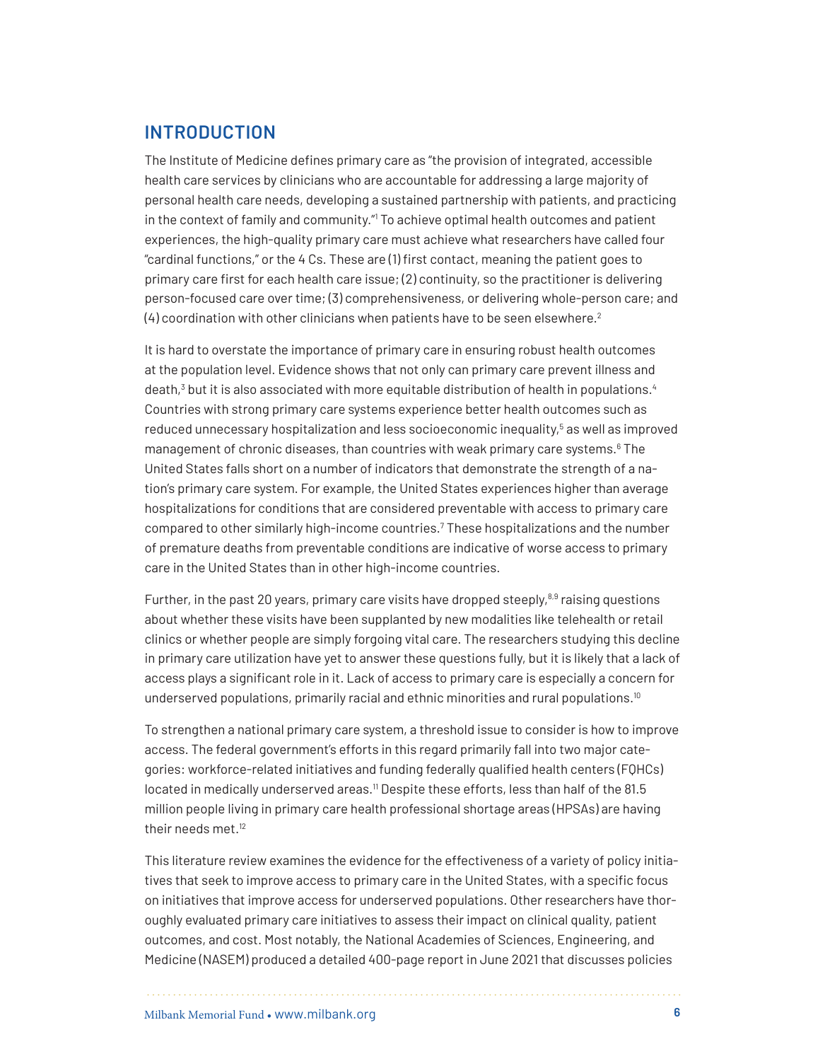## INTRODUCTION

The Institute of Medicine defines primary care as "the provision of integrated, accessible health care services by clinicians who are accountable for addressing a large majority of personal health care needs, developing a sustained partnership with patients, and practicing in the context of family and community."[1] To achieve optimal health outcomes and patient experiences, the high-quality primary care must achieve what researchers have called four "cardinal functions," or the 4 Cs. These are (1) first contact, meaning the patient goes to primary care first for each health care issue; (2) continuity, so the practitioner is delivering person-focused care over time; (3) comprehensiveness, or delivering whole-person care; and (4) coordination with other clinicians when patients have to be seen elsewhere.[2]

It is hard to overstate the importance of primary care in ensuring robust health outcomes at the population level. Evidence shows that not only can primary care prevent illness and death,[3] but it is also associated with more equitable distribution of health in populations.[4] Countries with strong primary care systems experience better health outcomes such as reduced unnecessary hospitalization and less socioeconomic inequality,[5] as well as improved management of chronic diseases, than countries with weak primary care systems.[6] The United States falls short on a number of indicators that demonstrate the strength of a nation's primary care system. For example, the United States experiences higher than average hospitalizations for conditions that are considered preventable with access to primary care compared to other similarly high-income countries.[7] These hospitalizations and the number of premature deaths from preventable conditions are indicative of worse access to primary care in the United States than in other high-income countries.

Further, in the past 20 years, primary care visits have dropped steeply,[8,9] raising questions about whether these visits have been supplanted by new modalities like telehealth or retail clinics or whether people are simply forgoing vital care. The researchers studying this decline in primary care utilization have yet to answer these questions fully, but it is likely that a lack of access plays a significant role in it. Lack of access to primary care is especially a concern for underserved populations, primarily racial and ethnic minorities and rural populations.[10]

To strengthen a national primary care system, a threshold issue to consider is how to improve access. The federal government's efforts in this regard primarily fall into two major categories: workforce-related initiatives and funding federally qualified health centers (FQHCs) located in medically underserved areas.[11] Despite these efforts, less than half of the 81.5 million people living in primary care health professional shortage areas (HPSAs) are having their needs met.[12]

This literature review examines the evidence for the effectiveness of a variety of policy initiatives that seek to improve access to primary care in the United States, with a specific focus on initiatives that improve access for underserved populations. Other researchers have thoroughly evaluated primary care initiatives to assess their impact on clinical quality, patient outcomes, and cost. Most notably, the National Academies of Sciences, Engineering, and Medicine (NASEM) produced a detailed 400-page report in June 2021 that discusses policies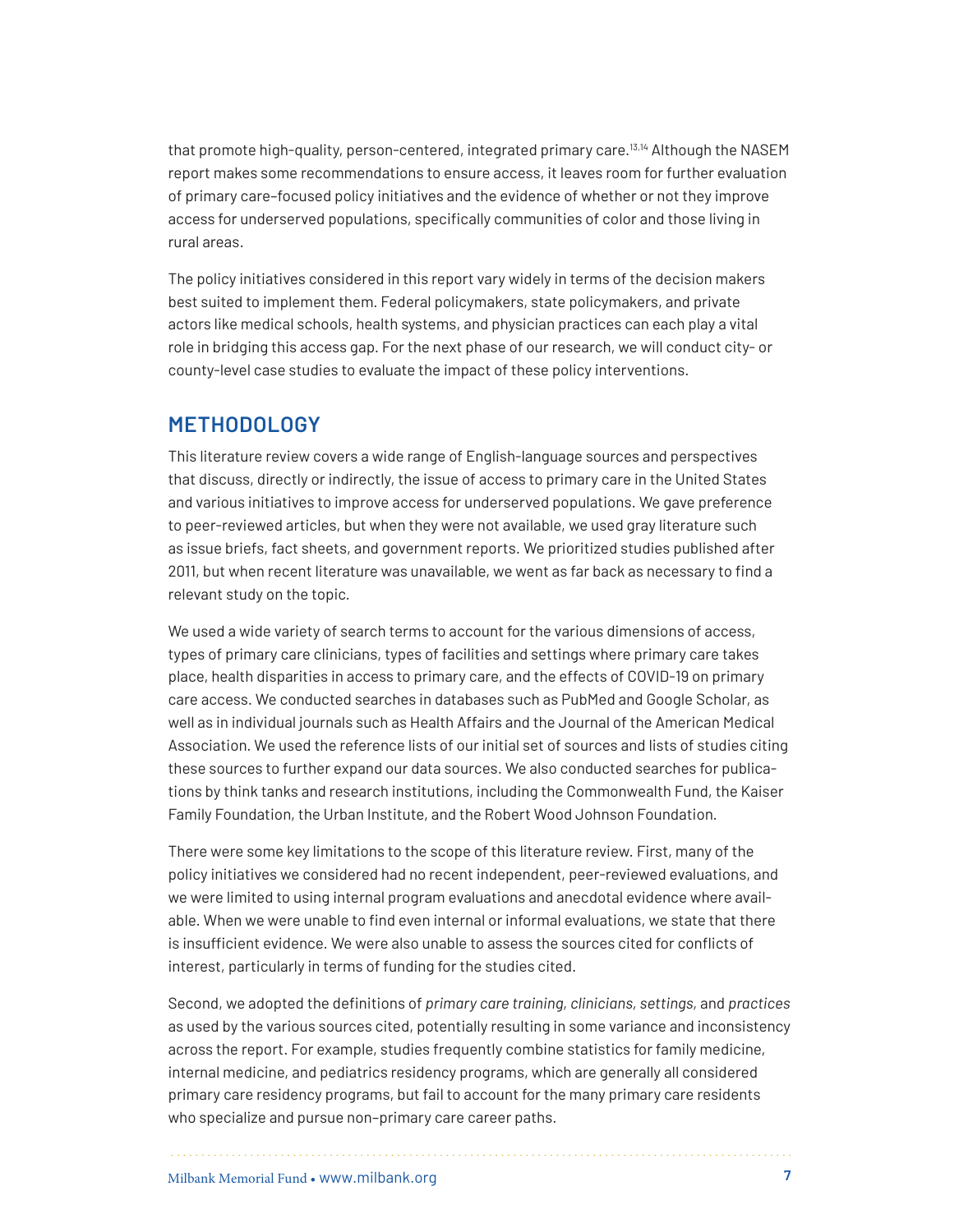that promote high-quality, person-centered, integrated primary care.[13,14] Although the NASEM report makes some recommendations to ensure access, it leaves room for further evaluation of primary care–focused policy initiatives and the evidence of whether or not they improve access for underserved populations, specifically communities of color and those living in rural areas.

The policy initiatives considered in this report vary widely in terms of the decision makers best suited to implement them. Federal policymakers, state policymakers, and private actors like medical schools, health systems, and physician practices can each play a vital role in bridging this access gap. For the next phase of our research, we will conduct city- or county-level case studies to evaluate the impact of these policy interventions.

## METHODOLOGY

This literature review covers a wide range of English-language sources and perspectives that discuss, directly or indirectly, the issue of access to primary care in the United States and various initiatives to improve access for underserved populations. We gave preference to peer-reviewed articles, but when they were not available, we used gray literature such as issue briefs, fact sheets, and government reports. We prioritized studies published after 2011, but when recent literature was unavailable, we went as far back as necessary to find a relevant study on the topic.

We used a wide variety of search terms to account for the various dimensions of access, types of primary care clinicians, types of facilities and settings where primary care takes place, health disparities in access to primary care, and the effects of COVID-19 on primary care access. We conducted searches in databases such as PubMed and Google Scholar, as well as in individual journals such as Health Affairs and the Journal of the American Medical Association. We used the reference lists of our initial set of sources and lists of studies citing these sources to further expand our data sources. We also conducted searches for publications by think tanks and research institutions, including the Commonwealth Fund, the Kaiser Family Foundation, the Urban Institute, and the Robert Wood Johnson Foundation.

There were some key limitations to the scope of this literature review. First, many of the policy initiatives we considered had no recent independent, peer-reviewed evaluations, and we were limited to using internal program evaluations and anecdotal evidence where available. When we were unable to find even internal or informal evaluations, we state that there is insufficient evidence. We were also unable to assess the sources cited for conflicts of interest, particularly in terms of funding for the studies cited.

Second, we adopted the definitions of *primary care training, clinicians, settings,* and *practices* as used by the various sources cited, potentially resulting in some variance and inconsistency across the report. For example, studies frequently combine statistics for family medicine, internal medicine, and pediatrics residency programs, which are generally all considered primary care residency programs, but fail to account for the many primary care residents who specialize and pursue non–primary care career paths.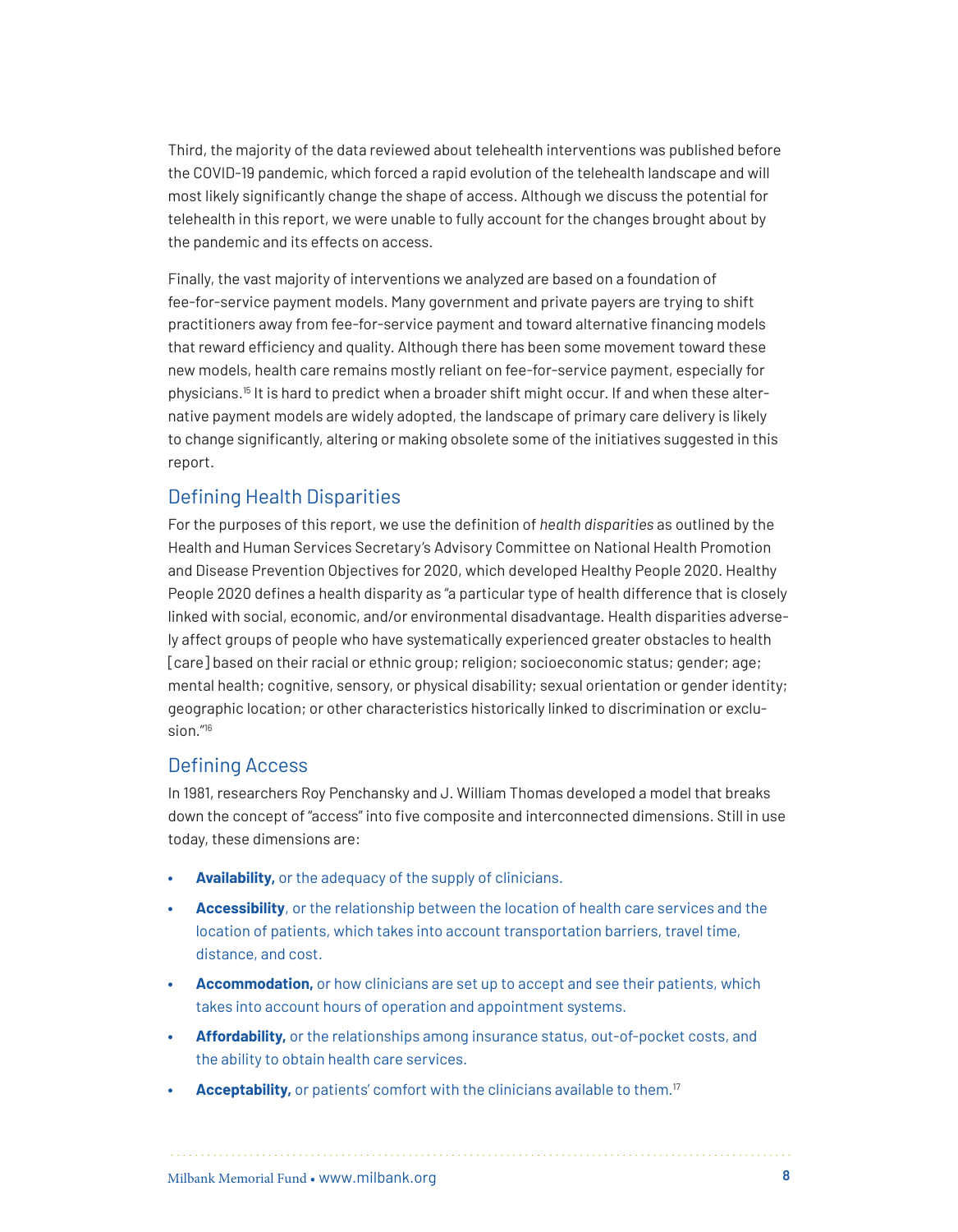Third, the majority of the data reviewed about telehealth interventions was published before the COVID-19 pandemic, which forced a rapid evolution of the telehealth landscape and will most likely significantly change the shape of access. Although we discuss the potential for telehealth in this report, we were unable to fully account for the changes brought about by the pandemic and its effects on access.

Finally, the vast majority of interventions we analyzed are based on a foundation of fee-for-service payment models. Many government and private payers are trying to shift practitioners away from fee-for-service payment and toward alternative financing models that reward efficiency and quality. Although there has been some movement toward these new models, health care remains mostly reliant on fee-for-service payment, especially for physicians.[15] It is hard to predict when a broader shift might occur. If and when these alternative payment models are widely adopted, the landscape of primary care delivery is likely to change significantly, altering or making obsolete some of the initiatives suggested in this report.

## Defining Health Disparities

For the purposes of this report, we use the definition of *health disparities* as outlined by the Health and Human Services Secretary's Advisory Committee on National Health Promotion and Disease Prevention Objectives for 2020, which developed Healthy People 2020. Healthy People 2020 defines a health disparity as "a particular type of health difference that is closely linked with social, economic, and/or environmental disadvantage. Health disparities adversely affect groups of people who have systematically experienced greater obstacles to health [care] based on their racial or ethnic group; religion; socioeconomic status; gender; age; mental health; cognitive, sensory, or physical disability; sexual orientation or gender identity; geographic location; or other characteristics historically linked to discrimination or exclusion."[16]

## Defining Access

In 1981, researchers Roy Penchansky and J. William Thomas developed a model that breaks down the concept of "access" into five composite and interconnected dimensions. Still in use today, these dimensions are:

- **Availability,** or the adequacy of the supply of clinicians.
- **Accessibility**, or the relationship between the location of health care services and the location of patients, which takes into account transportation barriers, travel time, distance, and cost.
- **Accommodation,** or how clinicians are set up to accept and see their patients, which takes into account hours of operation and appointment systems.
- **Affordability,** or the relationships among insurance status, out-of-pocket costs, and the ability to obtain health care services.
- **Acceptability,** or patients' comfort with the clinicians available to them.[17]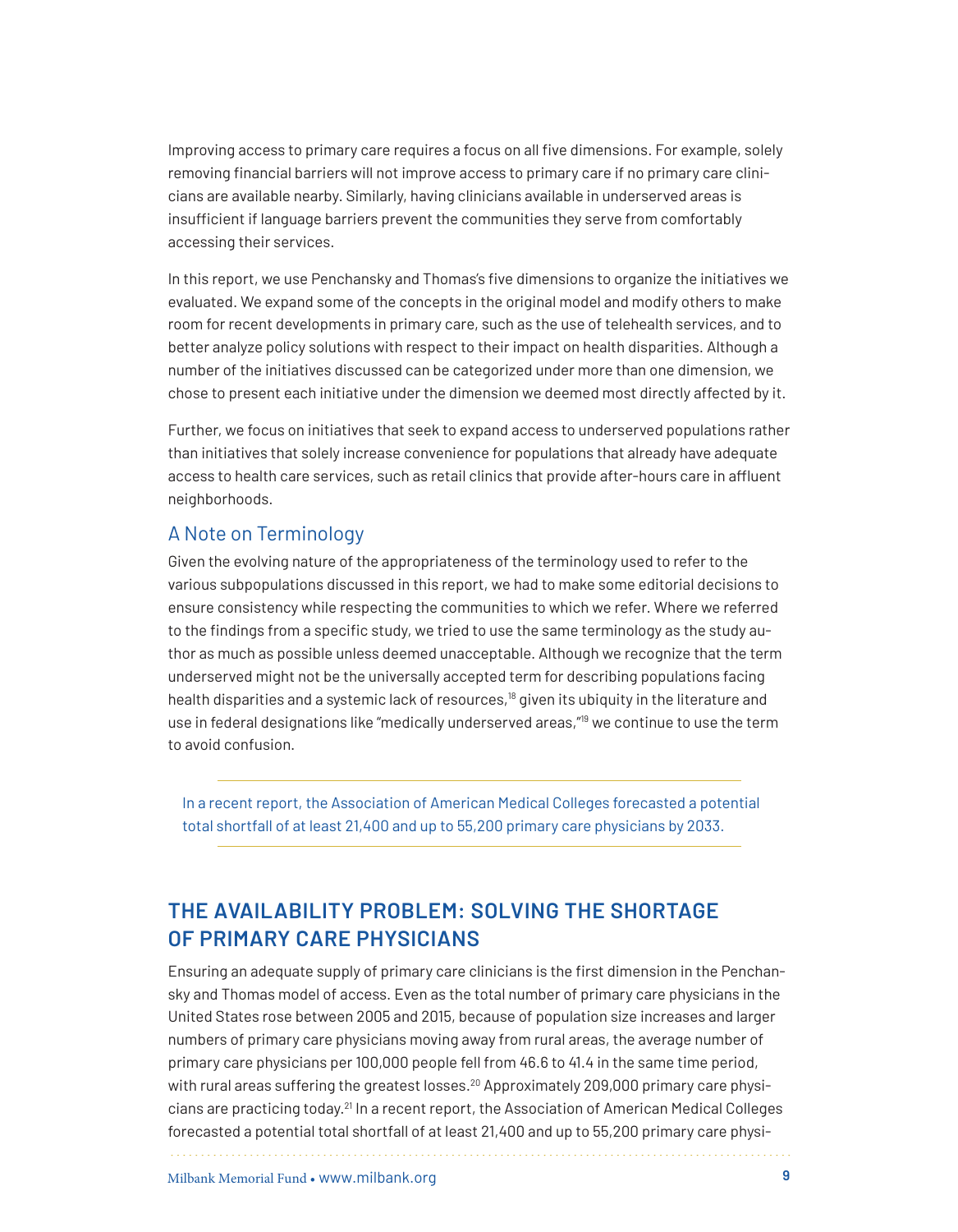Improving access to primary care requires a focus on all five dimensions. For example, solely removing financial barriers will not improve access to primary care if no primary care clinicians are available nearby. Similarly, having clinicians available in underserved areas is insufficient if language barriers prevent the communities they serve from comfortably accessing their services.

In this report, we use Penchansky and Thomas's five dimensions to organize the initiatives we evaluated. We expand some of the concepts in the original model and modify others to make room for recent developments in primary care, such as the use of telehealth services, and to better analyze policy solutions with respect to their impact on health disparities. Although a number of the initiatives discussed can be categorized under more than one dimension, we chose to present each initiative under the dimension we deemed most directly affected by it.

Further, we focus on initiatives that seek to expand access to underserved populations rather than initiatives that solely increase convenience for populations that already have adequate access to health care services, such as retail clinics that provide after-hours care in affluent neighborhoods.

### A Note on Terminology

Given the evolving nature of the appropriateness of the terminology used to refer to the various subpopulations discussed in this report, we had to make some editorial decisions to ensure consistency while respecting the communities to which we refer. Where we referred to the findings from a specific study, we tried to use the same terminology as the study author as much as possible unless deemed unacceptable. Although we recognize that the term underserved might not be the universally accepted term for describing populations facing health disparities and a systemic lack of resources,[18] given its ubiquity in the literature and use in federal designations like "medically underserved areas,"[19] we continue to use the term to avoid confusion.

> In a recent report, the Association of American Medical Colleges forecasted a potential total shortfall of at least 21,400 and up to 55,200 primary care physicians by 2033.

## THE AVAILABILITY PROBLEM: SOLVING THE SHORTAGE OF PRIMARY CARE PHYSICIANS

Ensuring an adequate supply of primary care clinicians is the first dimension in the Penchansky and Thomas model of access. Even as the total number of primary care physicians in the United States rose between 2005 and 2015, because of population size increases and larger numbers of primary care physicians moving away from rural areas, the average number of primary care physicians per 100,000 people fell from 46.6 to 41.4 in the same time period, with rural areas suffering the greatest losses.[20] Approximately 209,000 primary care physicians are practicing today.[21] In a recent report, the Association of American Medical Colleges forecasted a potential total shortfall of at least 21,400 and up to 55,200 primary care physi-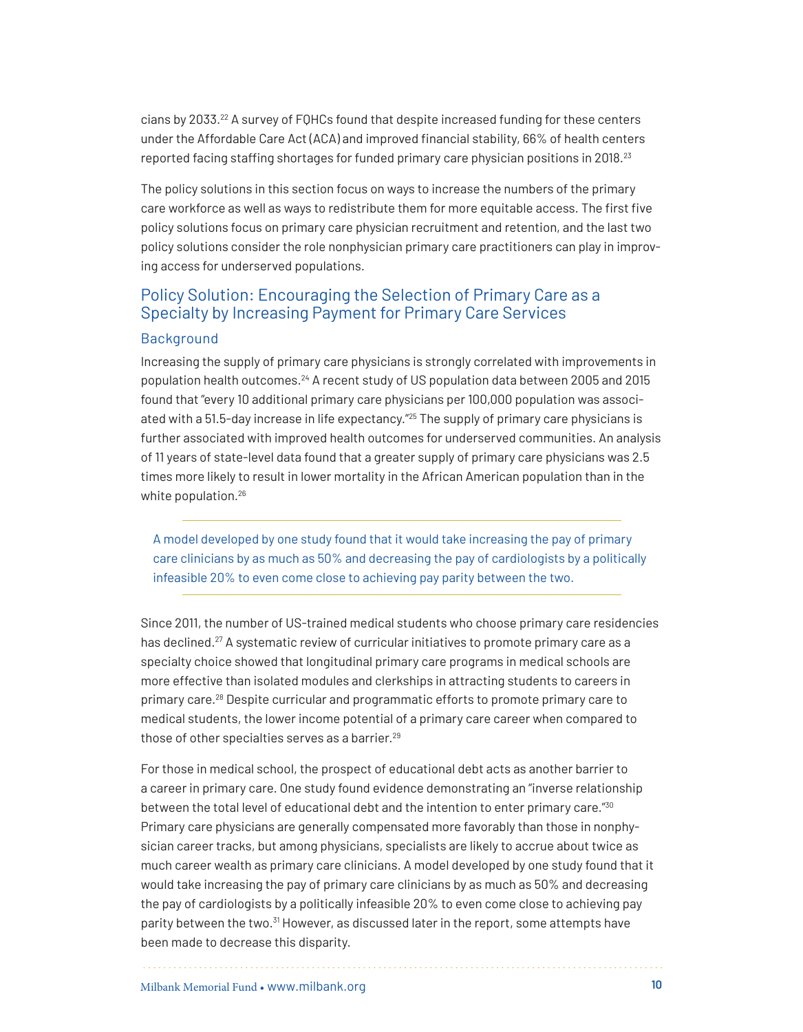cians by 2033.[22] A survey of FQHCs found that despite increased funding for these centers under the Affordable Care Act (ACA) and improved financial stability, 66% of health centers reported facing staffing shortages for funded primary care physician positions in 2018.[23]

The policy solutions in this section focus on ways to increase the numbers of the primary care workforce as well as ways to redistribute them for more equitable access. The first five policy solutions focus on primary care physician recruitment and retention, and the last two policy solutions consider the role nonphysician primary care practitioners can play in improving access for underserved populations.

## Policy Solution: Encouraging the Selection of Primary Care as a Specialty by Increasing Payment for Primary Care Services

### Background

Increasing the supply of primary care physicians is strongly correlated with improvements in population health outcomes.[24] A recent study of US population data between 2005 and 2015 found that "every 10 additional primary care physicians per 100,000 population was associated with a 51.5-day increase in life expectancy."[25] The supply of primary care physicians is further associated with improved health outcomes for underserved communities. An analysis of 11 years of state-level data found that a greater supply of primary care physicians was 2.5 times more likely to result in lower mortality in the African American population than in the white population.[26]

> A model developed by one study found that it would take increasing the pay of primary care clinicians by as much as 50% and decreasing the pay of cardiologists by a politically infeasible 20% to even come close to achieving pay parity between the two.

Since 2011, the number of US-trained medical students who choose primary care residencies has declined.[27] A systematic review of curricular initiatives to promote primary care as a specialty choice showed that longitudinal primary care programs in medical schools are more effective than isolated modules and clerkships in attracting students to careers in primary care.[28] Despite curricular and programmatic efforts to promote primary care to medical students, the lower income potential of a primary care career when compared to those of other specialties serves as a barrier.[29]

For those in medical school, the prospect of educational debt acts as another barrier to a career in primary care. One study found evidence demonstrating an "inverse relationship between the total level of educational debt and the intention to enter primary care."[30] Primary care physicians are generally compensated more favorably than those in nonphysician career tracks, but among physicians, specialists are likely to accrue about twice as much career wealth as primary care clinicians. A model developed by one study found that it would take increasing the pay of primary care clinicians by as much as 50% and decreasing the pay of cardiologists by a politically infeasible 20% to even come close to achieving pay parity between the two.[31] However, as discussed later in the report, some attempts have been made to decrease this disparity.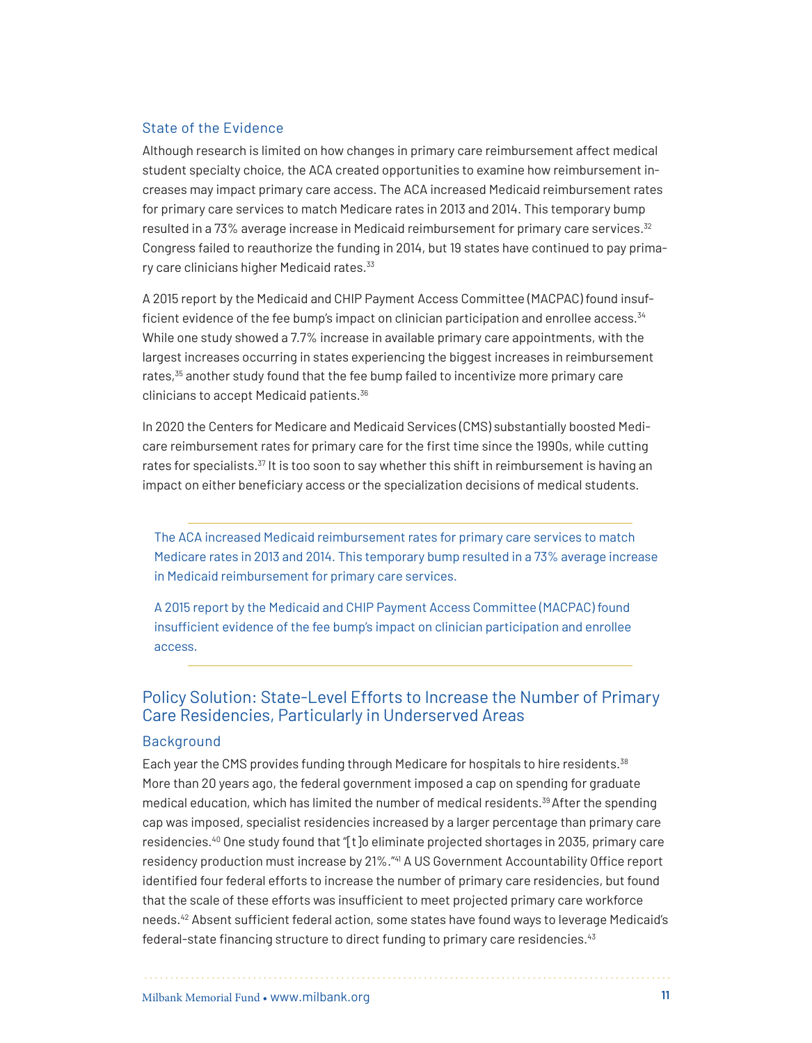### State of the Evidence

Although research is limited on how changes in primary care reimbursement affect medical student specialty choice, the ACA created opportunities to examine how reimbursement increases may impact primary care access. The ACA increased Medicaid reimbursement rates for primary care services to match Medicare rates in 2013 and 2014. This temporary bump resulted in a 73% average increase in Medicaid reimbursement for primary care services.[32] Congress failed to reauthorize the funding in 2014, but 19 states have continued to pay primary care clinicians higher Medicaid rates.[33]

A 2015 report by the Medicaid and CHIP Payment Access Committee (MACPAC) found insufficient evidence of the fee bump's impact on clinician participation and enrollee access.[34] While one study showed a 7.7% increase in available primary care appointments, with the largest increases occurring in states experiencing the biggest increases in reimbursement rates,[35] another study found that the fee bump failed to incentivize more primary care clinicians to accept Medicaid patients.[36]

In 2020 the Centers for Medicare and Medicaid Services (CMS) substantially boosted Medicare reimbursement rates for primary care for the first time since the 1990s, while cutting rates for specialists.[37] It is too soon to say whether this shift in reimbursement is having an impact on either beneficiary access or the specialization decisions of medical students.

> The ACA increased Medicaid reimbursement rates for primary care services to match Medicare rates in 2013 and 2014. This temporary bump resulted in a 73% average increase in Medicaid reimbursement for primary care services.
>
> A 2015 report by the Medicaid and CHIP Payment Access Committee (MACPAC) found insufficient evidence of the fee bump's impact on clinician participation and enrollee access.

## Policy Solution: State-Level Efforts to Increase the Number of Primary Care Residencies, Particularly in Underserved Areas

### Background

Each year the CMS provides funding through Medicare for hospitals to hire residents.[38] More than 20 years ago, the federal government imposed a cap on spending for graduate medical education, which has limited the number of medical residents.[39] After the spending cap was imposed, specialist residencies increased by a larger percentage than primary care residencies.[40] One study found that "[t]o eliminate projected shortages in 2035, primary care residency production must increase by 21%."[41] A US Government Accountability Office report identified four federal efforts to increase the number of primary care residencies, but found that the scale of these efforts was insufficient to meet projected primary care workforce needs.[42] Absent sufficient federal action, some states have found ways to leverage Medicaid's federal-state financing structure to direct funding to primary care residencies.[43]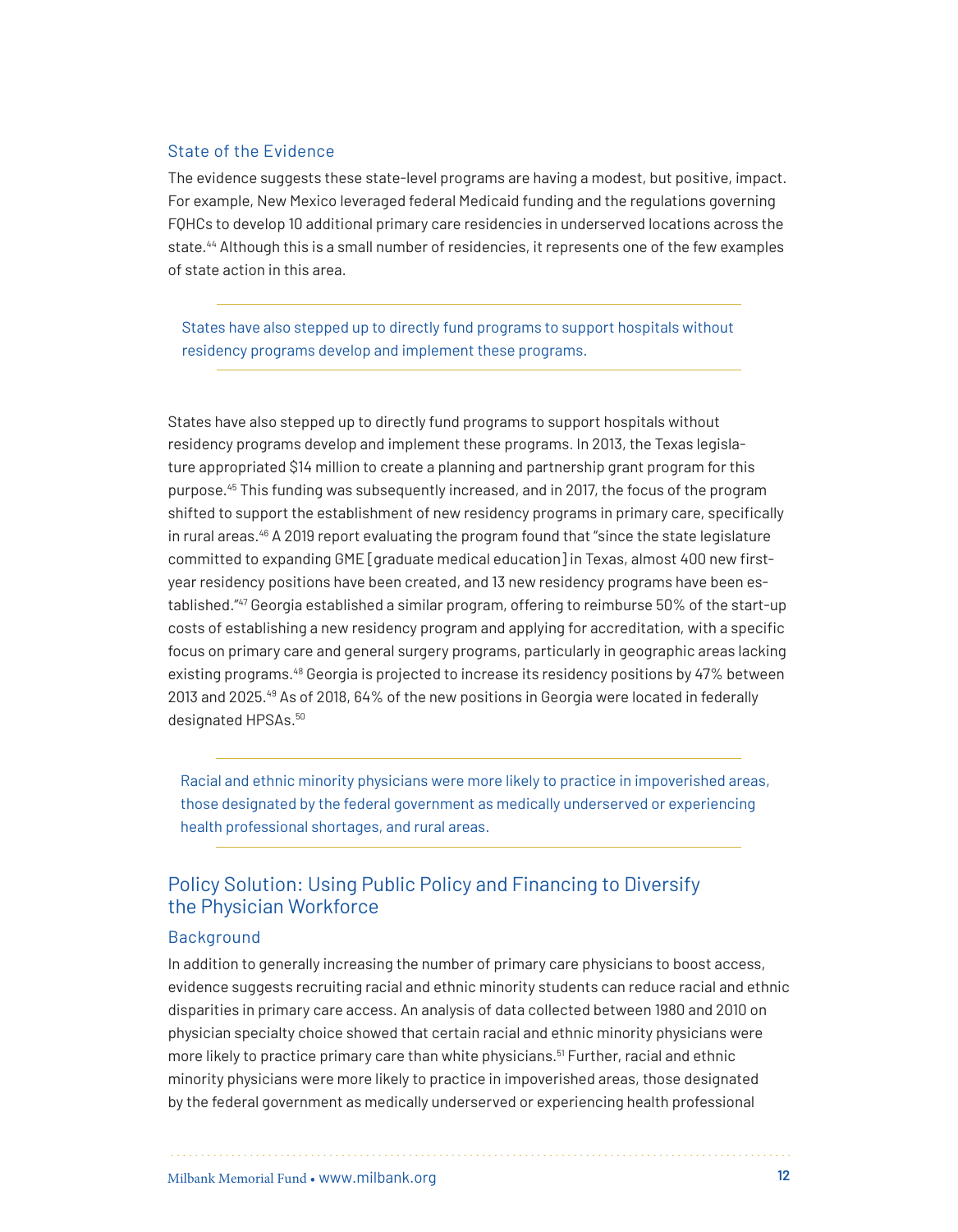### State of the Evidence

The evidence suggests these state-level programs are having a modest, but positive, impact. For example, New Mexico leveraged federal Medicaid funding and the regulations governing FQHCs to develop 10 additional primary care residencies in underserved locations across the state.[44] Although this is a small number of residencies, it represents one of the few examples of state action in this area.

> States have also stepped up to directly fund programs to support hospitals without residency programs develop and implement these programs.

States have also stepped up to directly fund programs to support hospitals without residency programs develop and implement these programs. In 2013, the Texas legislature appropriated $14 million to create a planning and partnership grant program for this purpose.[45] This funding was subsequently increased, and in 2017, the focus of the program shifted to support the establishment of new residency programs in primary care, specifically in rural areas.[46] A 2019 report evaluating the program found that "since the state legislature committed to expanding GME [graduate medical education] in Texas, almost 400 new first-year residency positions have been created, and 13 new residency programs have been established."[47] Georgia established a similar program, offering to reimburse 50% of the start-up costs of establishing a new residency program and applying for accreditation, with a specific focus on primary care and general surgery programs, particularly in geographic areas lacking existing programs.[48] Georgia is projected to increase its residency positions by 47% between 2013 and 2025.[49] As of 2018, 64% of the new positions in Georgia were located in federally designated HPSAs.[50]

> Racial and ethnic minority physicians were more likely to practice in impoverished areas, those designated by the federal government as medically underserved or experiencing health professional shortages, and rural areas.

## Policy Solution: Using Public Policy and Financing to Diversify the Physician Workforce

### Background

In addition to generally increasing the number of primary care physicians to boost access, evidence suggests recruiting racial and ethnic minority students can reduce racial and ethnic disparities in primary care access. An analysis of data collected between 1980 and 2010 on physician specialty choice showed that certain racial and ethnic minority physicians were more likely to practice primary care than white physicians.[51] Further, racial and ethnic minority physicians were more likely to practice in impoverished areas, those designated by the federal government as medically underserved or experiencing health professional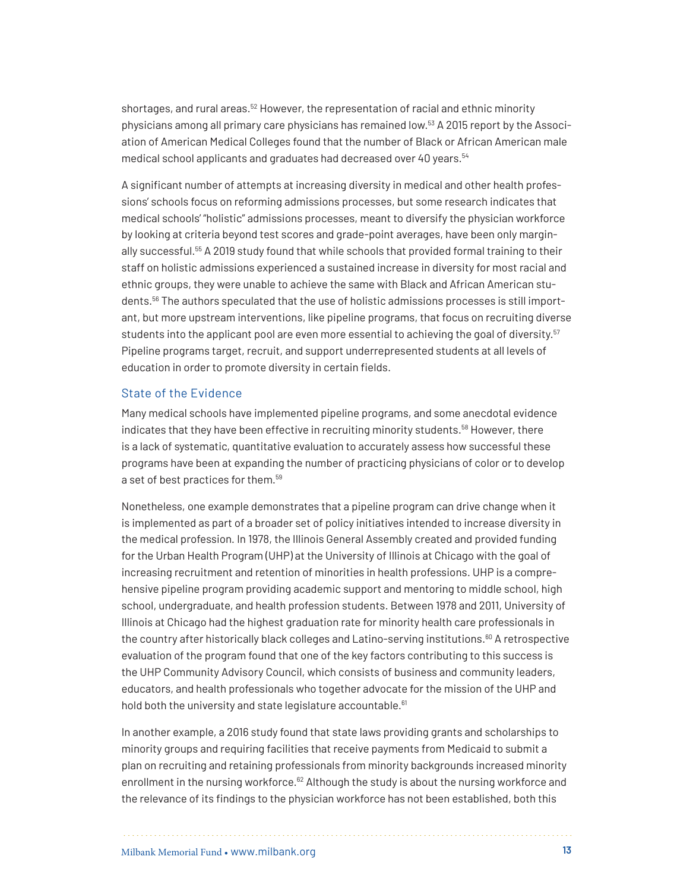shortages, and rural areas.[52] However, the representation of racial and ethnic minority physicians among all primary care physicians has remained low.[53] A 2015 report by the Association of American Medical Colleges found that the number of Black or African American male medical school applicants and graduates had decreased over 40 years.[54]

A significant number of attempts at increasing diversity in medical and other health professions' schools focus on reforming admissions processes, but some research indicates that medical schools' "holistic" admissions processes, meant to diversify the physician workforce by looking at criteria beyond test scores and grade-point averages, have been only marginally successful.[55] A 2019 study found that while schools that provided formal training to their staff on holistic admissions experienced a sustained increase in diversity for most racial and ethnic groups, they were unable to achieve the same with Black and African American students.[56] The authors speculated that the use of holistic admissions processes is still important, but more upstream interventions, like pipeline programs, that focus on recruiting diverse students into the applicant pool are even more essential to achieving the goal of diversity.[57] Pipeline programs target, recruit, and support underrepresented students at all levels of education in order to promote diversity in certain fields.

### State of the Evidence

Many medical schools have implemented pipeline programs, and some anecdotal evidence indicates that they have been effective in recruiting minority students.[58] However, there is a lack of systematic, quantitative evaluation to accurately assess how successful these programs have been at expanding the number of practicing physicians of color or to develop a set of best practices for them.[59]

Nonetheless, one example demonstrates that a pipeline program can drive change when it is implemented as part of a broader set of policy initiatives intended to increase diversity in the medical profession. In 1978, the Illinois General Assembly created and provided funding for the Urban Health Program (UHP) at the University of Illinois at Chicago with the goal of increasing recruitment and retention of minorities in health professions. UHP is a comprehensive pipeline program providing academic support and mentoring to middle school, high school, undergraduate, and health profession students. Between 1978 and 2011, University of Illinois at Chicago had the highest graduation rate for minority health care professionals in the country after historically black colleges and Latino-serving institutions.[60] A retrospective evaluation of the program found that one of the key factors contributing to this success is the UHP Community Advisory Council, which consists of business and community leaders, educators, and health professionals who together advocate for the mission of the UHP and hold both the university and state legislature accountable.[61]

In another example, a 2016 study found that state laws providing grants and scholarships to minority groups and requiring facilities that receive payments from Medicaid to submit a plan on recruiting and retaining professionals from minority backgrounds increased minority enrollment in the nursing workforce.[62] Although the study is about the nursing workforce and the relevance of its findings to the physician workforce has not been established, both this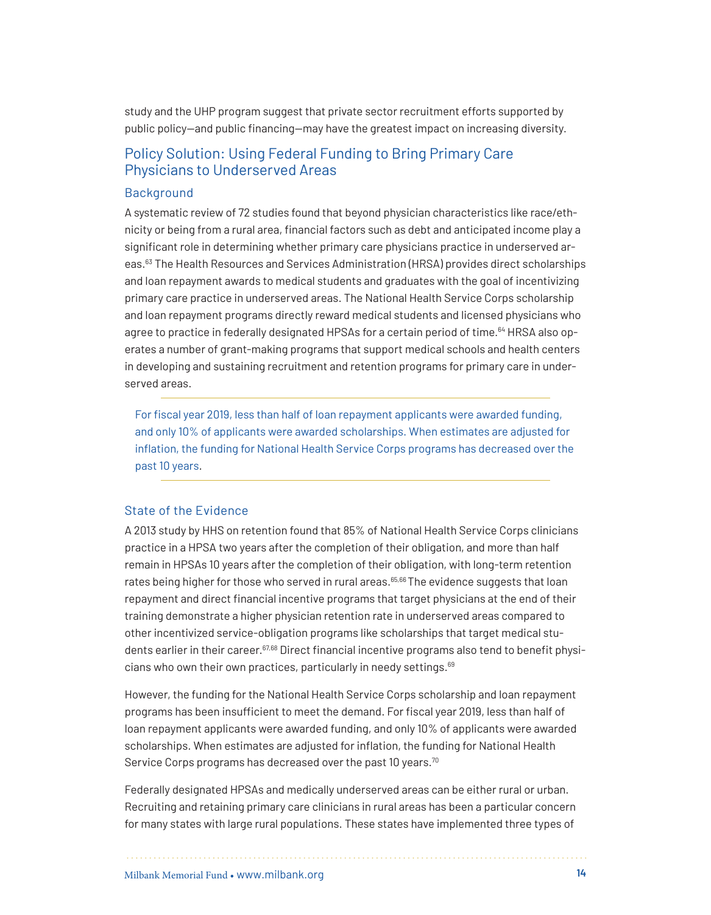study and the UHP program suggest that private sector recruitment efforts supported by public policy—and public financing—may have the greatest impact on increasing diversity.

## Policy Solution: Using Federal Funding to Bring Primary Care Physicians to Underserved Areas

### Background

A systematic review of 72 studies found that beyond physician characteristics like race/ethnicity or being from a rural area, financial factors such as debt and anticipated income play a significant role in determining whether primary care physicians practice in underserved areas.[63] The Health Resources and Services Administration (HRSA) provides direct scholarships and loan repayment awards to medical students and graduates with the goal of incentivizing primary care practice in underserved areas. The National Health Service Corps scholarship and loan repayment programs directly reward medical students and licensed physicians who agree to practice in federally designated HPSAs for a certain period of time.[64] HRSA also operates a number of grant-making programs that support medical schools and health centers in developing and sustaining recruitment and retention programs for primary care in underserved areas.

> For fiscal year 2019, less than half of loan repayment applicants were awarded funding, and only 10% of applicants were awarded scholarships. When estimates are adjusted for inflation, the funding for National Health Service Corps programs has decreased over the past 10 years.

### State of the Evidence

A 2013 study by HHS on retention found that 85% of National Health Service Corps clinicians practice in a HPSA two years after the completion of their obligation, and more than half remain in HPSAs 10 years after the completion of their obligation, with long-term retention rates being higher for those who served in rural areas.[65,66] The evidence suggests that loan repayment and direct financial incentive programs that target physicians at the end of their training demonstrate a higher physician retention rate in underserved areas compared to other incentivized service-obligation programs like scholarships that target medical students earlier in their career.[67,68] Direct financial incentive programs also tend to benefit physicians who own their own practices, particularly in needy settings.[69]

However, the funding for the National Health Service Corps scholarship and loan repayment programs has been insufficient to meet the demand. For fiscal year 2019, less than half of loan repayment applicants were awarded funding, and only 10% of applicants were awarded scholarships. When estimates are adjusted for inflation, the funding for National Health Service Corps programs has decreased over the past 10 years.[70]

Federally designated HPSAs and medically underserved areas can be either rural or urban. Recruiting and retaining primary care clinicians in rural areas has been a particular concern for many states with large rural populations. These states have implemented three types of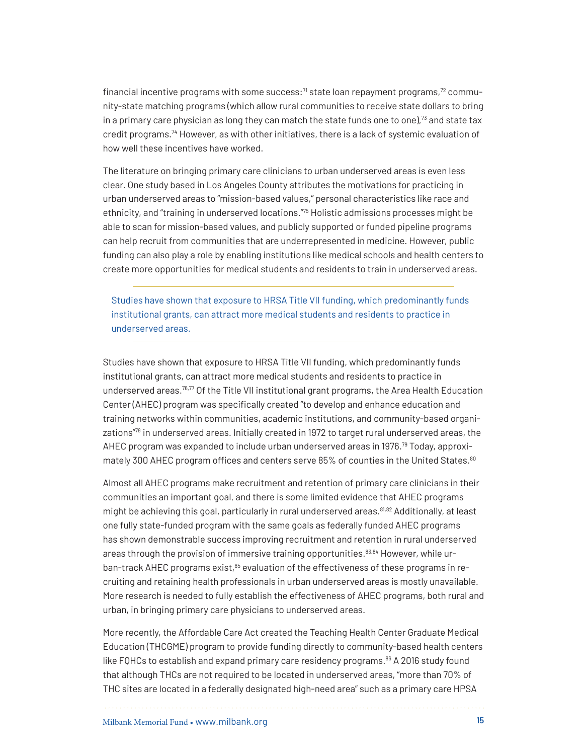financial incentive programs with some success:[71] state loan repayment programs,[72] community-state matching programs (which allow rural communities to receive state dollars to bring in a primary care physician as long they can match the state funds one to one),[73] and state tax credit programs.[74] However, as with other initiatives, there is a lack of systemic evaluation of how well these incentives have worked.

The literature on bringing primary care clinicians to urban underserved areas is even less clear. One study based in Los Angeles County attributes the motivations for practicing in urban underserved areas to "mission-based values," personal characteristics like race and ethnicity, and "training in underserved locations."[75] Holistic admissions processes might be able to scan for mission-based values, and publicly supported or funded pipeline programs can help recruit from communities that are underrepresented in medicine. However, public funding can also play a role by enabling institutions like medical schools and health centers to create more opportunities for medical students and residents to train in underserved areas.

> Studies have shown that exposure to HRSA Title VII funding, which predominantly funds institutional grants, can attract more medical students and residents to practice in underserved areas.

Studies have shown that exposure to HRSA Title VII funding, which predominantly funds institutional grants, can attract more medical students and residents to practice in underserved areas.[76,77] Of the Title VII institutional grant programs, the Area Health Education Center (AHEC) program was specifically created "to develop and enhance education and training networks within communities, academic institutions, and community-based organizations"[78] in underserved areas. Initially created in 1972 to target rural underserved areas, the AHEC program was expanded to include urban underserved areas in 1976.[79] Today, approximately 300 AHEC program offices and centers serve 85% of counties in the United States.[80]

Almost all AHEC programs make recruitment and retention of primary care clinicians in their communities an important goal, and there is some limited evidence that AHEC programs might be achieving this goal, particularly in rural underserved areas.[81,82] Additionally, at least one fully state-funded program with the same goals as federally funded AHEC programs has shown demonstrable success improving recruitment and retention in rural underserved areas through the provision of immersive training opportunities.[83,84] However, while urban-track AHEC programs exist,[85] evaluation of the effectiveness of these programs in recruiting and retaining health professionals in urban underserved areas is mostly unavailable. More research is needed to fully establish the effectiveness of AHEC programs, both rural and urban, in bringing primary care physicians to underserved areas.

More recently, the Affordable Care Act created the Teaching Health Center Graduate Medical Education (THCGME) program to provide funding directly to community-based health centers like FQHCs to establish and expand primary care residency programs.[86] A 2016 study found that although THCs are not required to be located in underserved areas, "more than 70% of THC sites are located in a federally designated high-need area" such as a primary care HPSA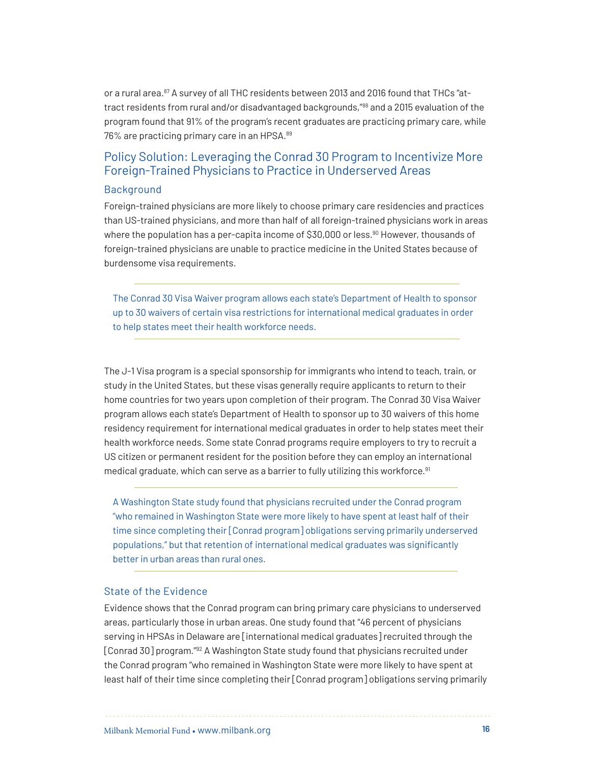or a rural area.[87] A survey of all THC residents between 2013 and 2016 found that THCs "attract residents from rural and/or disadvantaged backgrounds,"[88] and a 2015 evaluation of the program found that 91% of the program's recent graduates are practicing primary care, while 76% are practicing primary care in an HPSA.[89]

## Policy Solution: Leveraging the Conrad 30 Program to Incentivize More Foreign-Trained Physicians to Practice in Underserved Areas

### Background

Foreign-trained physicians are more likely to choose primary care residencies and practices than US-trained physicians, and more than half of all foreign-trained physicians work in areas where the population has a per-capita income of $30,000 or less.[90] However, thousands of foreign-trained physicians are unable to practice medicine in the United States because of burdensome visa requirements.

> The Conrad 30 Visa Waiver program allows each state's Department of Health to sponsor up to 30 waivers of certain visa restrictions for international medical graduates in order to help states meet their health workforce needs.

The J-1 Visa program is a special sponsorship for immigrants who intend to teach, train, or study in the United States, but these visas generally require applicants to return to their home countries for two years upon completion of their program. The Conrad 30 Visa Waiver program allows each state's Department of Health to sponsor up to 30 waivers of this home residency requirement for international medical graduates in order to help states meet their health workforce needs. Some state Conrad programs require employers to try to recruit a US citizen or permanent resident for the position before they can employ an international medical graduate, which can serve as a barrier to fully utilizing this workforce.[91]

> A Washington State study found that physicians recruited under the Conrad program "who remained in Washington State were more likely to have spent at least half of their time since completing their [Conrad program] obligations serving primarily underserved populations," but that retention of international medical graduates was significantly better in urban areas than rural ones.

### State of the Evidence

Evidence shows that the Conrad program can bring primary care physicians to underserved areas, particularly those in urban areas. One study found that "46 percent of physicians serving in HPSAs in Delaware are [international medical graduates] recruited through the [Conrad 30] program."[92] A Washington State study found that physicians recruited under the Conrad program "who remained in Washington State were more likely to have spent at least half of their time since completing their [Conrad program] obligations serving primarily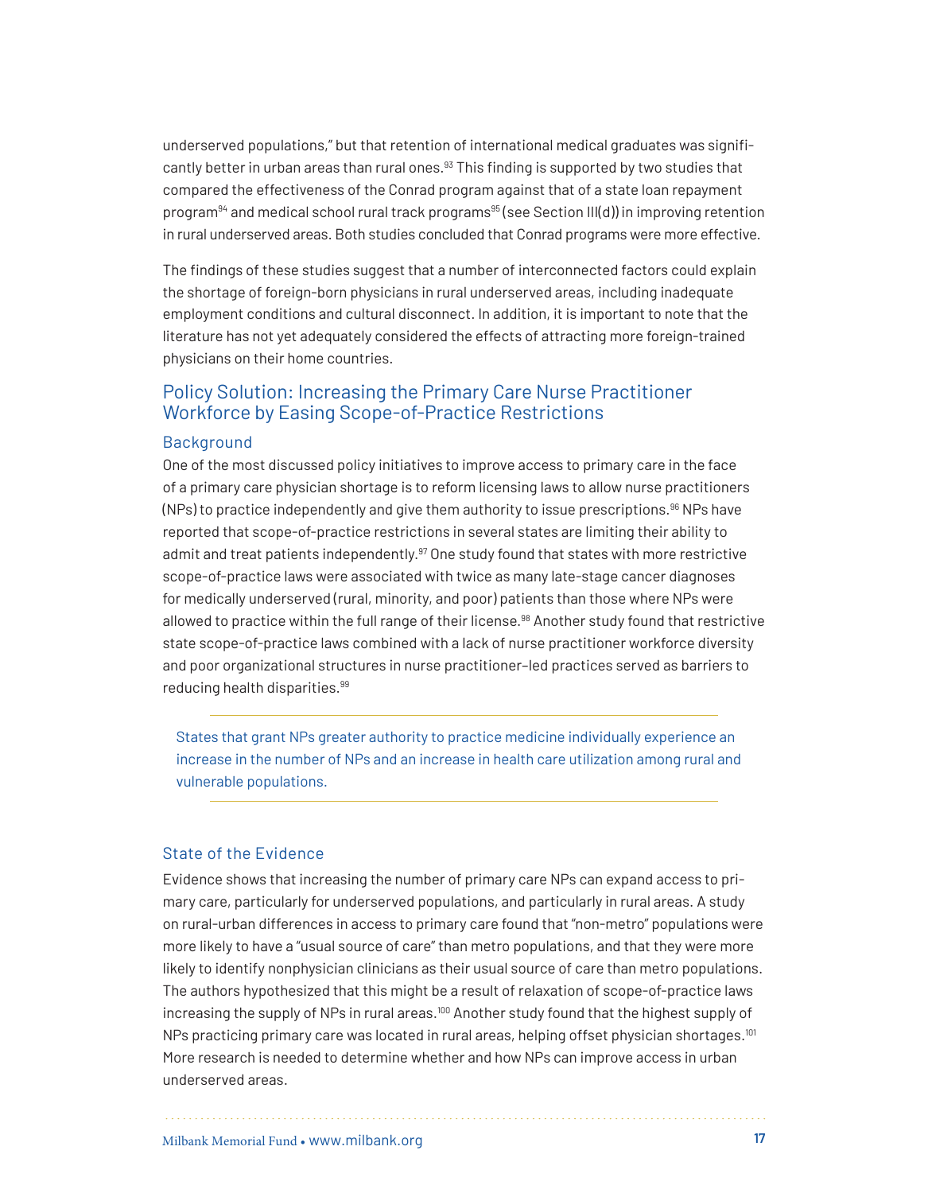underserved populations," but that retention of international medical graduates was significantly better in urban areas than rural ones.[93] This finding is supported by two studies that compared the effectiveness of the Conrad program against that of a state loan repayment program[94] and medical school rural track programs[95] (see Section III(d)) in improving retention in rural underserved areas. Both studies concluded that Conrad programs were more effective.

The findings of these studies suggest that a number of interconnected factors could explain the shortage of foreign-born physicians in rural underserved areas, including inadequate employment conditions and cultural disconnect. In addition, it is important to note that the literature has not yet adequately considered the effects of attracting more foreign-trained physicians on their home countries.

## Policy Solution: Increasing the Primary Care Nurse Practitioner Workforce by Easing Scope-of-Practice Restrictions

### Background

One of the most discussed policy initiatives to improve access to primary care in the face of a primary care physician shortage is to reform licensing laws to allow nurse practitioners (NPs) to practice independently and give them authority to issue prescriptions.[96] NPs have reported that scope-of-practice restrictions in several states are limiting their ability to admit and treat patients independently.[97] One study found that states with more restrictive scope-of-practice laws were associated with twice as many late-stage cancer diagnoses for medically underserved (rural, minority, and poor) patients than those where NPs were allowed to practice within the full range of their license.[98] Another study found that restrictive state scope-of-practice laws combined with a lack of nurse practitioner workforce diversity and poor organizational structures in nurse practitioner–led practices served as barriers to reducing health disparities.[99]

> States that grant NPs greater authority to practice medicine individually experience an increase in the number of NPs and an increase in health care utilization among rural and vulnerable populations.

### State of the Evidence

Evidence shows that increasing the number of primary care NPs can expand access to primary care, particularly for underserved populations, and particularly in rural areas. A study on rural-urban differences in access to primary care found that "non-metro" populations were more likely to have a "usual source of care" than metro populations, and that they were more likely to identify nonphysician clinicians as their usual source of care than metro populations. The authors hypothesized that this might be a result of relaxation of scope-of-practice laws increasing the supply of NPs in rural areas.[100] Another study found that the highest supply of NPs practicing primary care was located in rural areas, helping offset physician shortages.[101] More research is needed to determine whether and how NPs can improve access in urban underserved areas.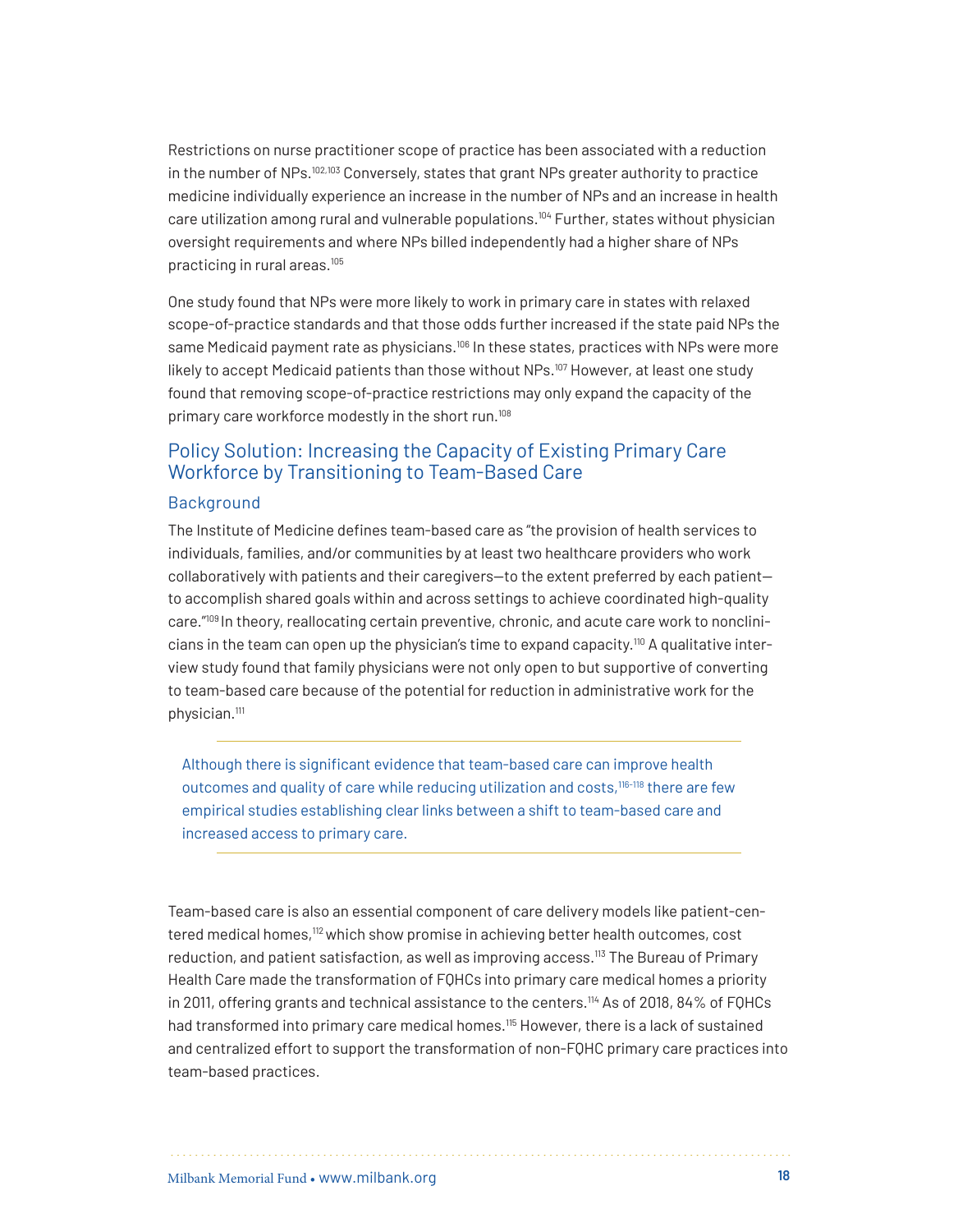Restrictions on nurse practitioner scope of practice has been associated with a reduction in the number of NPs.[102,103] Conversely, states that grant NPs greater authority to practice medicine individually experience an increase in the number of NPs and an increase in health care utilization among rural and vulnerable populations.[104] Further, states without physician oversight requirements and where NPs billed independently had a higher share of NPs practicing in rural areas.[105]

One study found that NPs were more likely to work in primary care in states with relaxed scope-of-practice standards and that those odds further increased if the state paid NPs the same Medicaid payment rate as physicians.[106] In these states, practices with NPs were more likely to accept Medicaid patients than those without NPs.[107] However, at least one study found that removing scope-of-practice restrictions may only expand the capacity of the primary care workforce modestly in the short run.[108]

## Policy Solution: Increasing the Capacity of Existing Primary Care Workforce by Transitioning to Team-Based Care

### Background

The Institute of Medicine defines team-based care as "the provision of health services to individuals, families, and/or communities by at least two healthcare providers who work collaboratively with patients and their caregivers—to the extent preferred by each patient—to accomplish shared goals within and across settings to achieve coordinated high-quality care."[109] In theory, reallocating certain preventive, chronic, and acute care work to nonclinicians in the team can open up the physician's time to expand capacity.[110] A qualitative interview study found that family physicians were not only open to but supportive of converting to team-based care because of the potential for reduction in administrative work for the physician.[111]

> Although there is significant evidence that team-based care can improve health outcomes and quality of care while reducing utilization and costs,[116–118] there are few empirical studies establishing clear links between a shift to team-based care and increased access to primary care.

Team-based care is also an essential component of care delivery models like patient-centered medical homes,[112] which show promise in achieving better health outcomes, cost reduction, and patient satisfaction, as well as improving access.[113] The Bureau of Primary Health Care made the transformation of FQHCs into primary care medical homes a priority in 2011, offering grants and technical assistance to the centers.[114] As of 2018, 84% of FQHCs had transformed into primary care medical homes.[115] However, there is a lack of sustained and centralized effort to support the transformation of non-FQHC primary care practices into team-based practices.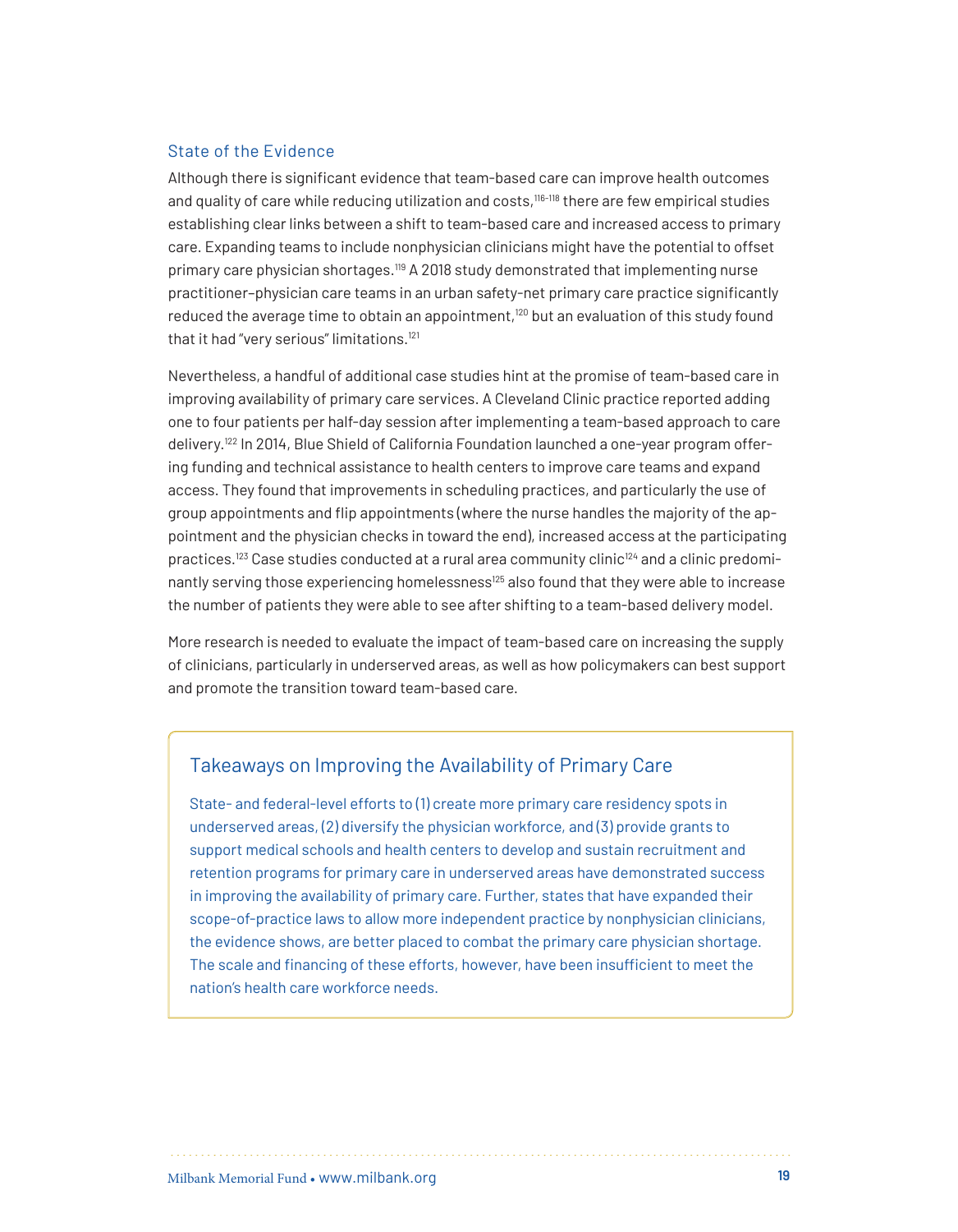### State of the Evidence

Although there is significant evidence that team-based care can improve health outcomes and quality of care while reducing utilization and costs,[116-118] there are few empirical studies establishing clear links between a shift to team-based care and increased access to primary care. Expanding teams to include nonphysician clinicians might have the potential to offset primary care physician shortages.[119] A 2018 study demonstrated that implementing nurse practitioner–physician care teams in an urban safety-net primary care practice significantly reduced the average time to obtain an appointment,[120] but an evaluation of this study found that it had "very serious" limitations.[121]

Nevertheless, a handful of additional case studies hint at the promise of team-based care in improving availability of primary care services. A Cleveland Clinic practice reported adding one to four patients per half-day session after implementing a team-based approach to care delivery.[122] In 2014, Blue Shield of California Foundation launched a one-year program offering funding and technical assistance to health centers to improve care teams and expand access. They found that improvements in scheduling practices, and particularly the use of group appointments and flip appointments (where the nurse handles the majority of the appointment and the physician checks in toward the end), increased access at the participating practices.[123] Case studies conducted at a rural area community clinic[124] and a clinic predominantly serving those experiencing homelessness[125] also found that they were able to increase the number of patients they were able to see after shifting to a team-based delivery model.

More research is needed to evaluate the impact of team-based care on increasing the supply of clinicians, particularly in underserved areas, as well as how policymakers can best support and promote the transition toward team-based care.

### Takeaways on Improving the Availability of Primary Care

State- and federal-level efforts to (1) create more primary care residency spots in underserved areas, (2) diversify the physician workforce, and (3) provide grants to support medical schools and health centers to develop and sustain recruitment and retention programs for primary care in underserved areas have demonstrated success in improving the availability of primary care. Further, states that have expanded their scope-of-practice laws to allow more independent practice by nonphysician clinicians, the evidence shows, are better placed to combat the primary care physician shortage. The scale and financing of these efforts, however, have been insufficient to meet the nation's health care workforce needs.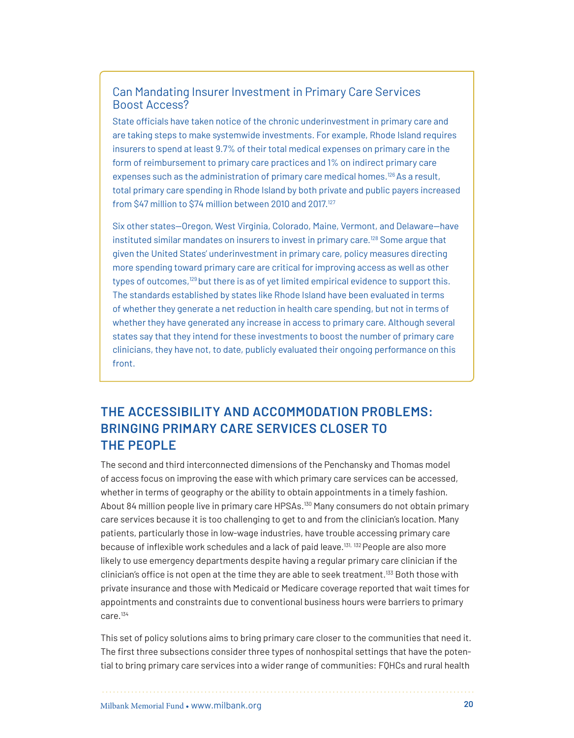### Can Mandating Insurer Investment in Primary Care Services Boost Access?

State officials have taken notice of the chronic underinvestment in primary care and are taking steps to make systemwide investments. For example, Rhode Island requires insurers to spend at least 9.7% of their total medical expenses on primary care in the form of reimbursement to primary care practices and 1% on indirect primary care expenses such as the administration of primary care medical homes.[126] As a result, total primary care spending in Rhode Island by both private and public payers increased from $47 million to $74 million between 2010 and 2017.[127]

Six other states—Oregon, West Virginia, Colorado, Maine, Vermont, and Delaware—have instituted similar mandates on insurers to invest in primary care.[128] Some argue that given the United States' underinvestment in primary care, policy measures directing more spending toward primary care are critical for improving access as well as other types of outcomes,[129] but there is as of yet limited empirical evidence to support this. The standards established by states like Rhode Island have been evaluated in terms of whether they generate a net reduction in health care spending, but not in terms of whether they have generated any increase in access to primary care. Although several states say that they intend for these investments to boost the number of primary care clinicians, they have not, to date, publicly evaluated their ongoing performance on this front.

## THE ACCESSIBILITY AND ACCOMMODATION PROBLEMS: BRINGING PRIMARY CARE SERVICES CLOSER TO THE PEOPLE

The second and third interconnected dimensions of the Penchansky and Thomas model of access focus on improving the ease with which primary care services can be accessed, whether in terms of geography or the ability to obtain appointments in a timely fashion. About 84 million people live in primary care HPSAs.[130] Many consumers do not obtain primary care services because it is too challenging to get to and from the clinician's location. Many patients, particularly those in low-wage industries, have trouble accessing primary care because of inflexible work schedules and a lack of paid leave.[131, 132] People are also more likely to use emergency departments despite having a regular primary care clinician if the clinician's office is not open at the time they are able to seek treatment.[133] Both those with private insurance and those with Medicaid or Medicare coverage reported that wait times for appointments and constraints due to conventional business hours were barriers to primary care.[134]

This set of policy solutions aims to bring primary care closer to the communities that need it. The first three subsections consider three types of nonhospital settings that have the potential to bring primary care services into a wider range of communities: FQHCs and rural health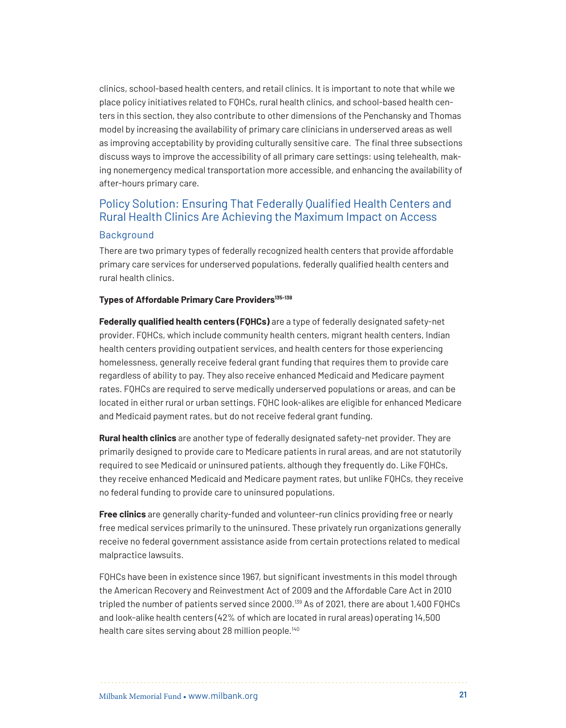clinics, school-based health centers, and retail clinics. It is important to note that while we place policy initiatives related to FQHCs, rural health clinics, and school-based health centers in this section, they also contribute to other dimensions of the Penchansky and Thomas model by increasing the availability of primary care clinicians in underserved areas as well as improving acceptability by providing culturally sensitive care. The final three subsections discuss ways to improve the accessibility of all primary care settings: using telehealth, making nonemergency medical transportation more accessible, and enhancing the availability of after-hours primary care.

## Policy Solution: Ensuring That Federally Qualified Health Centers and Rural Health Clinics Are Achieving the Maximum Impact on Access

### Background

There are two primary types of federally recognized health centers that provide affordable primary care services for underserved populations, federally qualified health centers and rural health clinics.

**Types of Affordable Primary Care Providers**[135-138]

**Federally qualified health centers (FQHCs)** are a type of federally designated safety-net provider. FQHCs, which include community health centers, migrant health centers, Indian health centers providing outpatient services, and health centers for those experiencing homelessness, generally receive federal grant funding that requires them to provide care regardless of ability to pay. They also receive enhanced Medicaid and Medicare payment rates. FQHCs are required to serve medically underserved populations or areas, and can be located in either rural or urban settings. FQHC look-alikes are eligible for enhanced Medicare and Medicaid payment rates, but do not receive federal grant funding.

**Rural health clinics** are another type of federally designated safety-net provider. They are primarily designed to provide care to Medicare patients in rural areas, and are not statutorily required to see Medicaid or uninsured patients, although they frequently do. Like FQHCs, they receive enhanced Medicaid and Medicare payment rates, but unlike FQHCs, they receive no federal funding to provide care to uninsured populations.

**Free clinics** are generally charity-funded and volunteer-run clinics providing free or nearly free medical services primarily to the uninsured. These privately run organizations generally receive no federal government assistance aside from certain protections related to medical malpractice lawsuits.

FQHCs have been in existence since 1967, but significant investments in this model through the American Recovery and Reinvestment Act of 2009 and the Affordable Care Act in 2010 tripled the number of patients served since 2000.[139] As of 2021, there are about 1,400 FQHCs and look-alike health centers (42% of which are located in rural areas) operating 14,500 health care sites serving about 28 million people.[140]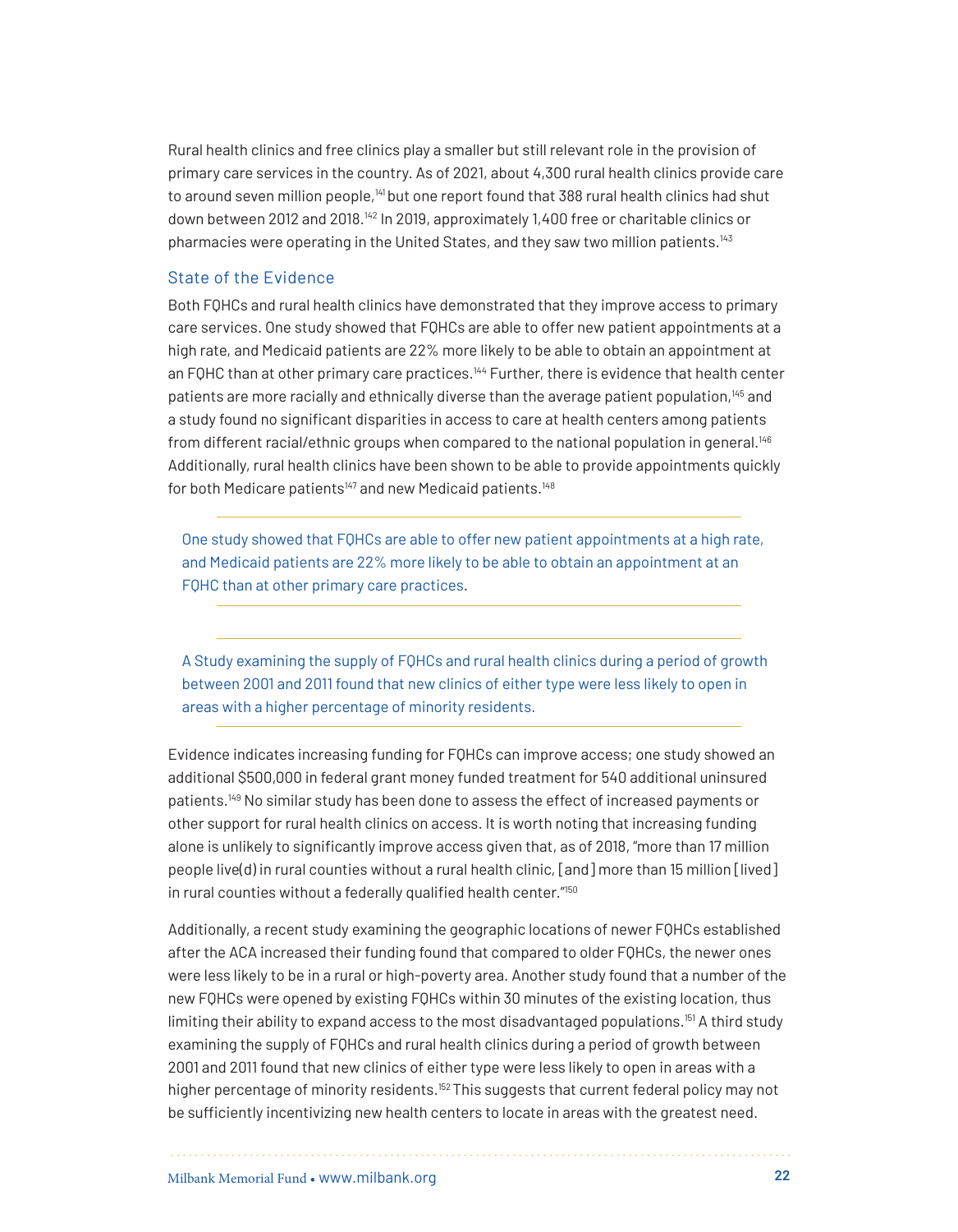Rural health clinics and free clinics play a smaller but still relevant role in the provision of primary care services in the country. As of 2021, about 4,300 rural health clinics provide care to around seven million people,[141] but one report found that 388 rural health clinics had shut down between 2012 and 2018.[142] In 2019, approximately 1,400 free or charitable clinics or pharmacies were operating in the United States, and they saw two million patients.[143]

### State of the Evidence

Both FQHCs and rural health clinics have demonstrated that they improve access to primary care services. One study showed that FQHCs are able to offer new patient appointments at a high rate, and Medicaid patients are 22% more likely to be able to obtain an appointment at an FQHC than at other primary care practices.[144] Further, there is evidence that health center patients are more racially and ethnically diverse than the average patient population,[145] and a study found no significant disparities in access to care at health centers among patients from different racial/ethnic groups when compared to the national population in general.[146] Additionally, rural health clinics have been shown to be able to provide appointments quickly for both Medicare patients[147] and new Medicaid patients.[148]

> One study showed that FQHCs are able to offer new patient appointments at a high rate, and Medicaid patients are 22% more likely to be able to obtain an appointment at an FQHC than at other primary care practices.

> A Study examining the supply of FQHCs and rural health clinics during a period of growth between 2001 and 2011 found that new clinics of either type were less likely to open in areas with a higher percentage of minority residents.

Evidence indicates increasing funding for FQHCs can improve access; one study showed an additional $500,000 in federal grant money funded treatment for 540 additional uninsured patients.[149] No similar study has been done to assess the effect of increased payments or other support for rural health clinics on access. It is worth noting that increasing funding alone is unlikely to significantly improve access given that, as of 2018, "more than 17 million people live(d) in rural counties without a rural health clinic, [and] more than 15 million [lived] in rural counties without a federally qualified health center."[150]

Additionally, a recent study examining the geographic locations of newer FQHCs established after the ACA increased their funding found that compared to older FQHCs, the newer ones were less likely to be in a rural or high-poverty area. Another study found that a number of the new FQHCs were opened by existing FQHCs within 30 minutes of the existing location, thus limiting their ability to expand access to the most disadvantaged populations.[151] A third study examining the supply of FQHCs and rural health clinics during a period of growth between 2001 and 2011 found that new clinics of either type were less likely to open in areas with a higher percentage of minority residents.[152] This suggests that current federal policy may not be sufficiently incentivizing new health centers to locate in areas with the greatest need.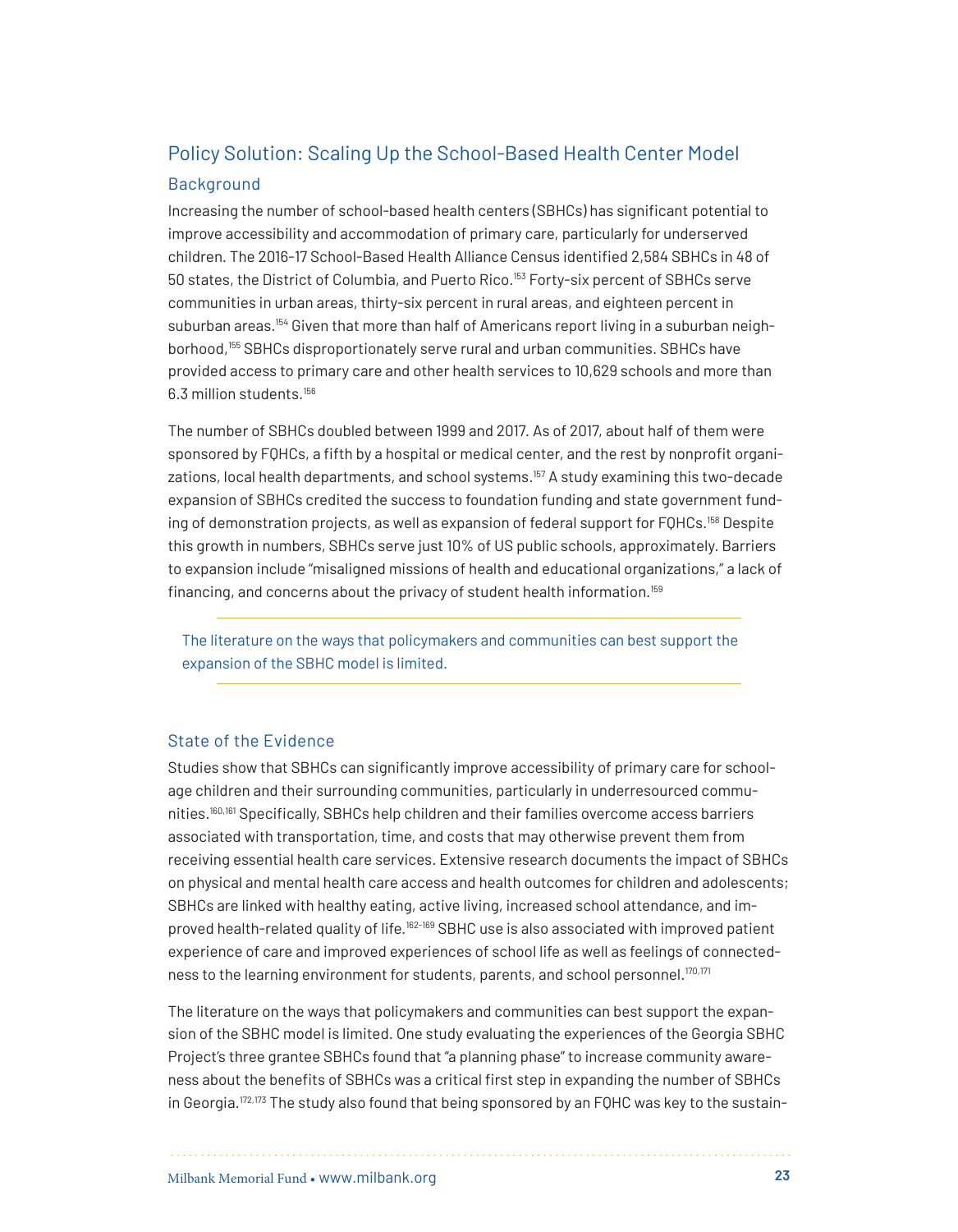## Policy Solution: Scaling Up the School-Based Health Center Model

### Background

Increasing the number of school-based health centers (SBHCs) has significant potential to improve accessibility and accommodation of primary care, particularly for underserved children. The 2016-17 School-Based Health Alliance Census identified 2,584 SBHCs in 48 of 50 states, the District of Columbia, and Puerto Rico.[153] Forty-six percent of SBHCs serve communities in urban areas, thirty-six percent in rural areas, and eighteen percent in suburban areas.[154] Given that more than half of Americans report living in a suburban neighborhood,[155] SBHCs disproportionately serve rural and urban communities. SBHCs have provided access to primary care and other health services to 10,629 schools and more than 6.3 million students.[156]

The number of SBHCs doubled between 1999 and 2017. As of 2017, about half of them were sponsored by FQHCs, a fifth by a hospital or medical center, and the rest by nonprofit organizations, local health departments, and school systems.[157] A study examining this two-decade expansion of SBHCs credited the success to foundation funding and state government funding of demonstration projects, as well as expansion of federal support for FQHCs.[158] Despite this growth in numbers, SBHCs serve just 10% of US public schools, approximately. Barriers to expansion include "misaligned missions of health and educational organizations," a lack of financing, and concerns about the privacy of student health information.[159]

> The literature on the ways that policymakers and communities can best support the expansion of the SBHC model is limited.

### State of the Evidence

Studies show that SBHCs can significantly improve accessibility of primary care for school-age children and their surrounding communities, particularly in underresourced communities.[160,161] Specifically, SBHCs help children and their families overcome access barriers associated with transportation, time, and costs that may otherwise prevent them from receiving essential health care services. Extensive research documents the impact of SBHCs on physical and mental health care access and health outcomes for children and adolescents; SBHCs are linked with healthy eating, active living, increased school attendance, and improved health-related quality of life.[162-169] SBHC use is also associated with improved patient experience of care and improved experiences of school life as well as feelings of connectedness to the learning environment for students, parents, and school personnel.[170,171]

The literature on the ways that policymakers and communities can best support the expansion of the SBHC model is limited. One study evaluating the experiences of the Georgia SBHC Project's three grantee SBHCs found that "a planning phase" to increase community awareness about the benefits of SBHCs was a critical first step in expanding the number of SBHCs in Georgia.[172,173] The study also found that being sponsored by an FQHC was key to the sustain-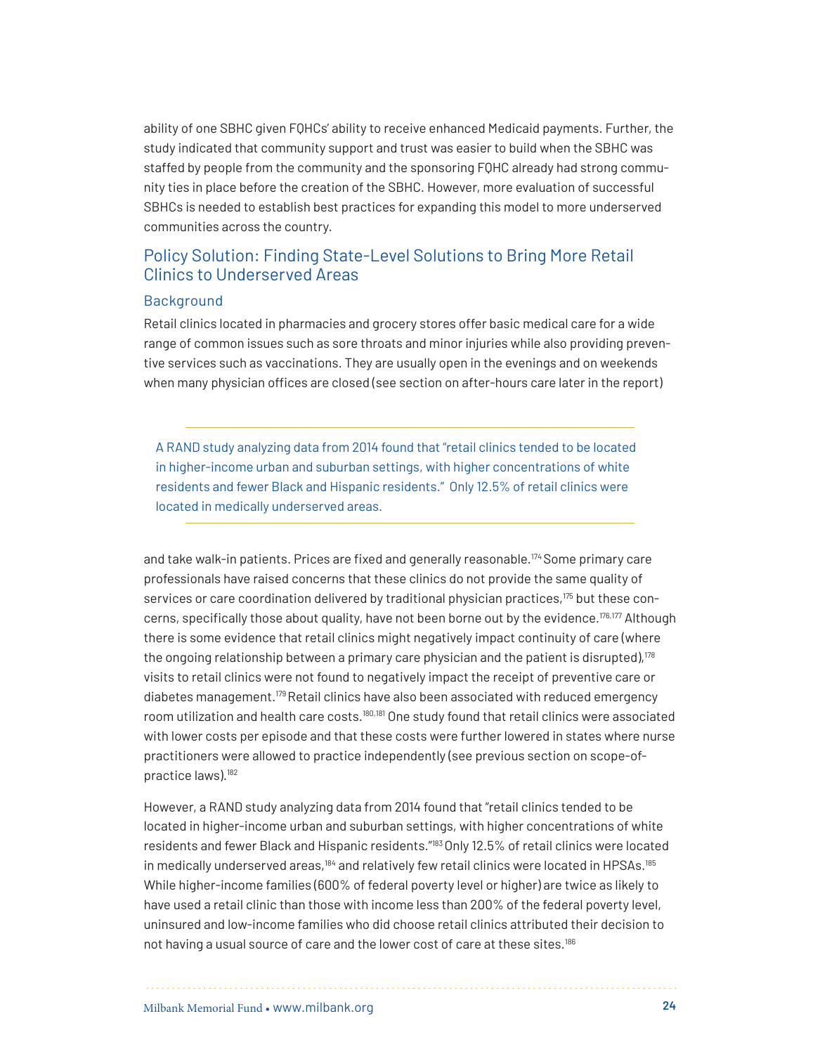ability of one SBHC given FQHCs' ability to receive enhanced Medicaid payments. Further, the study indicated that community support and trust was easier to build when the SBHC was staffed by people from the community and the sponsoring FQHC already had strong community ties in place before the creation of the SBHC. However, more evaluation of successful SBHCs is needed to establish best practices for expanding this model to more underserved communities across the country.

## Policy Solution: Finding State-Level Solutions to Bring More Retail Clinics to Underserved Areas

### Background

Retail clinics located in pharmacies and grocery stores offer basic medical care for a wide range of common issues such as sore throats and minor injuries while also providing preventive services such as vaccinations. They are usually open in the evenings and on weekends when many physician offices are closed (see section on after-hours care later in the report) and take walk-in patients. Prices are fixed and generally reasonable.[174] Some primary care professionals have raised concerns that these clinics do not provide the same quality of services or care coordination delivered by traditional physician practices,[175] but these concerns, specifically those about quality, have not been borne out by the evidence.[176,177] Although there is some evidence that retail clinics might negatively impact continuity of care (where the ongoing relationship between a primary care physician and the patient is disrupted),[178] visits to retail clinics were not found to negatively impact the receipt of preventive care or diabetes management.[179] Retail clinics have also been associated with reduced emergency room utilization and health care costs.[180,181] One study found that retail clinics were associated with lower costs per episode and that these costs were further lowered in states where nurse practitioners were allowed to practice independently (see previous section on scope-of-practice laws).[182]

> A RAND study analyzing data from 2014 found that "retail clinics tended to be located in higher-income urban and suburban settings, with higher concentrations of white residents and fewer Black and Hispanic residents." Only 12.5% of retail clinics were located in medically underserved areas.

However, a RAND study analyzing data from 2014 found that "retail clinics tended to be located in higher-income urban and suburban settings, with higher concentrations of white residents and fewer Black and Hispanic residents."[183] Only 12.5% of retail clinics were located in medically underserved areas,[184] and relatively few retail clinics were located in HPSAs.[185] While higher-income families (600% of federal poverty level or higher) are twice as likely to have used a retail clinic than those with income less than 200% of the federal poverty level, uninsured and low-income families who did choose retail clinics attributed their decision to not having a usual source of care and the lower cost of care at these sites.[186]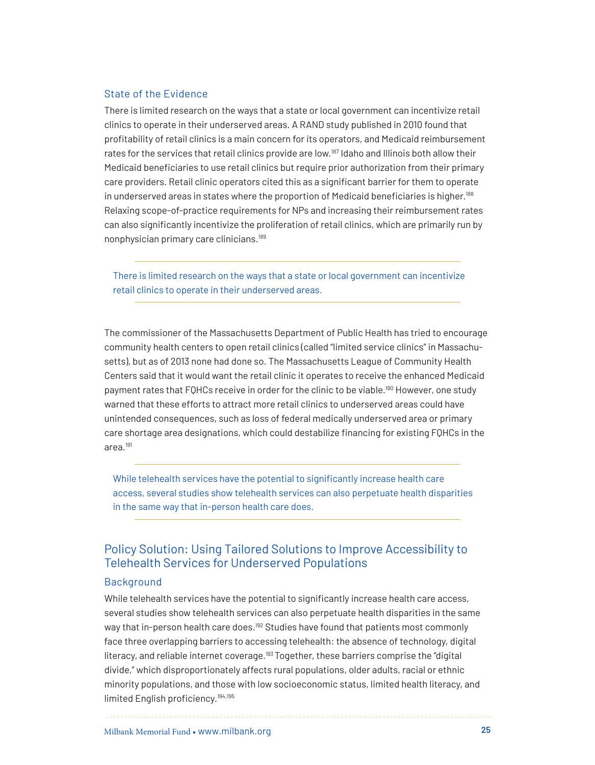### State of the Evidence

There is limited research on the ways that a state or local government can incentivize retail clinics to operate in their underserved areas. A RAND study published in 2010 found that profitability of retail clinics is a main concern for its operators, and Medicaid reimbursement rates for the services that retail clinics provide are low.[187] Idaho and Illinois both allow their Medicaid beneficiaries to use retail clinics but require prior authorization from their primary care providers. Retail clinic operators cited this as a significant barrier for them to operate in underserved areas in states where the proportion of Medicaid beneficiaries is higher.[188] Relaxing scope-of-practice requirements for NPs and increasing their reimbursement rates can also significantly incentivize the proliferation of retail clinics, which are primarily run by nonphysician primary care clinicians.[189]

> There is limited research on the ways that a state or local government can incentivize retail clinics to operate in their underserved areas.

The commissioner of the Massachusetts Department of Public Health has tried to encourage community health centers to open retail clinics (called "limited service clinics" in Massachusetts), but as of 2013 none had done so. The Massachusetts League of Community Health Centers said that it would want the retail clinic it operates to receive the enhanced Medicaid payment rates that FQHCs receive in order for the clinic to be viable.[190] However, one study warned that these efforts to attract more retail clinics to underserved areas could have unintended consequences, such as loss of federal medically underserved area or primary care shortage area designations, which could destabilize financing for existing FQHCs in the area.[191]

> While telehealth services have the potential to significantly increase health care access, several studies show telehealth services can also perpetuate health disparities in the same way that in-person health care does.

## Policy Solution: Using Tailored Solutions to Improve Accessibility to Telehealth Services for Underserved Populations

### Background

While telehealth services have the potential to significantly increase health care access, several studies show telehealth services can also perpetuate health disparities in the same way that in-person health care does.[192] Studies have found that patients most commonly face three overlapping barriers to accessing telehealth: the absence of technology, digital literacy, and reliable internet coverage.[193] Together, these barriers comprise the "digital divide," which disproportionately affects rural populations, older adults, racial or ethnic minority populations, and those with low socioeconomic status, limited health literacy, and limited English proficiency.[194,195]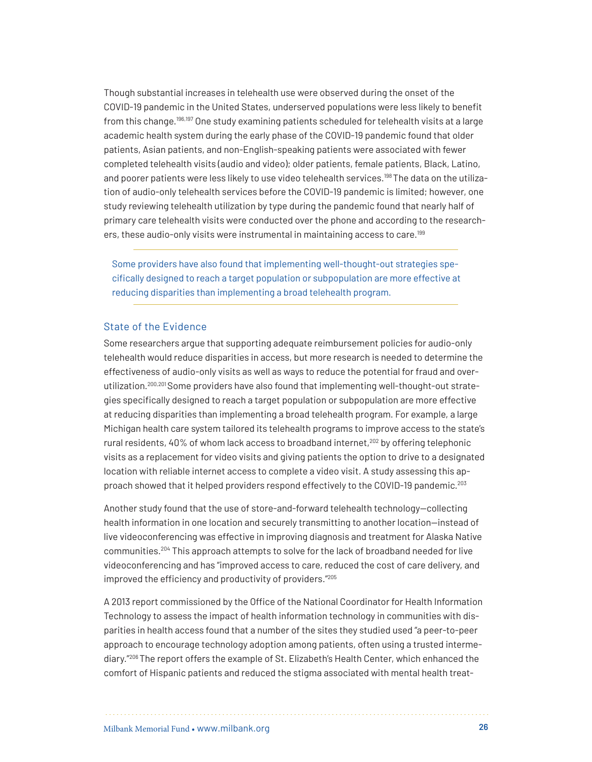Though substantial increases in telehealth use were observed during the onset of the COVID-19 pandemic in the United States, underserved populations were less likely to benefit from this change.[196,197] One study examining patients scheduled for telehealth visits at a large academic health system during the early phase of the COVID-19 pandemic found that older patients, Asian patients, and non-English-speaking patients were associated with fewer completed telehealth visits (audio and video); older patients, female patients, Black, Latino, and poorer patients were less likely to use video telehealth services.[198] The data on the utilization of audio-only telehealth services before the COVID-19 pandemic is limited; however, one study reviewing telehealth utilization by type during the pandemic found that nearly half of primary care telehealth visits were conducted over the phone and according to the researchers, these audio-only visits were instrumental in maintaining access to care.[199]

> Some providers have also found that implementing well-thought-out strategies specifically designed to reach a target population or subpopulation are more effective at reducing disparities than implementing a broad telehealth program.

### State of the Evidence

Some researchers argue that supporting adequate reimbursement policies for audio-only telehealth would reduce disparities in access, but more research is needed to determine the effectiveness of audio-only visits as well as ways to reduce the potential for fraud and overutilization.[200,201] Some providers have also found that implementing well-thought-out strategies specifically designed to reach a target population or subpopulation are more effective at reducing disparities than implementing a broad telehealth program. For example, a large Michigan health care system tailored its telehealth programs to improve access to the state's rural residents, 40% of whom lack access to broadband internet,[202] by offering telephonic visits as a replacement for video visits and giving patients the option to drive to a designated location with reliable internet access to complete a video visit. A study assessing this approach showed that it helped providers respond effectively to the COVID-19 pandemic.[203]

Another study found that the use of store-and-forward telehealth technology—collecting health information in one location and securely transmitting to another location—instead of live videoconferencing was effective in improving diagnosis and treatment for Alaska Native communities.[204] This approach attempts to solve for the lack of broadband needed for live videoconferencing and has "improved access to care, reduced the cost of care delivery, and improved the efficiency and productivity of providers."[205]

A 2013 report commissioned by the Office of the National Coordinator for Health Information Technology to assess the impact of health information technology in communities with disparities in health access found that a number of the sites they studied used "a peer-to-peer approach to encourage technology adoption among patients, often using a trusted intermediary."[206] The report offers the example of St. Elizabeth's Health Center, which enhanced the comfort of Hispanic patients and reduced the stigma associated with mental health treat-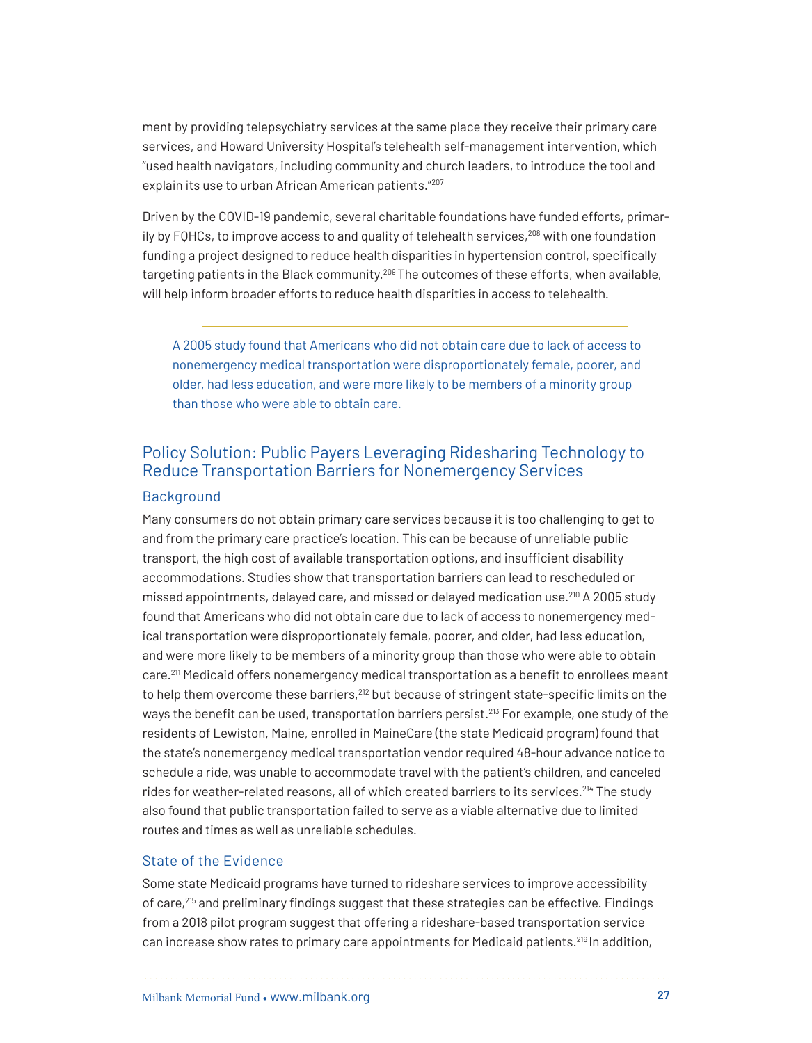ment by providing telepsychiatry services at the same place they receive their primary care services, and Howard University Hospital's telehealth self-management intervention, which "used health navigators, including community and church leaders, to introduce the tool and explain its use to urban African American patients."[207]

Driven by the COVID-19 pandemic, several charitable foundations have funded efforts, primarily by FQHCs, to improve access to and quality of telehealth services,[208] with one foundation funding a project designed to reduce health disparities in hypertension control, specifically targeting patients in the Black community.[209] The outcomes of these efforts, when available, will help inform broader efforts to reduce health disparities in access to telehealth.

---

A 2005 study found that Americans who did not obtain care due to lack of access to nonemergency medical transportation were disproportionately female, poorer, and older, had less education, and were more likely to be members of a minority group than those who were able to obtain care.

---

## Policy Solution: Public Payers Leveraging Ridesharing Technology to Reduce Transportation Barriers for Nonemergency Services

### Background

Many consumers do not obtain primary care services because it is too challenging to get to and from the primary care practice's location. This can be because of unreliable public transport, the high cost of available transportation options, and insufficient disability accommodations. Studies show that transportation barriers can lead to rescheduled or missed appointments, delayed care, and missed or delayed medication use.[210] A 2005 study found that Americans who did not obtain care due to lack of access to nonemergency medical transportation were disproportionately female, poorer, and older, had less education, and were more likely to be members of a minority group than those who were able to obtain care.[211] Medicaid offers nonemergency medical transportation as a benefit to enrollees meant to help them overcome these barriers,[212] but because of stringent state-specific limits on the ways the benefit can be used, transportation barriers persist.[213] For example, one study of the residents of Lewiston, Maine, enrolled in MaineCare (the state Medicaid program) found that the state's nonemergency medical transportation vendor required 48-hour advance notice to schedule a ride, was unable to accommodate travel with the patient's children, and canceled rides for weather-related reasons, all of which created barriers to its services.[214] The study also found that public transportation failed to serve as a viable alternative due to limited routes and times as well as unreliable schedules.

### State of the Evidence

Some state Medicaid programs have turned to rideshare services to improve accessibility of care,[215] and preliminary findings suggest that these strategies can be effective. Findings from a 2018 pilot program suggest that offering a rideshare-based transportation service can increase show rates to primary care appointments for Medicaid patients.[216] In addition,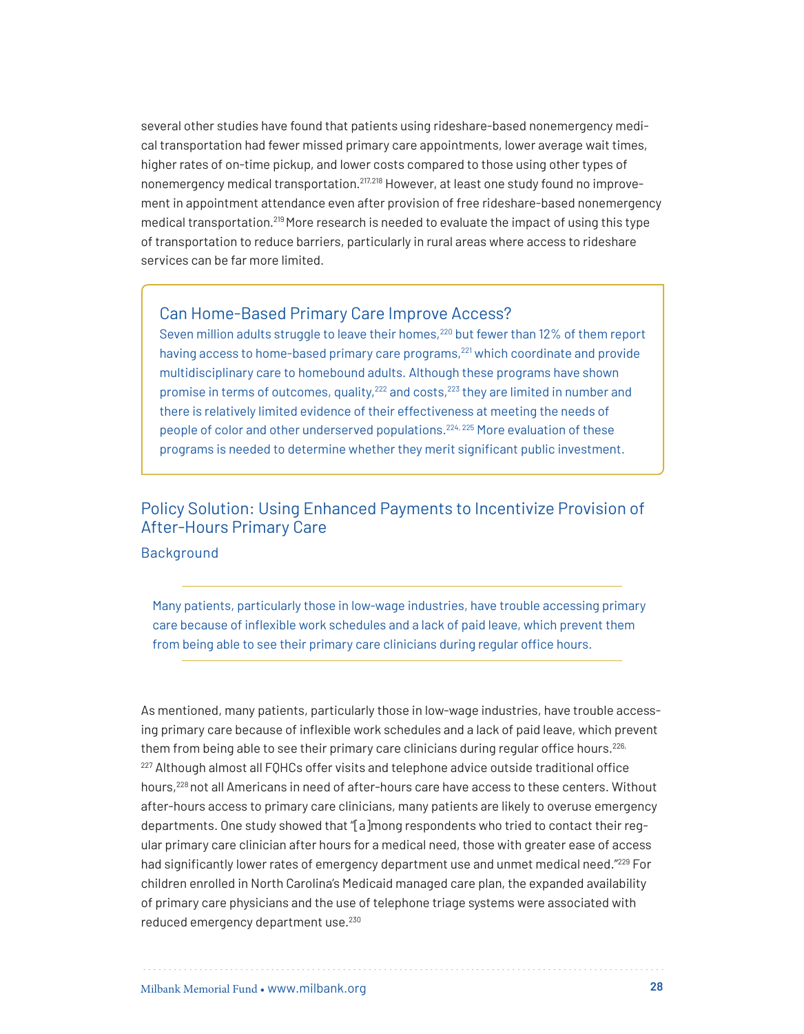several other studies have found that patients using rideshare-based nonemergency medical transportation had fewer missed primary care appointments, lower average wait times, higher rates of on-time pickup, and lower costs compared to those using other types of nonemergency medical transportation.[217,218] However, at least one study found no improvement in appointment attendance even after provision of free rideshare-based nonemergency medical transportation.[219] More research is needed to evaluate the impact of using this type of transportation to reduce barriers, particularly in rural areas where access to rideshare services can be far more limited.

> ### Can Home-Based Primary Care Improve Access?
> Seven million adults struggle to leave their homes,[220] but fewer than 12% of them report having access to home-based primary care programs,[221] which coordinate and provide multidisciplinary care to homebound adults. Although these programs have shown promise in terms of outcomes, quality,[222] and costs,[223] they are limited in number and there is relatively limited evidence of their effectiveness at meeting the needs of people of color and other underserved populations.[224, 225] More evaluation of these programs is needed to determine whether they merit significant public investment.

## Policy Solution: Using Enhanced Payments to Incentivize Provision of After-Hours Primary Care

### Background

> Many patients, particularly those in low-wage industries, have trouble accessing primary care because of inflexible work schedules and a lack of paid leave, which prevent them from being able to see their primary care clinicians during regular office hours.

As mentioned, many patients, particularly those in low-wage industries, have trouble accessing primary care because of inflexible work schedules and a lack of paid leave, which prevent them from being able to see their primary care clinicians during regular office hours.[226, 227] Although almost all FQHCs offer visits and telephone advice outside traditional office hours,[228] not all Americans in need of after-hours care have access to these centers. Without after-hours access to primary care clinicians, many patients are likely to overuse emergency departments. One study showed that "[a]mong respondents who tried to contact their regular primary care clinician after hours for a medical need, those with greater ease of access had significantly lower rates of emergency department use and unmet medical need."[229] For children enrolled in North Carolina's Medicaid managed care plan, the expanded availability of primary care physicians and the use of telephone triage systems were associated with reduced emergency department use.[230]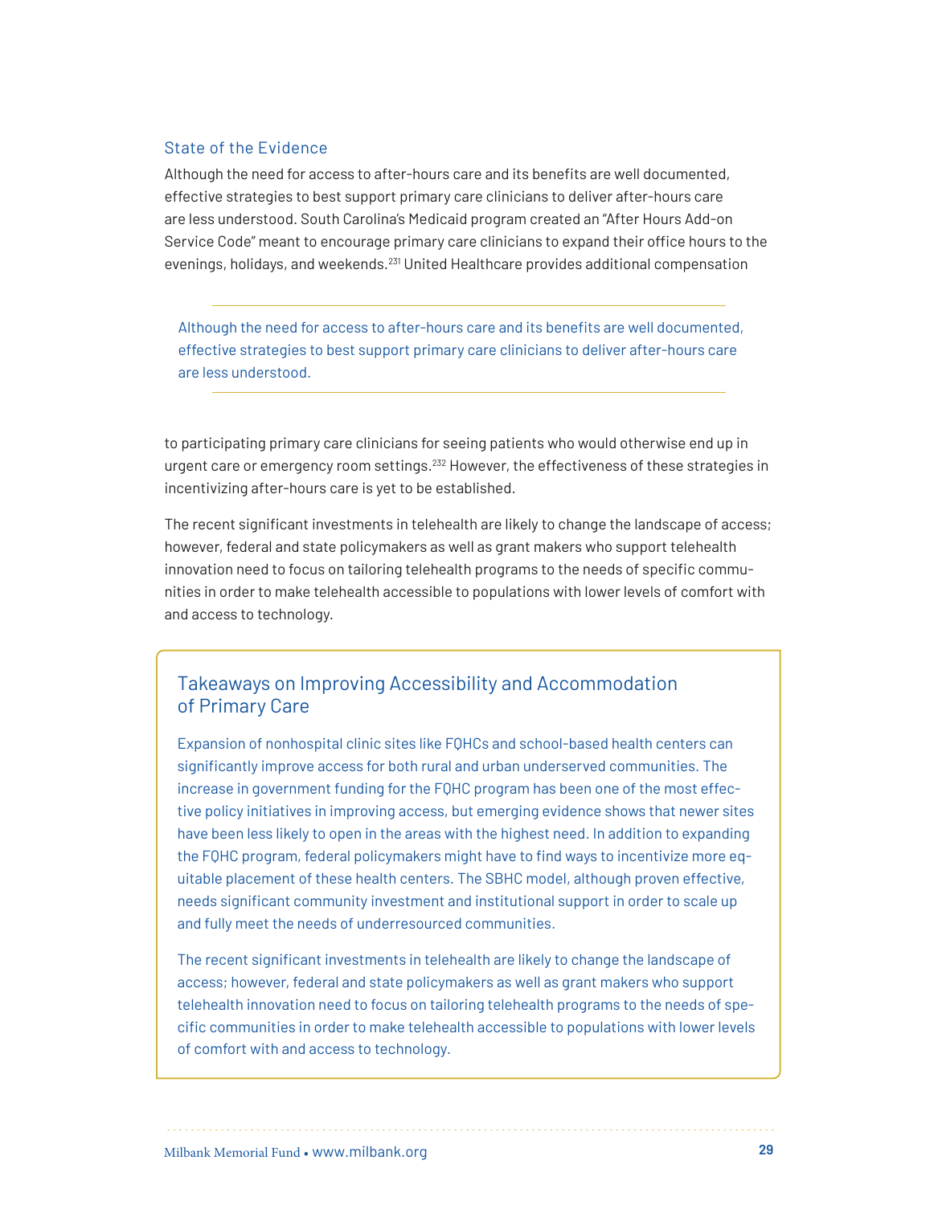### State of the Evidence

Although the need for access to after-hours care and its benefits are well documented, effective strategies to best support primary care clinicians to deliver after-hours care are less understood. South Carolina's Medicaid program created an "After Hours Add-on Service Code" meant to encourage primary care clinicians to expand their office hours to the evenings, holidays, and weekends.[231] United Healthcare provides additional compensation to participating primary care clinicians for seeing patients who would otherwise end up in urgent care or emergency room settings.[232] However, the effectiveness of these strategies in incentivizing after-hours care is yet to be established.

> Although the need for access to after-hours care and its benefits are well documented, effective strategies to best support primary care clinicians to deliver after-hours care are less understood.

The recent significant investments in telehealth are likely to change the landscape of access; however, federal and state policymakers as well as grant makers who support telehealth innovation need to focus on tailoring telehealth programs to the needs of specific communities in order to make telehealth accessible to populations with lower levels of comfort with and access to technology.

### Takeaways on Improving Accessibility and Accommodation of Primary Care

Expansion of nonhospital clinic sites like FQHCs and school-based health centers can significantly improve access for both rural and urban underserved communities. The increase in government funding for the FQHC program has been one of the most effective policy initiatives in improving access, but emerging evidence shows that newer sites have been less likely to open in the areas with the highest need. In addition to expanding the FQHC program, federal policymakers might have to find ways to incentivize more equitable placement of these health centers. The SBHC model, although proven effective, needs significant community investment and institutional support in order to scale up and fully meet the needs of underresourced communities.

The recent significant investments in telehealth are likely to change the landscape of access; however, federal and state policymakers as well as grant makers who support telehealth innovation need to focus on tailoring telehealth programs to the needs of specific communities in order to make telehealth accessible to populations with lower levels of comfort with and access to technology.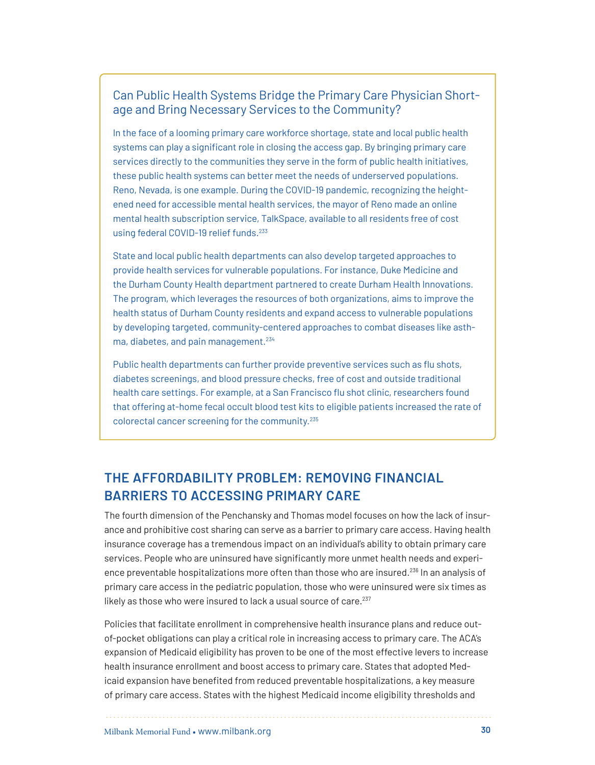### Can Public Health Systems Bridge the Primary Care Physician Shortage and Bring Necessary Services to the Community?

In the face of a looming primary care workforce shortage, state and local public health systems can play a significant role in closing the access gap. By bringing primary care services directly to the communities they serve in the form of public health initiatives, these public health systems can better meet the needs of underserved populations. Reno, Nevada, is one example. During the COVID-19 pandemic, recognizing the heightened need for accessible mental health services, the mayor of Reno made an online mental health subscription service, TalkSpace, available to all residents free of cost using federal COVID-19 relief funds.[233]

State and local public health departments can also develop targeted approaches to provide health services for vulnerable populations. For instance, Duke Medicine and the Durham County Health department partnered to create Durham Health Innovations. The program, which leverages the resources of both organizations, aims to improve the health status of Durham County residents and expand access to vulnerable populations by developing targeted, community-centered approaches to combat diseases like asthma, diabetes, and pain management.[234]

Public health departments can further provide preventive services such as flu shots, diabetes screenings, and blood pressure checks, free of cost and outside traditional health care settings. For example, at a San Francisco flu shot clinic, researchers found that offering at-home fecal occult blood test kits to eligible patients increased the rate of colorectal cancer screening for the community.[235]

## THE AFFORDABILITY PROBLEM: REMOVING FINANCIAL BARRIERS TO ACCESSING PRIMARY CARE

The fourth dimension of the Penchansky and Thomas model focuses on how the lack of insurance and prohibitive cost sharing can serve as a barrier to primary care access. Having health insurance coverage has a tremendous impact on an individual's ability to obtain primary care services. People who are uninsured have significantly more unmet health needs and experience preventable hospitalizations more often than those who are insured.[236] In an analysis of primary care access in the pediatric population, those who were uninsured were six times as likely as those who were insured to lack a usual source of care.[237]

Policies that facilitate enrollment in comprehensive health insurance plans and reduce out-of-pocket obligations can play a critical role in increasing access to primary care. The ACA's expansion of Medicaid eligibility has proven to be one of the most effective levers to increase health insurance enrollment and boost access to primary care. States that adopted Medicaid expansion have benefited from reduced preventable hospitalizations, a key measure of primary care access. States with the highest Medicaid income eligibility thresholds and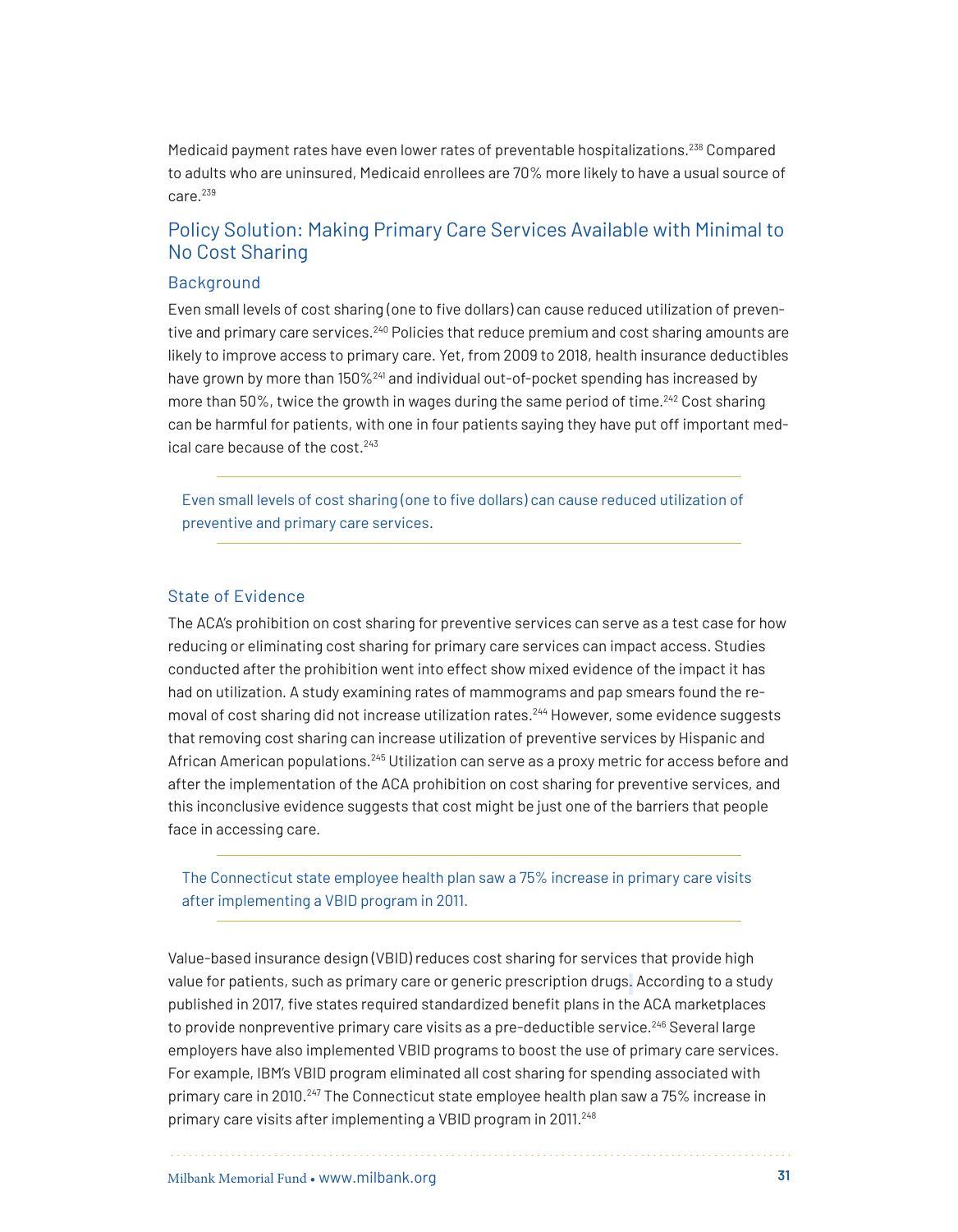Medicaid payment rates have even lower rates of preventable hospitalizations.[238] Compared to adults who are uninsured, Medicaid enrollees are 70% more likely to have a usual source of care.[239]

## Policy Solution: Making Primary Care Services Available with Minimal to No Cost Sharing

### Background

Even small levels of cost sharing (one to five dollars) can cause reduced utilization of preventive and primary care services.[240] Policies that reduce premium and cost sharing amounts are likely to improve access to primary care. Yet, from 2009 to 2018, health insurance deductibles have grown by more than 150%[241] and individual out-of-pocket spending has increased by more than 50%, twice the growth in wages during the same period of time.[242] Cost sharing can be harmful for patients, with one in four patients saying they have put off important medical care because of the cost.[243]

> Even small levels of cost sharing (one to five dollars) can cause reduced utilization of preventive and primary care services.

### State of Evidence

The ACA's prohibition on cost sharing for preventive services can serve as a test case for how reducing or eliminating cost sharing for primary care services can impact access. Studies conducted after the prohibition went into effect show mixed evidence of the impact it has had on utilization. A study examining rates of mammograms and pap smears found the removal of cost sharing did not increase utilization rates.[244] However, some evidence suggests that removing cost sharing can increase utilization of preventive services by Hispanic and African American populations.[245] Utilization can serve as a proxy metric for access before and after the implementation of the ACA prohibition on cost sharing for preventive services, and this inconclusive evidence suggests that cost might be just one of the barriers that people face in accessing care.

> The Connecticut state employee health plan saw a 75% increase in primary care visits after implementing a VBID program in 2011.

Value-based insurance design (VBID) reduces cost sharing for services that provide high value for patients, such as primary care or generic prescription drugs. According to a study published in 2017, five states required standardized benefit plans in the ACA marketplaces to provide nonpreventive primary care visits as a pre-deductible service.[246] Several large employers have also implemented VBID programs to boost the use of primary care services. For example, IBM's VBID program eliminated all cost sharing for spending associated with primary care in 2010.[247] The Connecticut state employee health plan saw a 75% increase in primary care visits after implementing a VBID program in 2011.[248]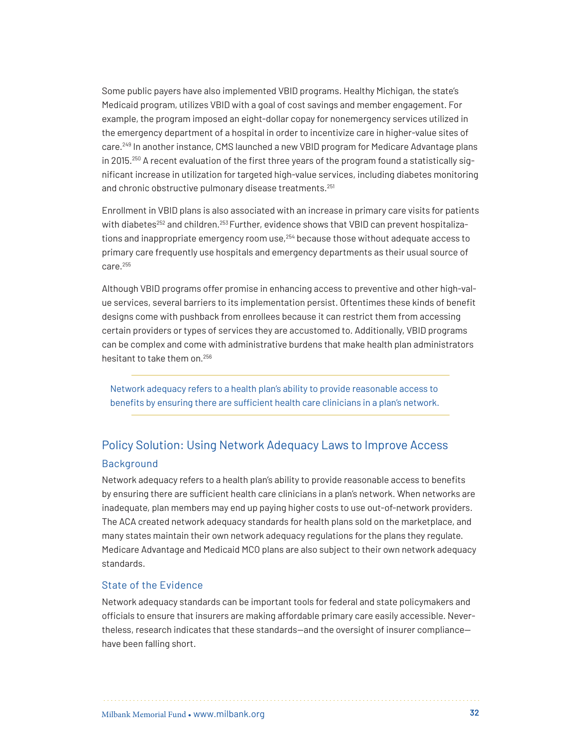Some public payers have also implemented VBID programs. Healthy Michigan, the state's Medicaid program, utilizes VBID with a goal of cost savings and member engagement. For example, the program imposed an eight-dollar copay for nonemergency services utilized in the emergency department of a hospital in order to incentivize care in higher-value sites of care.[249] In another instance, CMS launched a new VBID program for Medicare Advantage plans in 2015.[250] A recent evaluation of the first three years of the program found a statistically significant increase in utilization for targeted high-value services, including diabetes monitoring and chronic obstructive pulmonary disease treatments.[251]

Enrollment in VBID plans is also associated with an increase in primary care visits for patients with diabetes[252] and children.[253] Further, evidence shows that VBID can prevent hospitalizations and inappropriate emergency room use,[254] because those without adequate access to primary care frequently use hospitals and emergency departments as their usual source of care.[255]

Although VBID programs offer promise in enhancing access to preventive and other high-value services, several barriers to its implementation persist. Oftentimes these kinds of benefit designs come with pushback from enrollees because it can restrict them from accessing certain providers or types of services they are accustomed to. Additionally, VBID programs can be complex and come with administrative burdens that make health plan administrators hesitant to take them on.[256]

---

Network adequacy refers to a health plan's ability to provide reasonable access to benefits by ensuring there are sufficient health care clinicians in a plan's network.

---

## Policy Solution: Using Network Adequacy Laws to Improve Access

### Background

Network adequacy refers to a health plan's ability to provide reasonable access to benefits by ensuring there are sufficient health care clinicians in a plan's network. When networks are inadequate, plan members may end up paying higher costs to use out-of-network providers. The ACA created network adequacy standards for health plans sold on the marketplace, and many states maintain their own network adequacy regulations for the plans they regulate. Medicare Advantage and Medicaid MCO plans are also subject to their own network adequacy standards.

### State of the Evidence

Network adequacy standards can be important tools for federal and state policymakers and officials to ensure that insurers are making affordable primary care easily accessible. Nevertheless, research indicates that these standards—and the oversight of insurer compliance—have been falling short.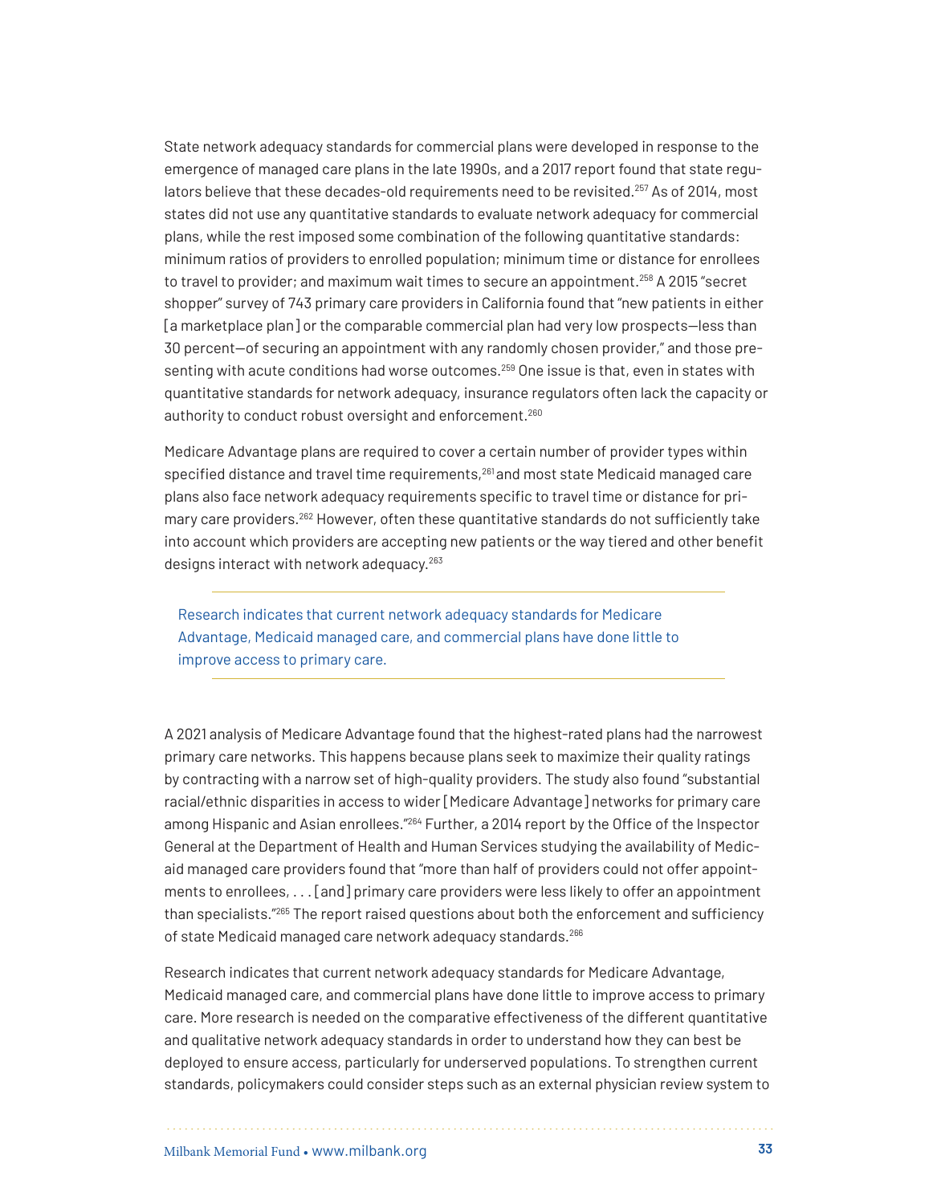State network adequacy standards for commercial plans were developed in response to the emergence of managed care plans in the late 1990s, and a 2017 report found that state regulators believe that these decades-old requirements need to be revisited.[257] As of 2014, most states did not use any quantitative standards to evaluate network adequacy for commercial plans, while the rest imposed some combination of the following quantitative standards: minimum ratios of providers to enrolled population; minimum time or distance for enrollees to travel to provider; and maximum wait times to secure an appointment.[258] A 2015 "secret shopper" survey of 743 primary care providers in California found that "new patients in either [a marketplace plan] or the comparable commercial plan had very low prospects—less than 30 percent—of securing an appointment with any randomly chosen provider," and those presenting with acute conditions had worse outcomes.[259] One issue is that, even in states with quantitative standards for network adequacy, insurance regulators often lack the capacity or authority to conduct robust oversight and enforcement.[260]

Medicare Advantage plans are required to cover a certain number of provider types within specified distance and travel time requirements,[261] and most state Medicaid managed care plans also face network adequacy requirements specific to travel time or distance for primary care providers.[262] However, often these quantitative standards do not sufficiently take into account which providers are accepting new patients or the way tiered and other benefit designs interact with network adequacy.[263]

> Research indicates that current network adequacy standards for Medicare Advantage, Medicaid managed care, and commercial plans have done little to improve access to primary care.

A 2021 analysis of Medicare Advantage found that the highest-rated plans had the narrowest primary care networks. This happens because plans seek to maximize their quality ratings by contracting with a narrow set of high-quality providers. The study also found "substantial racial/ethnic disparities in access to wider [Medicare Advantage] networks for primary care among Hispanic and Asian enrollees."[264] Further, a 2014 report by the Office of the Inspector General at the Department of Health and Human Services studying the availability of Medicaid managed care providers found that "more than half of providers could not offer appointments to enrollees, . . . [and] primary care providers were less likely to offer an appointment than specialists."[265] The report raised questions about both the enforcement and sufficiency of state Medicaid managed care network adequacy standards.[266]

Research indicates that current network adequacy standards for Medicare Advantage, Medicaid managed care, and commercial plans have done little to improve access to primary care. More research is needed on the comparative effectiveness of the different quantitative and qualitative network adequacy standards in order to understand how they can best be deployed to ensure access, particularly for underserved populations. To strengthen current standards, policymakers could consider steps such as an external physician review system to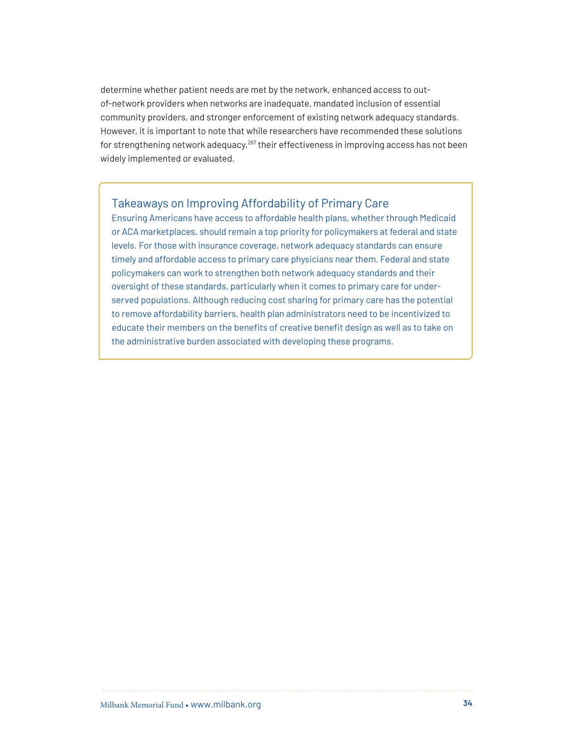determine whether patient needs are met by the network, enhanced access to out-of-network providers when networks are inadequate, mandated inclusion of essential community providers, and stronger enforcement of existing network adequacy standards. However, it is important to note that while researchers have recommended these solutions for strengthening network adequacy,[267] their effectiveness in improving access has not been widely implemented or evaluated.

### Takeaways on Improving Affordability of Primary Care

Ensuring Americans have access to affordable health plans, whether through Medicaid or ACA marketplaces, should remain a top priority for policymakers at federal and state levels. For those with insurance coverage, network adequacy standards can ensure timely and affordable access to primary care physicians near them. Federal and state policymakers can work to strengthen both network adequacy standards and their oversight of these standards, particularly when it comes to primary care for under-served populations. Although reducing cost sharing for primary care has the potential to remove affordability barriers, health plan administrators need to be incentivized to educate their members on the benefits of creative benefit design as well as to take on the administrative burden associated with developing these programs.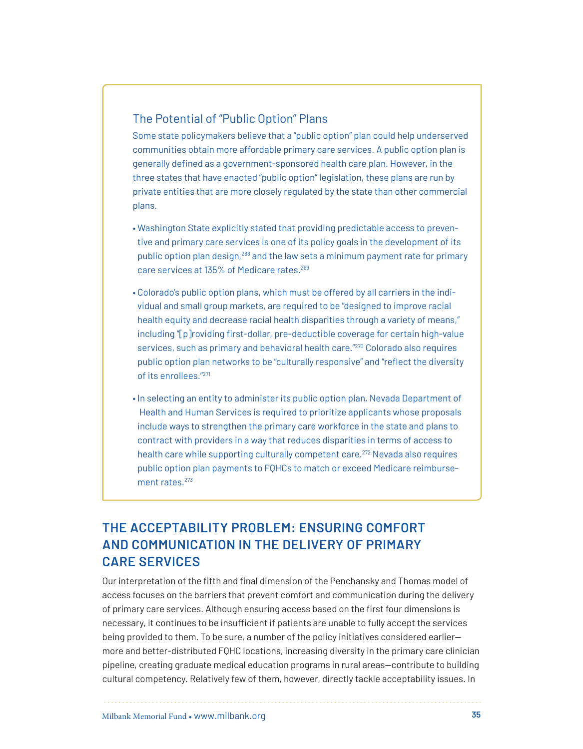### The Potential of "Public Option" Plans

Some state policymakers believe that a "public option" plan could help underserved communities obtain more affordable primary care services. A public option plan is generally defined as a government-sponsored health care plan. However, in the three states that have enacted "public option" legislation, these plans are run by private entities that are more closely regulated by the state than other commercial plans.

- Washington State explicitly stated that providing predictable access to preventive and primary care services is one of its policy goals in the development of its public option plan design,[268] and the law sets a minimum payment rate for primary care services at 135% of Medicare rates.[269]
- Colorado's public option plans, which must be offered by all carriers in the individual and small group markets, are required to be "designed to improve racial health equity and decrease racial health disparities through a variety of means," including "[p]roviding first-dollar, pre-deductible coverage for certain high-value services, such as primary and behavioral health care."[270] Colorado also requires public option plan networks to be "culturally responsive" and "reflect the diversity of its enrollees."[271]
- In selecting an entity to administer its public option plan, Nevada Department of Health and Human Services is required to prioritize applicants whose proposals include ways to strengthen the primary care workforce in the state and plans to contract with providers in a way that reduces disparities in terms of access to health care while supporting culturally competent care.[272] Nevada also requires public option plan payments to FQHCs to match or exceed Medicare reimbursement rates.[273]

## THE ACCEPTABILITY PROBLEM: ENSURING COMFORT AND COMMUNICATION IN THE DELIVERY OF PRIMARY CARE SERVICES

Our interpretation of the fifth and final dimension of the Penchansky and Thomas model of access focuses on the barriers that prevent comfort and communication during the delivery of primary care services. Although ensuring access based on the first four dimensions is necessary, it continues to be insufficient if patients are unable to fully accept the services being provided to them. To be sure, a number of the policy initiatives considered earlier—more and better-distributed FQHC locations, increasing diversity in the primary care clinician pipeline, creating graduate medical education programs in rural areas—contribute to building cultural competency. Relatively few of them, however, directly tackle acceptability issues. In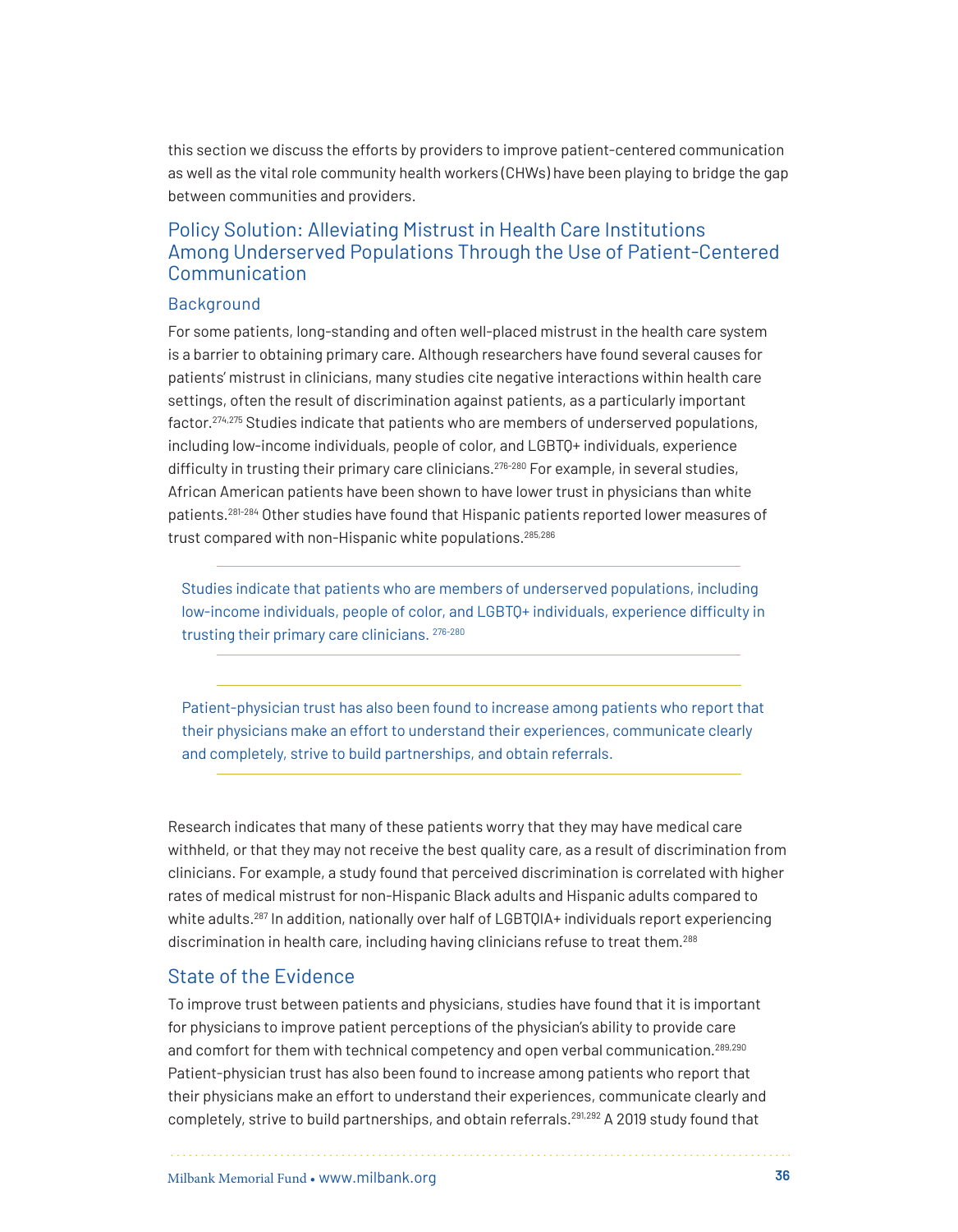this section we discuss the efforts by providers to improve patient-centered communication as well as the vital role community health workers (CHWs) have been playing to bridge the gap between communities and providers.

## Policy Solution: Alleviating Mistrust in Health Care Institutions Among Underserved Populations Through the Use of Patient-Centered Communication

### Background

For some patients, long-standing and often well-placed mistrust in the health care system is a barrier to obtaining primary care. Although researchers have found several causes for patients' mistrust in clinicians, many studies cite negative interactions within health care settings, often the result of discrimination against patients, as a particularly important factor.[274,275] Studies indicate that patients who are members of underserved populations, including low-income individuals, people of color, and LGBTQ+ individuals, experience difficulty in trusting their primary care clinicians.[276-280] For example, in several studies, African American patients have been shown to have lower trust in physicians than white patients.[281-284] Other studies have found that Hispanic patients reported lower measures of trust compared with non-Hispanic white populations.[285,286]

> Studies indicate that patients who are members of underserved populations, including low-income individuals, people of color, and LGBTQ+ individuals, experience difficulty in trusting their primary care clinicians. [276-280]

> Patient-physician trust has also been found to increase among patients who report that their physicians make an effort to understand their experiences, communicate clearly and completely, strive to build partnerships, and obtain referrals.

Research indicates that many of these patients worry that they may have medical care withheld, or that they may not receive the best quality care, as a result of discrimination from clinicians. For example, a study found that perceived discrimination is correlated with higher rates of medical mistrust for non-Hispanic Black adults and Hispanic adults compared to white adults.[287] In addition, nationally over half of LGBTQIA+ individuals report experiencing discrimination in health care, including having clinicians refuse to treat them.[288]

### State of the Evidence

To improve trust between patients and physicians, studies have found that it is important for physicians to improve patient perceptions of the physician's ability to provide care and comfort for them with technical competency and open verbal communication.[289,290] Patient-physician trust has also been found to increase among patients who report that their physicians make an effort to understand their experiences, communicate clearly and completely, strive to build partnerships, and obtain referrals.[291,292] A 2019 study found that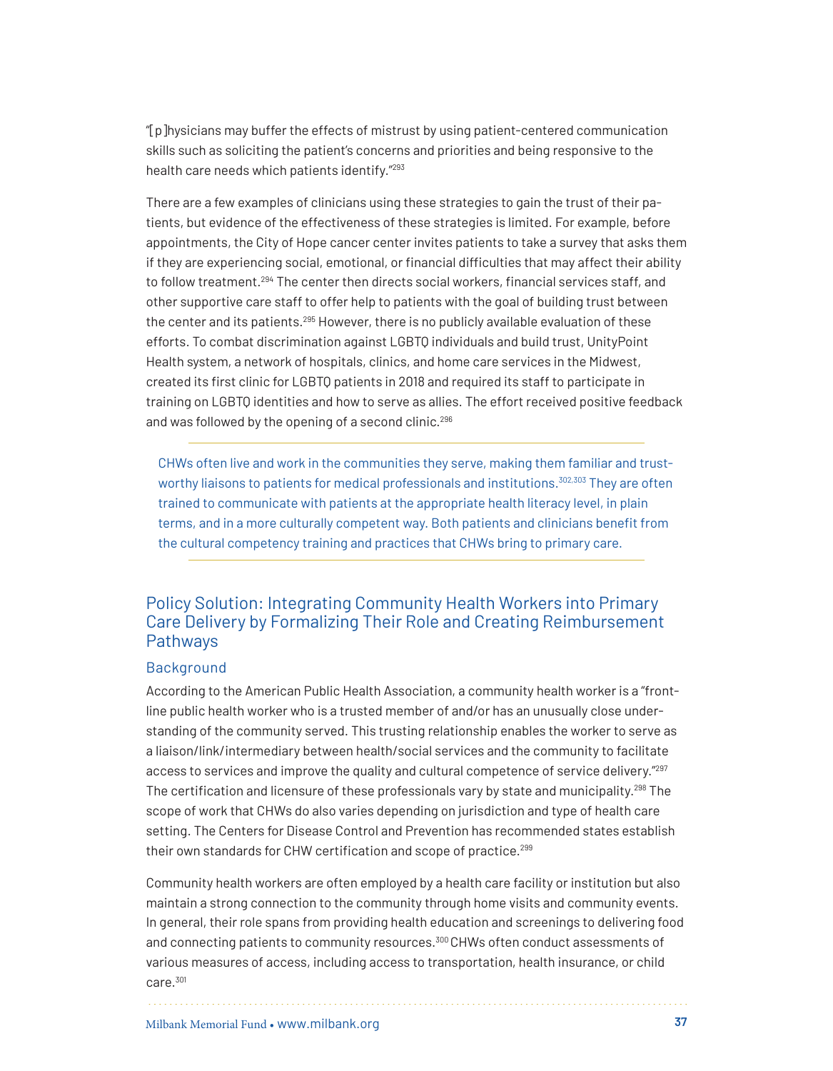"[p]hysicians may buffer the effects of mistrust by using patient-centered communication skills such as soliciting the patient's concerns and priorities and being responsive to the health care needs which patients identify."[293]

There are a few examples of clinicians using these strategies to gain the trust of their patients, but evidence of the effectiveness of these strategies is limited. For example, before appointments, the City of Hope cancer center invites patients to take a survey that asks them if they are experiencing social, emotional, or financial difficulties that may affect their ability to follow treatment.[294] The center then directs social workers, financial services staff, and other supportive care staff to offer help to patients with the goal of building trust between the center and its patients.[295] However, there is no publicly available evaluation of these efforts. To combat discrimination against LGBTQ individuals and build trust, UnityPoint Health system, a network of hospitals, clinics, and home care services in the Midwest, created its first clinic for LGBTQ patients in 2018 and required its staff to participate in training on LGBTQ identities and how to serve as allies. The effort received positive feedback and was followed by the opening of a second clinic.[296]

---

CHWs often live and work in the communities they serve, making them familiar and trustworthy liaisons to patients for medical professionals and institutions.[302,303] They are often trained to communicate with patients at the appropriate health literacy level, in plain terms, and in a more culturally competent way. Both patients and clinicians benefit from the cultural competency training and practices that CHWs bring to primary care.

---

## Policy Solution: Integrating Community Health Workers into Primary Care Delivery by Formalizing Their Role and Creating Reimbursement Pathways

### Background

According to the American Public Health Association, a community health worker is a "frontline public health worker who is a trusted member of and/or has an unusually close understanding of the community served. This trusting relationship enables the worker to serve as a liaison/link/intermediary between health/social services and the community to facilitate access to services and improve the quality and cultural competence of service delivery."[297] The certification and licensure of these professionals vary by state and municipality.[298] The scope of work that CHWs do also varies depending on jurisdiction and type of health care setting. The Centers for Disease Control and Prevention has recommended states establish their own standards for CHW certification and scope of practice.[299]

Community health workers are often employed by a health care facility or institution but also maintain a strong connection to the community through home visits and community events. In general, their role spans from providing health education and screenings to delivering food and connecting patients to community resources.[300] CHWs often conduct assessments of various measures of access, including access to transportation, health insurance, or child care.[301]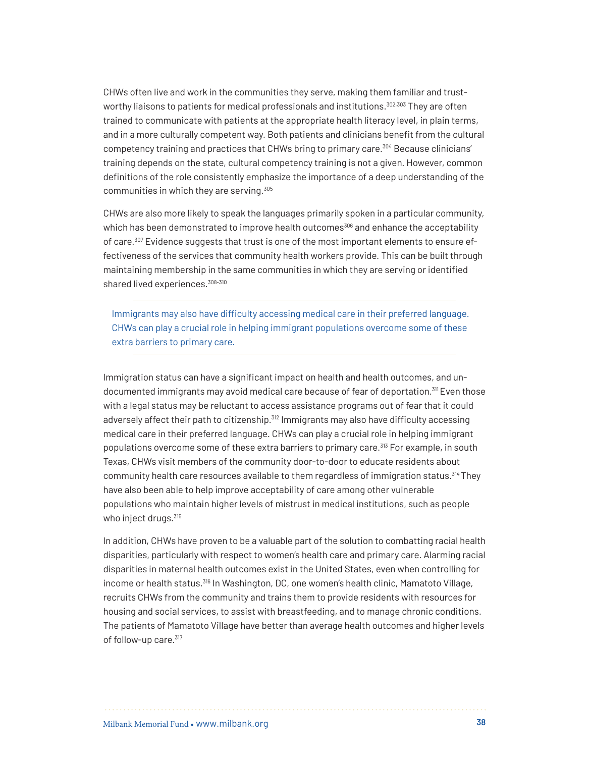CHWs often live and work in the communities they serve, making them familiar and trustworthy liaisons to patients for medical professionals and institutions.[302,303] They are often trained to communicate with patients at the appropriate health literacy level, in plain terms, and in a more culturally competent way. Both patients and clinicians benefit from the cultural competency training and practices that CHWs bring to primary care.[304] Because clinicians' training depends on the state, cultural competency training is not a given. However, common definitions of the role consistently emphasize the importance of a deep understanding of the communities in which they are serving.[305]

CHWs are also more likely to speak the languages primarily spoken in a particular community, which has been demonstrated to improve health outcomes[306] and enhance the acceptability of care.[307] Evidence suggests that trust is one of the most important elements to ensure effectiveness of the services that community health workers provide. This can be built through maintaining membership in the same communities in which they are serving or identified shared lived experiences.[308-310]

> Immigrants may also have difficulty accessing medical care in their preferred language. CHWs can play a crucial role in helping immigrant populations overcome some of these extra barriers to primary care.

Immigration status can have a significant impact on health and health outcomes, and undocumented immigrants may avoid medical care because of fear of deportation.[311] Even those with a legal status may be reluctant to access assistance programs out of fear that it could adversely affect their path to citizenship.[312] Immigrants may also have difficulty accessing medical care in their preferred language. CHWs can play a crucial role in helping immigrant populations overcome some of these extra barriers to primary care.[313] For example, in south Texas, CHWs visit members of the community door-to-door to educate residents about community health care resources available to them regardless of immigration status.[314] They have also been able to help improve acceptability of care among other vulnerable populations who maintain higher levels of mistrust in medical institutions, such as people who inject drugs.[315]

In addition, CHWs have proven to be a valuable part of the solution to combatting racial health disparities, particularly with respect to women's health care and primary care. Alarming racial disparities in maternal health outcomes exist in the United States, even when controlling for income or health status.[316] In Washington, DC, one women's health clinic, Mamatoto Village, recruits CHWs from the community and trains them to provide residents with resources for housing and social services, to assist with breastfeeding, and to manage chronic conditions. The patients of Mamatoto Village have better than average health outcomes and higher levels of follow-up care.[317]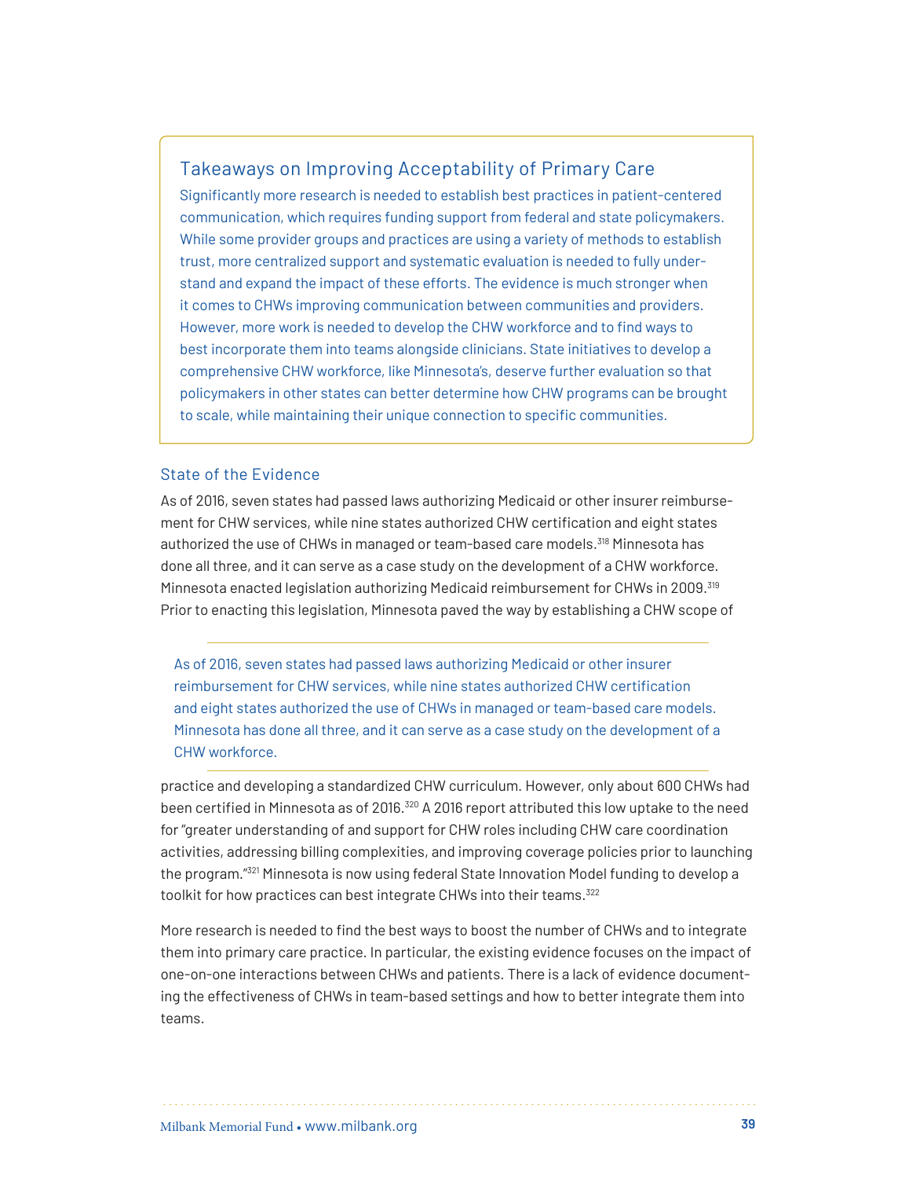## Takeaways on Improving Acceptability of Primary Care

Significantly more research is needed to establish best practices in patient-centered communication, which requires funding support from federal and state policymakers. While some provider groups and practices are using a variety of methods to establish trust, more centralized support and systematic evaluation is needed to fully understand and expand the impact of these efforts. The evidence is much stronger when it comes to CHWs improving communication between communities and providers. However, more work is needed to develop the CHW workforce and to find ways to best incorporate them into teams alongside clinicians. State initiatives to develop a comprehensive CHW workforce, like Minnesota's, deserve further evaluation so that policymakers in other states can better determine how CHW programs can be brought to scale, while maintaining their unique connection to specific communities.

### State of the Evidence

As of 2016, seven states had passed laws authorizing Medicaid or other insurer reimbursement for CHW services, while nine states authorized CHW certification and eight states authorized the use of CHWs in managed or team-based care models.[318] Minnesota has done all three, and it can serve as a case study on the development of a CHW workforce. Minnesota enacted legislation authorizing Medicaid reimbursement for CHWs in 2009.[319] Prior to enacting this legislation, Minnesota paved the way by establishing a CHW scope of practice and developing a standardized CHW curriculum. However, only about 600 CHWs had been certified in Minnesota as of 2016.[320] A 2016 report attributed this low uptake to the need for "greater understanding of and support for CHW roles including CHW care coordination activities, addressing billing complexities, and improving coverage policies prior to launching the program."[321] Minnesota is now using federal State Innovation Model funding to develop a toolkit for how practices can best integrate CHWs into their teams.[322]

> As of 2016, seven states had passed laws authorizing Medicaid or other insurer reimbursement for CHW services, while nine states authorized CHW certification and eight states authorized the use of CHWs in managed or team-based care models. Minnesota has done all three, and it can serve as a case study on the development of a CHW workforce.

More research is needed to find the best ways to boost the number of CHWs and to integrate them into primary care practice. In particular, the existing evidence focuses on the impact of one-on-one interactions between CHWs and patients. There is a lack of evidence documenting the effectiveness of CHWs in team-based settings and how to better integrate them into teams.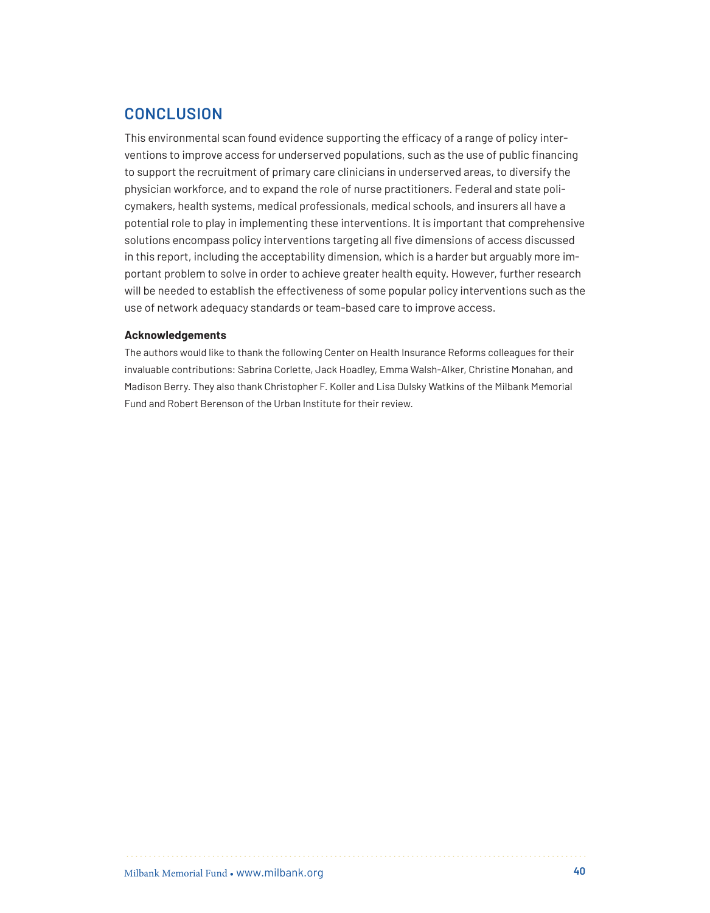## CONCLUSION

This environmental scan found evidence supporting the efficacy of a range of policy interventions to improve access for underserved populations, such as the use of public financing to support the recruitment of primary care clinicians in underserved areas, to diversify the physician workforce, and to expand the role of nurse practitioners. Federal and state policymakers, health systems, medical professionals, medical schools, and insurers all have a potential role to play in implementing these interventions. It is important that comprehensive solutions encompass policy interventions targeting all five dimensions of access discussed in this report, including the acceptability dimension, which is a harder but arguably more important problem to solve in order to achieve greater health equity. However, further research will be needed to establish the effectiveness of some popular policy interventions such as the use of network adequacy standards or team-based care to improve access.

**Acknowledgements**

The authors would like to thank the following Center on Health Insurance Reforms colleagues for their invaluable contributions: Sabrina Corlette, Jack Hoadley, Emma Walsh-Alker, Christine Monahan, and Madison Berry. They also thank Christopher F. Koller and Lisa Dulsky Watkins of the Milbank Memorial Fund and Robert Berenson of the Urban Institute for their review.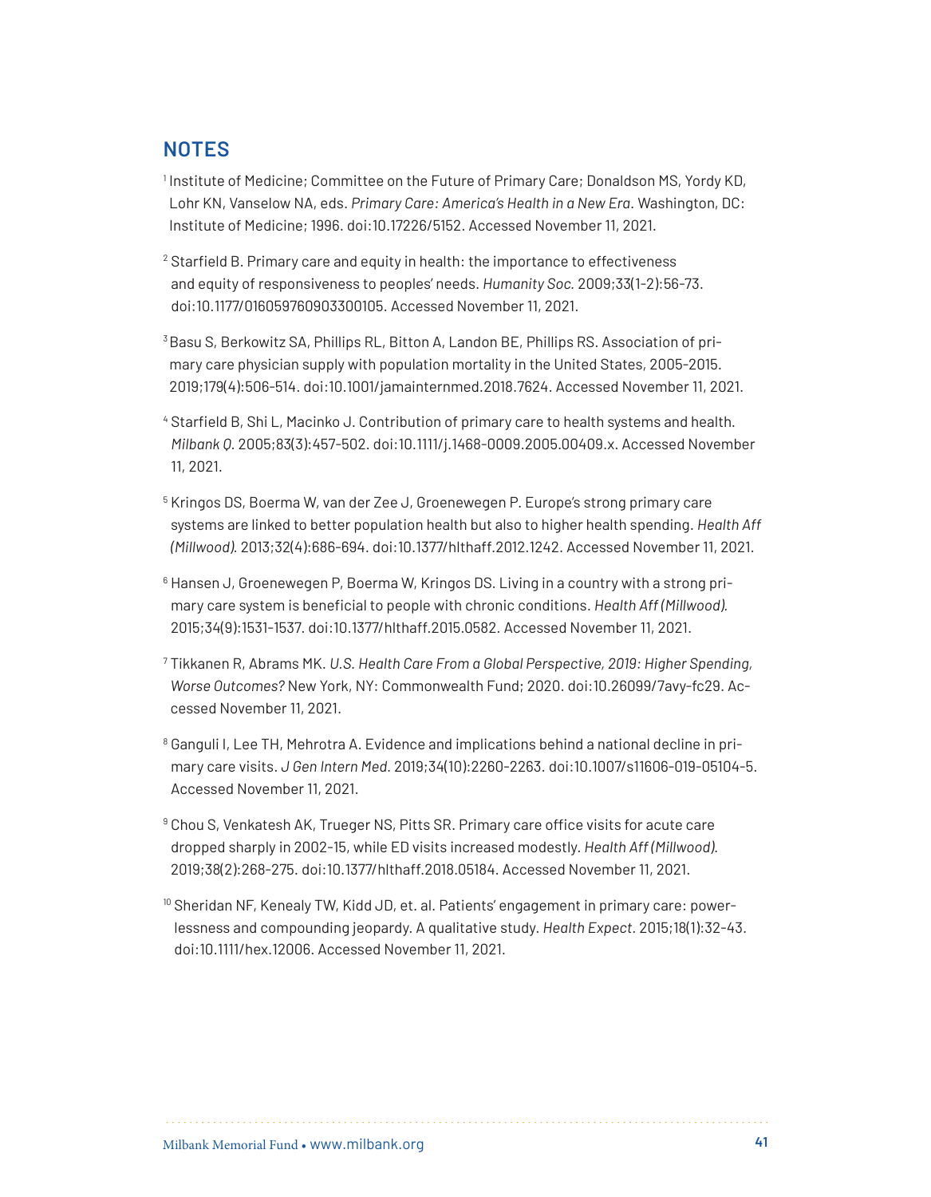## NOTES

[1] Institute of Medicine; Committee on the Future of Primary Care; Donaldson MS, Yordy KD, Lohr KN, Vanselow NA, eds. *Primary Care: America's Health in a New Era*. Washington, DC: Institute of Medicine; 1996. doi:10.17226/5152. Accessed November 11, 2021.

[2] Starfield B. Primary care and equity in health: the importance to effectiveness and equity of responsiveness to peoples' needs. *Humanity Soc.* 2009;33(1-2):56-73. doi:10.1177/016059760903300105. Accessed November 11, 2021.

[3] Basu S, Berkowitz SA, Phillips RL, Bitton A, Landon BE, Phillips RS. Association of primary care physician supply with population mortality in the United States, 2005-2015. 2019;179(4):506-514. doi:10.1001/jamainternmed.2018.7624. Accessed November 11, 2021.

[4] Starfield B, Shi L, Macinko J. Contribution of primary care to health systems and health. *Milbank Q.* 2005;83(3):457-502. doi:10.1111/j.1468-0009.2005.00409.x. Accessed November 11, 2021.

[5] Kringos DS, Boerma W, van der Zee J, Groenewegen P. Europe's strong primary care systems are linked to better population health but also to higher health spending. *Health Aff (Millwood).* 2013;32(4):686-694. doi:10.1377/hlthaff.2012.1242. Accessed November 11, 2021.

[6] Hansen J, Groenewegen P, Boerma W, Kringos DS. Living in a country with a strong primary care system is beneficial to people with chronic conditions. *Health Aff (Millwood).* 2015;34(9):1531-1537. doi:10.1377/hlthaff.2015.0582. Accessed November 11, 2021.

[7] Tikkanen R, Abrams MK. *U.S. Health Care From a Global Perspective, 2019: Higher Spending, Worse Outcomes?* New York, NY: Commonwealth Fund; 2020. doi:10.26099/7avy-fc29. Accessed November 11, 2021.

[8] Ganguli I, Lee TH, Mehrotra A. Evidence and implications behind a national decline in primary care visits. *J Gen Intern Med.* 2019;34(10):2260-2263. doi:10.1007/s11606-019-05104-5. Accessed November 11, 2021.

[9] Chou S, Venkatesh AK, Trueger NS, Pitts SR. Primary care office visits for acute care dropped sharply in 2002-15, while ED visits increased modestly. *Health Aff (Millwood).* 2019;38(2):268-275. doi:10.1377/hlthaff.2018.05184. Accessed November 11, 2021.

[10] Sheridan NF, Kenealy TW, Kidd JD, et. al. Patients' engagement in primary care: powerlessness and compounding jeopardy. A qualitative study. *Health Expect.* 2015;18(1):32-43. doi:10.1111/hex.12006. Accessed November 11, 2021.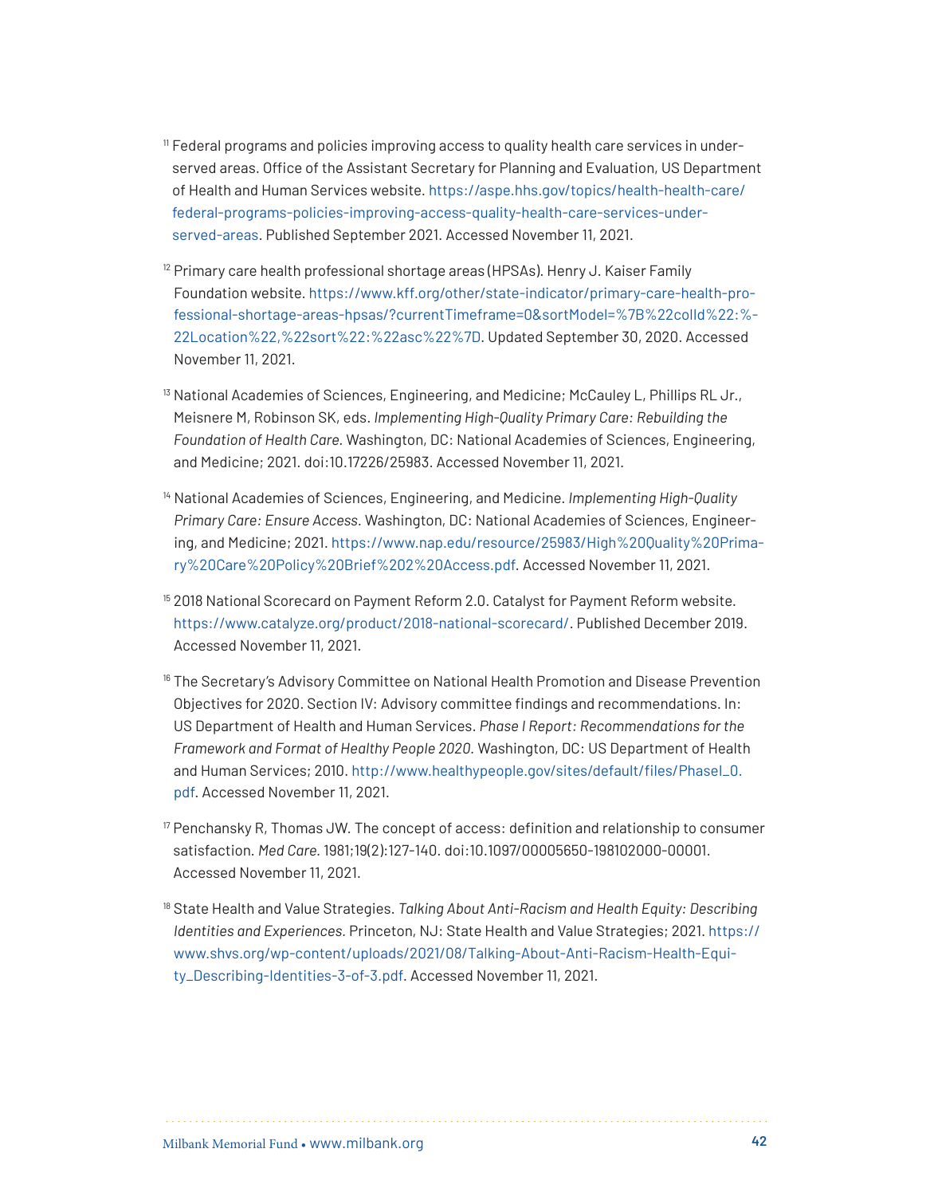[11] Federal programs and policies improving access to quality health care services in underserved areas. Office of the Assistant Secretary for Planning and Evaluation, US Department of Health and Human Services website. https://aspe.hhs.gov/topics/health-health-care/federal-programs-policies-improving-access-quality-health-care-services-under-served-areas. Published September 2021. Accessed November 11, 2021.

[12] Primary care health professional shortage areas (HPSAs). Henry J. Kaiser Family Foundation website. https://www.kff.org/other/state-indicator/primary-care-health-professional-shortage-areas-hpsas/?currentTimeframe=0&sortModel=%7B%22colId%22:%22Location%22,%22sort%22:%22asc%22%7D. Updated September 30, 2020. Accessed November 11, 2021.

[13] National Academies of Sciences, Engineering, and Medicine; McCauley L, Phillips RL Jr., Meisnere M, Robinson SK, eds. *Implementing High-Quality Primary Care: Rebuilding the Foundation of Health Care.* Washington, DC: National Academies of Sciences, Engineering, and Medicine; 2021. doi:10.17226/25983. Accessed November 11, 2021.

[14] National Academies of Sciences, Engineering, and Medicine. *Implementing High-Quality Primary Care: Ensure Access.* Washington, DC: National Academies of Sciences, Engineering, and Medicine; 2021. https://www.nap.edu/resource/25983/High%20Quality%20Primary%20Care%20Policy%20Brief%202%20Access.pdf. Accessed November 11, 2021.

[15] 2018 National Scorecard on Payment Reform 2.0. Catalyst for Payment Reform website. https://www.catalyze.org/product/2018-national-scorecard/. Published December 2019. Accessed November 11, 2021.

[16] The Secretary's Advisory Committee on National Health Promotion and Disease Prevention Objectives for 2020. Section IV: Advisory committee findings and recommendations. In: US Department of Health and Human Services. *Phase I Report: Recommendations for the Framework and Format of Healthy People 2020.* Washington, DC: US Department of Health and Human Services; 2010. http://www.healthypeople.gov/sites/default/files/PhaseI_0.pdf. Accessed November 11, 2021.

[17] Penchansky R, Thomas JW. The concept of access: definition and relationship to consumer satisfaction. *Med Care.* 1981;19(2):127-140. doi:10.1097/00005650-198102000-00001. Accessed November 11, 2021.

[18] State Health and Value Strategies. *Talking About Anti-Racism and Health Equity: Describing Identities and Experiences.* Princeton, NJ: State Health and Value Strategies; 2021. https://www.shvs.org/wp-content/uploads/2021/08/Talking-About-Anti-Racism-Health-Equity_Describing-Identities-3-of-3.pdf. Accessed November 11, 2021.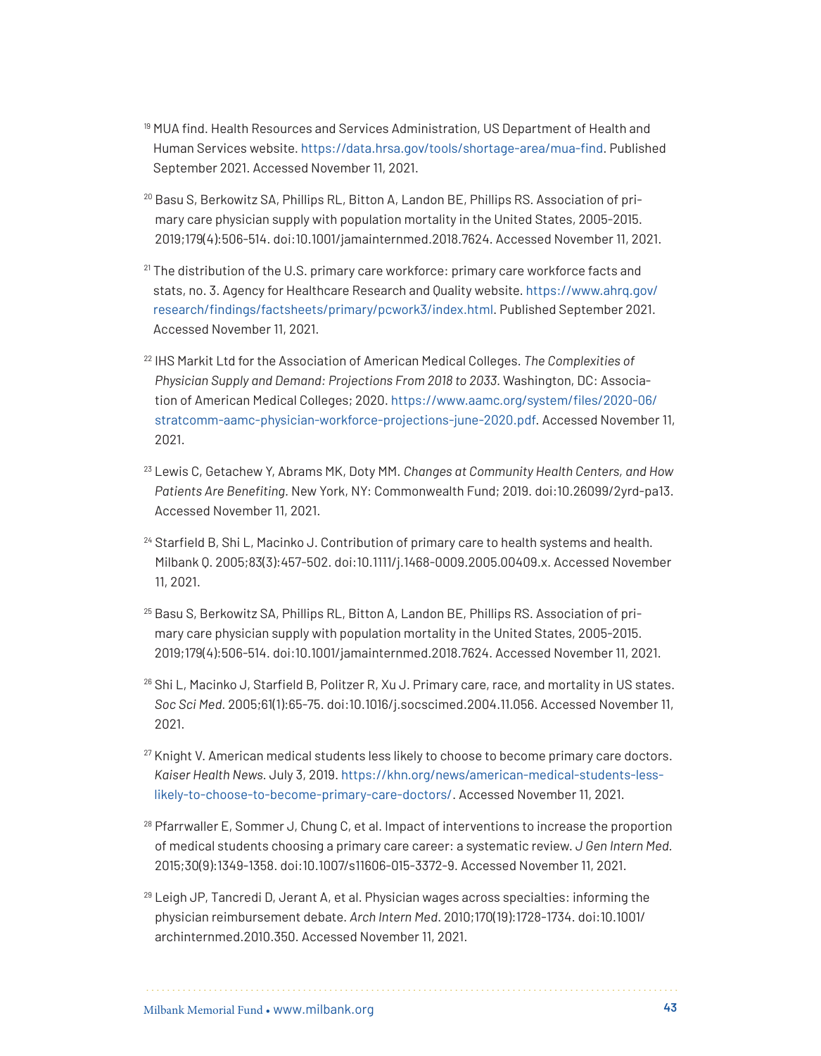[19] MUA find. Health Resources and Services Administration, US Department of Health and Human Services website. https://data.hrsa.gov/tools/shortage-area/mua-find. Published September 2021. Accessed November 11, 2021.

[20] Basu S, Berkowitz SA, Phillips RL, Bitton A, Landon BE, Phillips RS. Association of primary care physician supply with population mortality in the United States, 2005-2015. 2019;179(4):506-514. doi:10.1001/jamainternmed.2018.7624. Accessed November 11, 2021.

[21] The distribution of the U.S. primary care workforce: primary care workforce facts and stats, no. 3. Agency for Healthcare Research and Quality website. https://www.ahrq.gov/research/findings/factsheets/primary/pcwork3/index.html. Published September 2021. Accessed November 11, 2021.

[22] IHS Markit Ltd for the Association of American Medical Colleges. *The Complexities of Physician Supply and Demand: Projections From 2018 to 2033.* Washington, DC: Association of American Medical Colleges; 2020. https://www.aamc.org/system/files/2020-06/stratcomm-aamc-physician-workforce-projections-june-2020.pdf. Accessed November 11, 2021.

[23] Lewis C, Getachew Y, Abrams MK, Doty MM. *Changes at Community Health Centers, and How Patients Are Benefiting.* New York, NY: Commonwealth Fund; 2019. doi:10.26099/2yrd-pa13. Accessed November 11, 2021.

[24] Starfield B, Shi L, Macinko J. Contribution of primary care to health systems and health. Milbank Q. 2005;83(3):457-502. doi:10.1111/j.1468-0009.2005.00409.x. Accessed November 11, 2021.

[25] Basu S, Berkowitz SA, Phillips RL, Bitton A, Landon BE, Phillips RS. Association of primary care physician supply with population mortality in the United States, 2005-2015. 2019;179(4):506-514. doi:10.1001/jamainternmed.2018.7624. Accessed November 11, 2021.

[26] Shi L, Macinko J, Starfield B, Politzer R, Xu J. Primary care, race, and mortality in US states. *Soc Sci Med.* 2005;61(1):65-75. doi:10.1016/j.socscimed.2004.11.056. Accessed November 11, 2021.

[27] Knight V. American medical students less likely to choose to become primary care doctors. *Kaiser Health News.* July 3, 2019. https://khn.org/news/american-medical-students-less-likely-to-choose-to-become-primary-care-doctors/. Accessed November 11, 2021.

[28] Pfarrwaller E, Sommer J, Chung C, et al. Impact of interventions to increase the proportion of medical students choosing a primary care career: a systematic review. *J Gen Intern Med.* 2015;30(9):1349-1358. doi:10.1007/s11606-015-3372-9. Accessed November 11, 2021.

[29] Leigh JP, Tancredi D, Jerant A, et al. Physician wages across specialties: informing the physician reimbursement debate. *Arch Intern Med.* 2010;170(19):1728-1734. doi:10.1001/archinternmed.2010.350. Accessed November 11, 2021.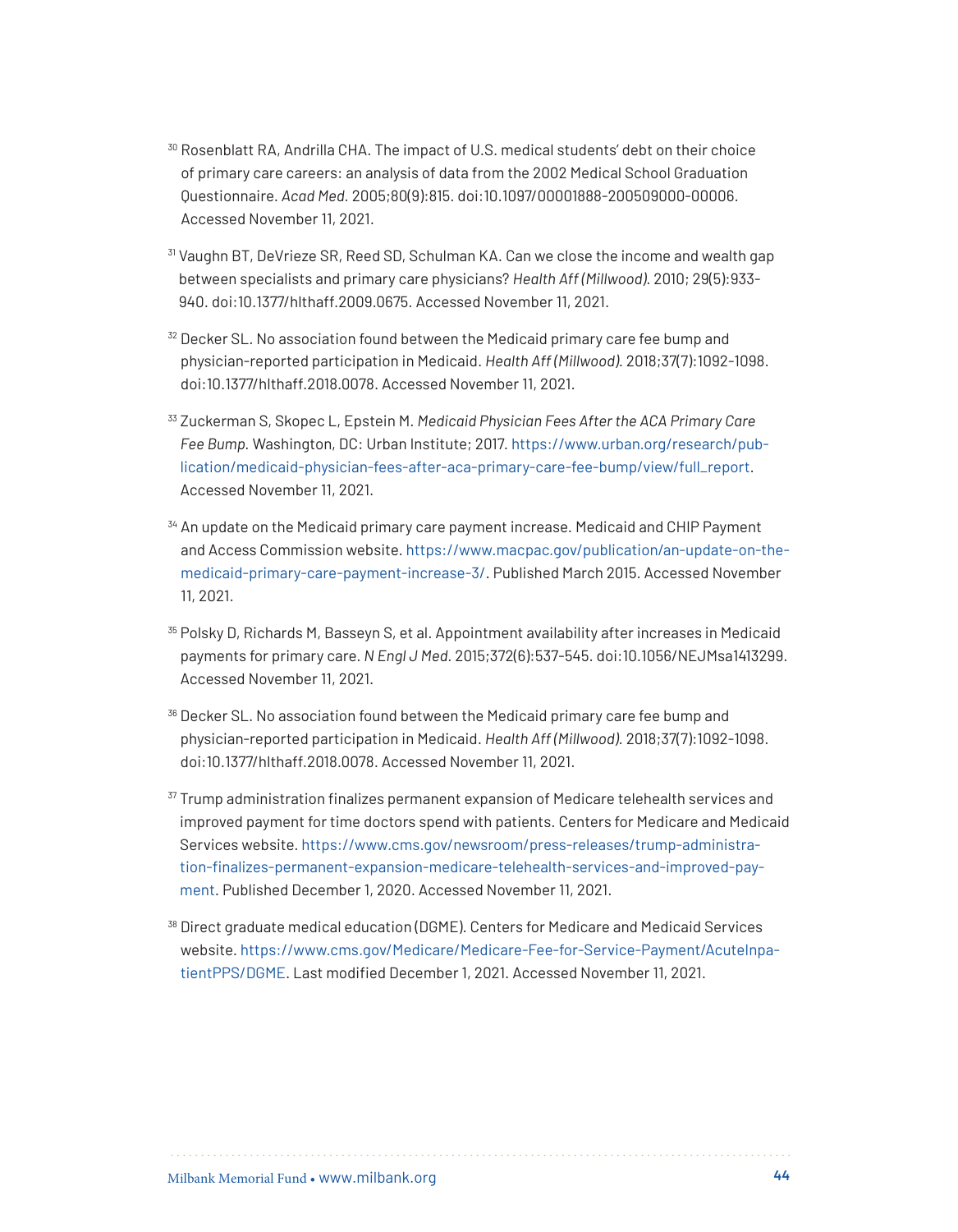[30] Rosenblatt RA, Andrilla CHA. The impact of U.S. medical students' debt on their choice of primary care careers: an analysis of data from the 2002 Medical School Graduation Questionnaire. *Acad Med.* 2005;80(9):815. doi:10.1097/00001888-200509000-00006. Accessed November 11, 2021.

[31] Vaughn BT, DeVrieze SR, Reed SD, Schulman KA. Can we close the income and wealth gap between specialists and primary care physicians? *Health Aff (Millwood).* 2010; 29(5):933-940. doi:10.1377/hlthaff.2009.0675. Accessed November 11, 2021.

[32] Decker SL. No association found between the Medicaid primary care fee bump and physician-reported participation in Medicaid. *Health Aff (Millwood).* 2018;37(7):1092-1098. doi:10.1377/hlthaff.2018.0078. Accessed November 11, 2021.

[33] Zuckerman S, Skopec L, Epstein M. *Medicaid Physician Fees After the ACA Primary Care Fee Bump.* Washington, DC: Urban Institute; 2017. https://www.urban.org/research/publication/medicaid-physician-fees-after-aca-primary-care-fee-bump/view/full_report. Accessed November 11, 2021.

[34] An update on the Medicaid primary care payment increase. Medicaid and CHIP Payment and Access Commission website. https://www.macpac.gov/publication/an-update-on-the-medicaid-primary-care-payment-increase-3/. Published March 2015. Accessed November 11, 2021.

[35] Polsky D, Richards M, Basseyn S, et al. Appointment availability after increases in Medicaid payments for primary care. *N Engl J Med.* 2015;372(6):537-545. doi:10.1056/NEJMsa1413299. Accessed November 11, 2021.

[36] Decker SL. No association found between the Medicaid primary care fee bump and physician-reported participation in Medicaid. *Health Aff (Millwood).* 2018;37(7):1092-1098. doi:10.1377/hlthaff.2018.0078. Accessed November 11, 2021.

[37] Trump administration finalizes permanent expansion of Medicare telehealth services and improved payment for time doctors spend with patients. Centers for Medicare and Medicaid Services website. https://www.cms.gov/newsroom/press-releases/trump-administration-finalizes-permanent-expansion-medicare-telehealth-services-and-improved-payment. Published December 1, 2020. Accessed November 11, 2021.

[38] Direct graduate medical education (DGME). Centers for Medicare and Medicaid Services website. https://www.cms.gov/Medicare/Medicare-Fee-for-Service-Payment/AcuteInpatientPPS/DGME. Last modified December 1, 2021. Accessed November 11, 2021.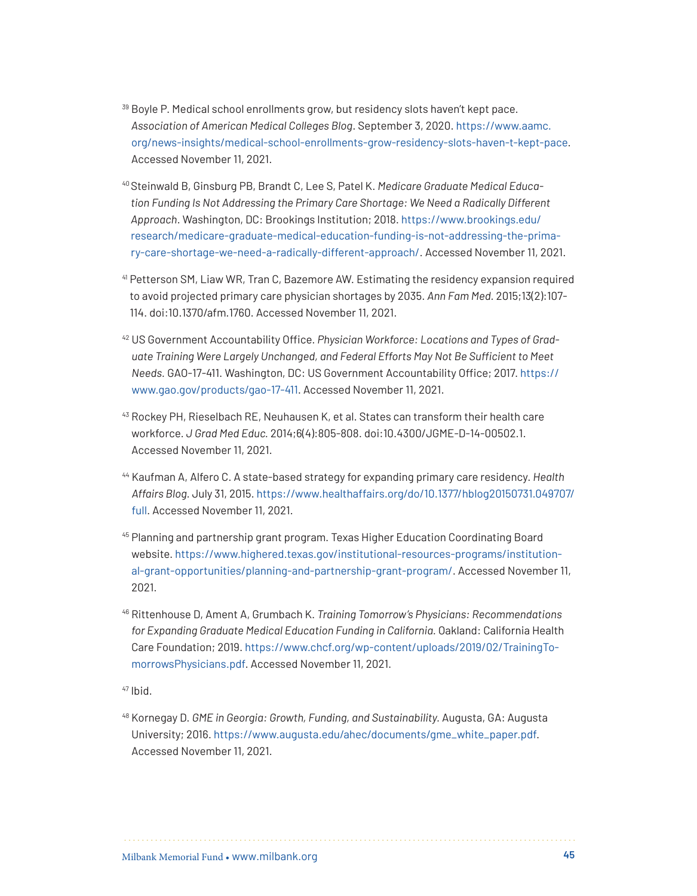[39] Boyle P. Medical school enrollments grow, but residency slots haven't kept pace. *Association of American Medical Colleges Blog*. September 3, 2020. https://www.aamc.org/news-insights/medical-school-enrollments-grow-residency-slots-haven-t-kept-pace. Accessed November 11, 2021.

[40] Steinwald B, Ginsburg PB, Brandt C, Lee S, Patel K. *Medicare Graduate Medical Education Funding Is Not Addressing the Primary Care Shortage: We Need a Radically Different Approach*. Washington, DC: Brookings Institution; 2018. https://www.brookings.edu/research/medicare-graduate-medical-education-funding-is-not-addressing-the-primary-care-shortage-we-need-a-radically-different-approach/. Accessed November 11, 2021.

[41] Petterson SM, Liaw WR, Tran C, Bazemore AW. Estimating the residency expansion required to avoid projected primary care physician shortages by 2035. *Ann Fam Med*. 2015;13(2):107–114. doi:10.1370/afm.1760. Accessed November 11, 2021.

[42] US Government Accountability Office. *Physician Workforce: Locations and Types of Graduate Training Were Largely Unchanged, and Federal Efforts May Not Be Sufficient to Meet Needs*. GAO-17-411. Washington, DC: US Government Accountability Office; 2017. https://www.gao.gov/products/gao-17-411. Accessed November 11, 2021.

[43] Rockey PH, Rieselbach RE, Neuhausen K, et al. States can transform their health care workforce. *J Grad Med Educ*. 2014;6(4):805-808. doi:10.4300/JGME-D-14-00502.1. Accessed November 11, 2021.

[44] Kaufman A, Alfero C. A state-based strategy for expanding primary care residency. *Health Affairs Blog*. July 31, 2015. https://www.healthaffairs.org/do/10.1377/hblog20150731.049707/full. Accessed November 11, 2021.

[45] Planning and partnership grant program. Texas Higher Education Coordinating Board website. https://www.highered.texas.gov/institutional-resources-programs/institutional-grant-opportunities/planning-and-partnership-grant-program/. Accessed November 11, 2021.

[46] Rittenhouse D, Ament A, Grumbach K. *Training Tomorrow's Physicians: Recommendations for Expanding Graduate Medical Education Funding in California*. Oakland: California Health Care Foundation; 2019. https://www.chcf.org/wp-content/uploads/2019/02/TrainingTomorrowsPhysicians.pdf. Accessed November 11, 2021.

[47] Ibid.

[48] Kornegay D. *GME in Georgia: Growth, Funding, and Sustainability*. Augusta, GA: Augusta University; 2016. https://www.augusta.edu/ahec/documents/gme_white_paper.pdf. Accessed November 11, 2021.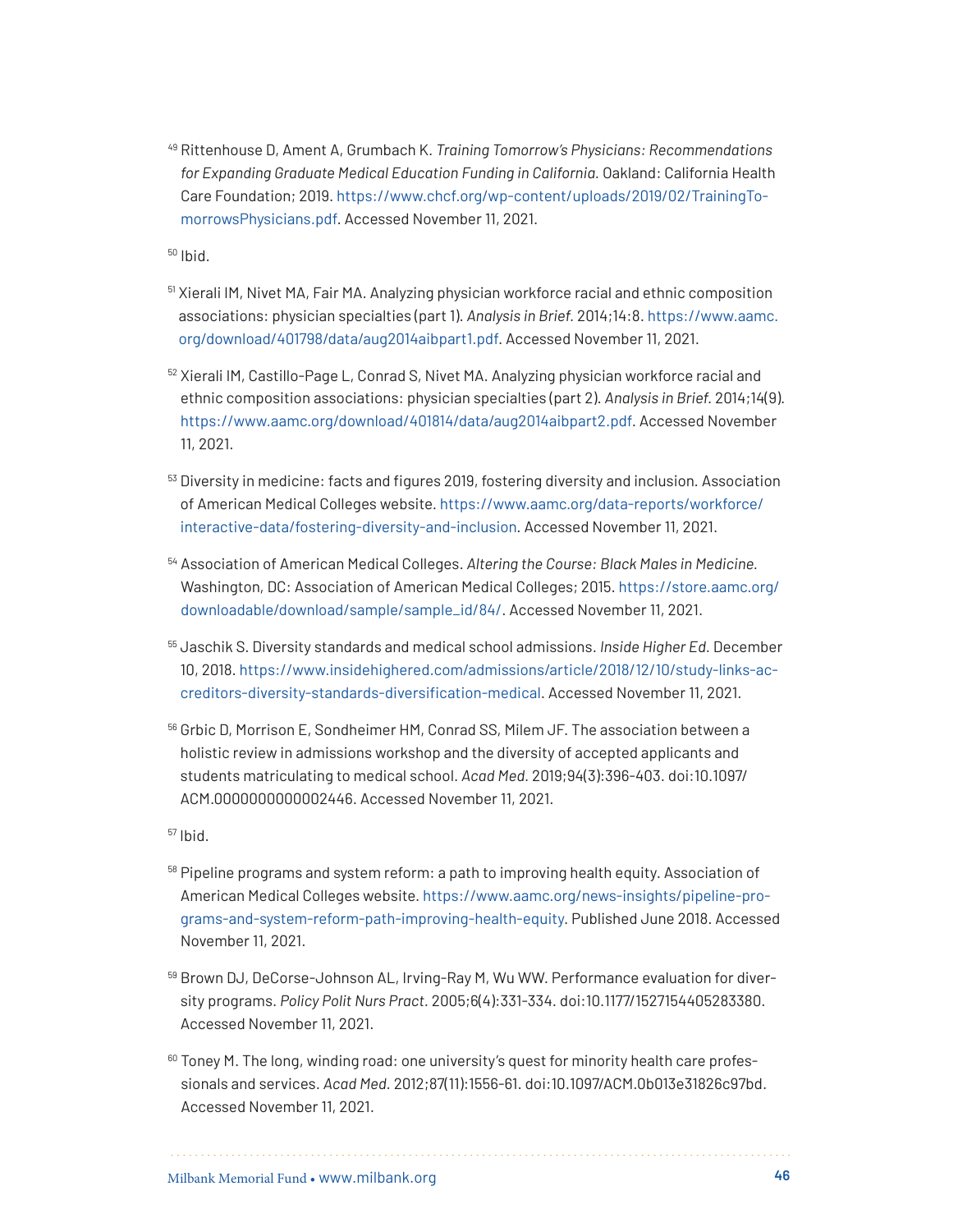[49] Rittenhouse D, Ament A, Grumbach K. *Training Tomorrow's Physicians: Recommendations for Expanding Graduate Medical Education Funding in California.* Oakland: California Health Care Foundation; 2019. https://www.chcf.org/wp-content/uploads/2019/02/TrainingTomorrowsPhysicians.pdf. Accessed November 11, 2021.

[50] Ibid.

[51] Xierali IM, Nivet MA, Fair MA. Analyzing physician workforce racial and ethnic composition associations: physician specialties (part 1). *Analysis in Brief.* 2014;14:8. https://www.aamc.org/download/401798/data/aug2014aibpart1.pdf. Accessed November 11, 2021.

[52] Xierali IM, Castillo-Page L, Conrad S, Nivet MA. Analyzing physician workforce racial and ethnic composition associations: physician specialties (part 2). *Analysis in Brief.* 2014;14(9). https://www.aamc.org/download/401814/data/aug2014aibpart2.pdf. Accessed November 11, 2021.

[53] Diversity in medicine: facts and figures 2019, fostering diversity and inclusion. Association of American Medical Colleges website. https://www.aamc.org/data-reports/workforce/interactive-data/fostering-diversity-and-inclusion. Accessed November 11, 2021.

[54] Association of American Medical Colleges. *Altering the Course: Black Males in Medicine.* Washington, DC: Association of American Medical Colleges; 2015. https://store.aamc.org/downloadable/download/sample/sample_id/84/. Accessed November 11, 2021.

[55] Jaschik S. Diversity standards and medical school admissions. *Inside Higher Ed.* December 10, 2018. https://www.insidehighered.com/admissions/article/2018/12/10/study-links-accreditors-diversity-standards-diversification-medical. Accessed November 11, 2021.

[56] Grbic D, Morrison E, Sondheimer HM, Conrad SS, Milem JF. The association between a holistic review in admissions workshop and the diversity of accepted applicants and students matriculating to medical school. *Acad Med.* 2019;94(3):396-403. doi:10.1097/ACM.0000000000002446. Accessed November 11, 2021.

[57] Ibid.

[58] Pipeline programs and system reform: a path to improving health equity. Association of American Medical Colleges website. https://www.aamc.org/news-insights/pipeline-programs-and-system-reform-path-improving-health-equity. Published June 2018. Accessed November 11, 2021.

[59] Brown DJ, DeCorse-Johnson AL, Irving-Ray M, Wu WW. Performance evaluation for diversity programs. *Policy Polit Nurs Pract.* 2005;6(4):331-334. doi:10.1177/1527154405283380. Accessed November 11, 2021.

[60] Toney M. The long, winding road: one university's quest for minority health care professionals and services. *Acad Med.* 2012;87(11):1556-61. doi:10.1097/ACM.0b013e31826c97bd. Accessed November 11, 2021.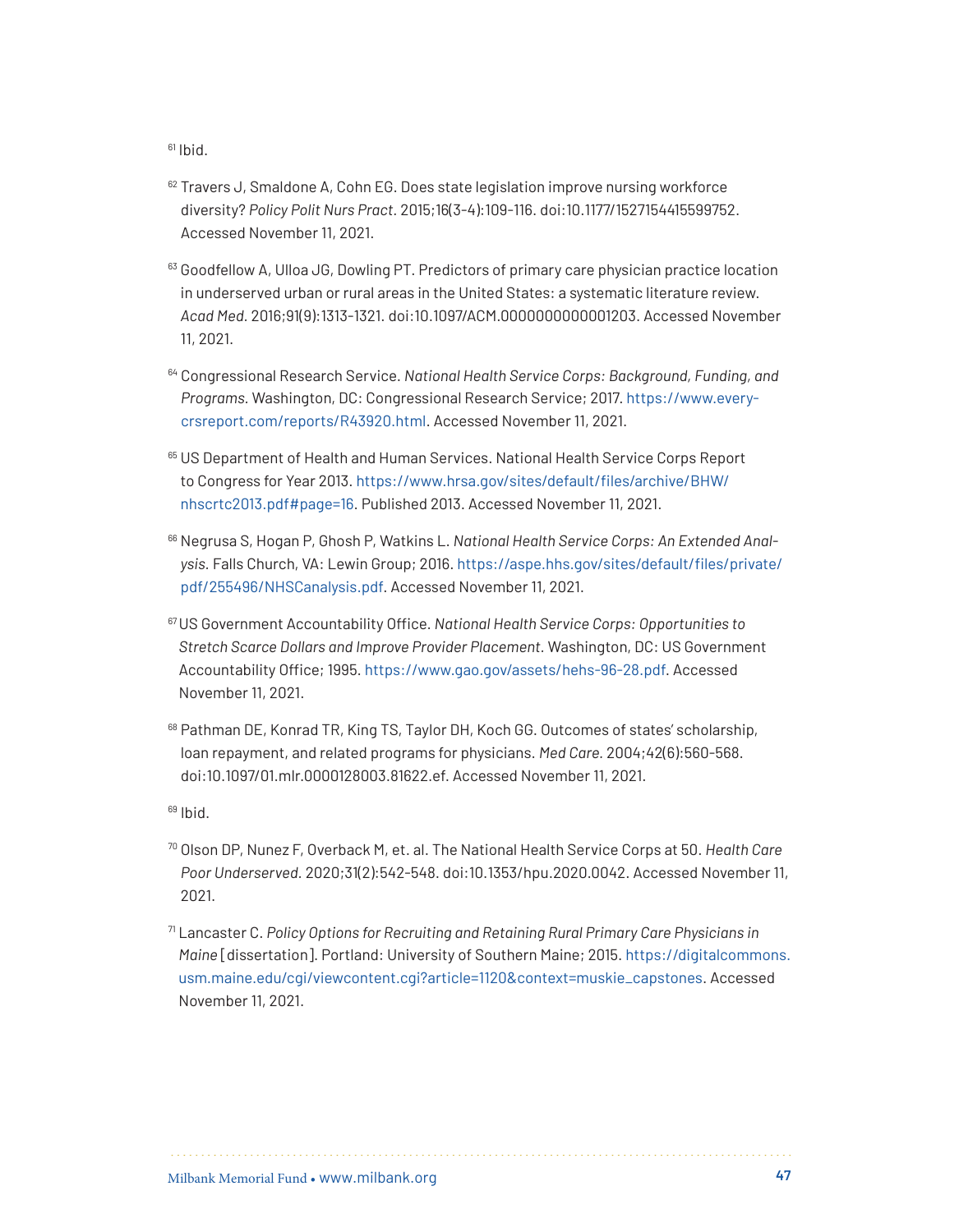[61] Ibid.

[62] Travers J, Smaldone A, Cohn EG. Does state legislation improve nursing workforce diversity? *Policy Polit Nurs Pract*. 2015;16(3-4):109-116. doi:10.1177/1527154415599752. Accessed November 11, 2021.

[63] Goodfellow A, Ulloa JG, Dowling PT. Predictors of primary care physician practice location in underserved urban or rural areas in the United States: a systematic literature review. *Acad Med*. 2016;91(9):1313-1321. doi:10.1097/ACM.0000000000001203. Accessed November 11, 2021.

[64] Congressional Research Service. *National Health Service Corps: Background, Funding, and Programs*. Washington, DC: Congressional Research Service; 2017. https://www.every-crsreport.com/reports/R43920.html. Accessed November 11, 2021.

[65] US Department of Health and Human Services. National Health Service Corps Report to Congress for Year 2013. https://www.hrsa.gov/sites/default/files/archive/BHW/nhscrtc2013.pdf#page=16. Published 2013. Accessed November 11, 2021.

[66] Negrusa S, Hogan P, Ghosh P, Watkins L. *National Health Service Corps: An Extended Analysis*. Falls Church, VA: Lewin Group; 2016. https://aspe.hhs.gov/sites/default/files/private/pdf/255496/NHSCanalysis.pdf. Accessed November 11, 2021.

[67] US Government Accountability Office. *National Health Service Corps: Opportunities to Stretch Scarce Dollars and Improve Provider Placement*. Washington, DC: US Government Accountability Office; 1995. https://www.gao.gov/assets/hehs-96-28.pdf. Accessed November 11, 2021.

[68] Pathman DE, Konrad TR, King TS, Taylor DH, Koch GG. Outcomes of states' scholarship, loan repayment, and related programs for physicians. *Med Care*. 2004;42(6):560-568. doi:10.1097/01.mlr.0000128003.81622.ef. Accessed November 11, 2021.

[69] Ibid.

[70] Olson DP, Nunez F, Overback M, et. al. The National Health Service Corps at 50. *Health Care Poor Underserved*. 2020;31(2):542-548. doi:10.1353/hpu.2020.0042. Accessed November 11, 2021.

[71] Lancaster C. *Policy Options for Recruiting and Retaining Rural Primary Care Physicians in Maine* [dissertation]. Portland: University of Southern Maine; 2015. https://digitalcommons.usm.maine.edu/cgi/viewcontent.cgi?article=1120&context=muskie_capstones. Accessed November 11, 2021.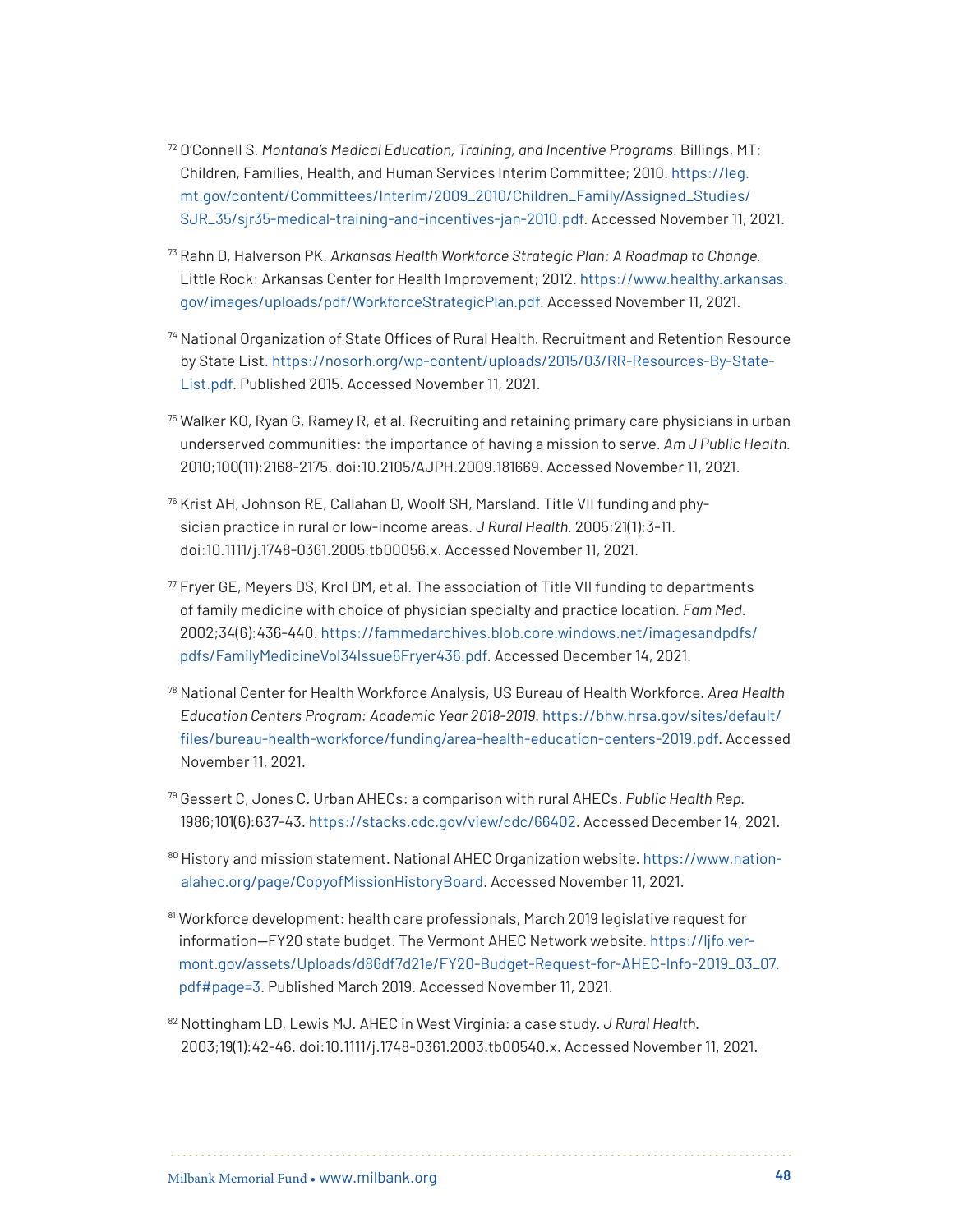[72] O'Connell S. *Montana's Medical Education, Training, and Incentive Programs*. Billings, MT: Children, Families, Health, and Human Services Interim Committee; 2010. https://leg.mt.gov/content/Committees/Interim/2009_2010/Children_Family/Assigned_Studies/SJR_35/sjr35-medical-training-and-incentives-jan-2010.pdf. Accessed November 11, 2021.

[73] Rahn D, Halverson PK. *Arkansas Health Workforce Strategic Plan: A Roadmap to Change*. Little Rock: Arkansas Center for Health Improvement; 2012. https://www.healthy.arkansas.gov/images/uploads/pdf/WorkforceStrategicPlan.pdf. Accessed November 11, 2021.

[74] National Organization of State Offices of Rural Health. Recruitment and Retention Resource by State List. https://nosorh.org/wp-content/uploads/2015/03/RR-Resources-By-State-List.pdf. Published 2015. Accessed November 11, 2021.

[75] Walker KO, Ryan G, Ramey R, et al. Recruiting and retaining primary care physicians in urban underserved communities: the importance of having a mission to serve. *Am J Public Health*. 2010;100(11):2168-2175. doi:10.2105/AJPH.2009.181669. Accessed November 11, 2021.

[76] Krist AH, Johnson RE, Callahan D, Woolf SH, Marsland. Title VII funding and physician practice in rural or low-income areas. *J Rural Health*. 2005;21(1):3-11. doi:10.1111/j.1748-0361.2005.tb00056.x. Accessed November 11, 2021.

[77] Fryer GE, Meyers DS, Krol DM, et al. The association of Title VII funding to departments of family medicine with choice of physician specialty and practice location. *Fam Med*. 2002;34(6):436-440. https://fammedarchives.blob.core.windows.net/imagesandpdfs/pdfs/FamilyMedicineVol34Issue6Fryer436.pdf. Accessed December 14, 2021.

[78] National Center for Health Workforce Analysis, US Bureau of Health Workforce. *Area Health Education Centers Program: Academic Year 2018-2019*. https://bhw.hrsa.gov/sites/default/files/bureau-health-workforce/funding/area-health-education-centers-2019.pdf. Accessed November 11, 2021.

[79] Gessert C, Jones C. Urban AHECs: a comparison with rural AHECs. *Public Health Rep*. 1986;101(6):637-43. https://stacks.cdc.gov/view/cdc/66402. Accessed December 14, 2021.

[80] History and mission statement. National AHEC Organization website. https://www.nationalahec.org/page/CopyofMissionHistoryBoard. Accessed November 11, 2021.

[81] Workforce development: health care professionals, March 2019 legislative request for information—FY20 state budget. The Vermont AHEC Network website. https://ljfo.vermont.gov/assets/Uploads/d86df7d21e/FY20-Budget-Request-for-AHEC-Info-2019_03_07.pdf#page=3. Published March 2019. Accessed November 11, 2021.

[82] Nottingham LD, Lewis MJ. AHEC in West Virginia: a case study. *J Rural Health*. 2003;19(1):42-46. doi:10.1111/j.1748-0361.2003.tb00540.x. Accessed November 11, 2021.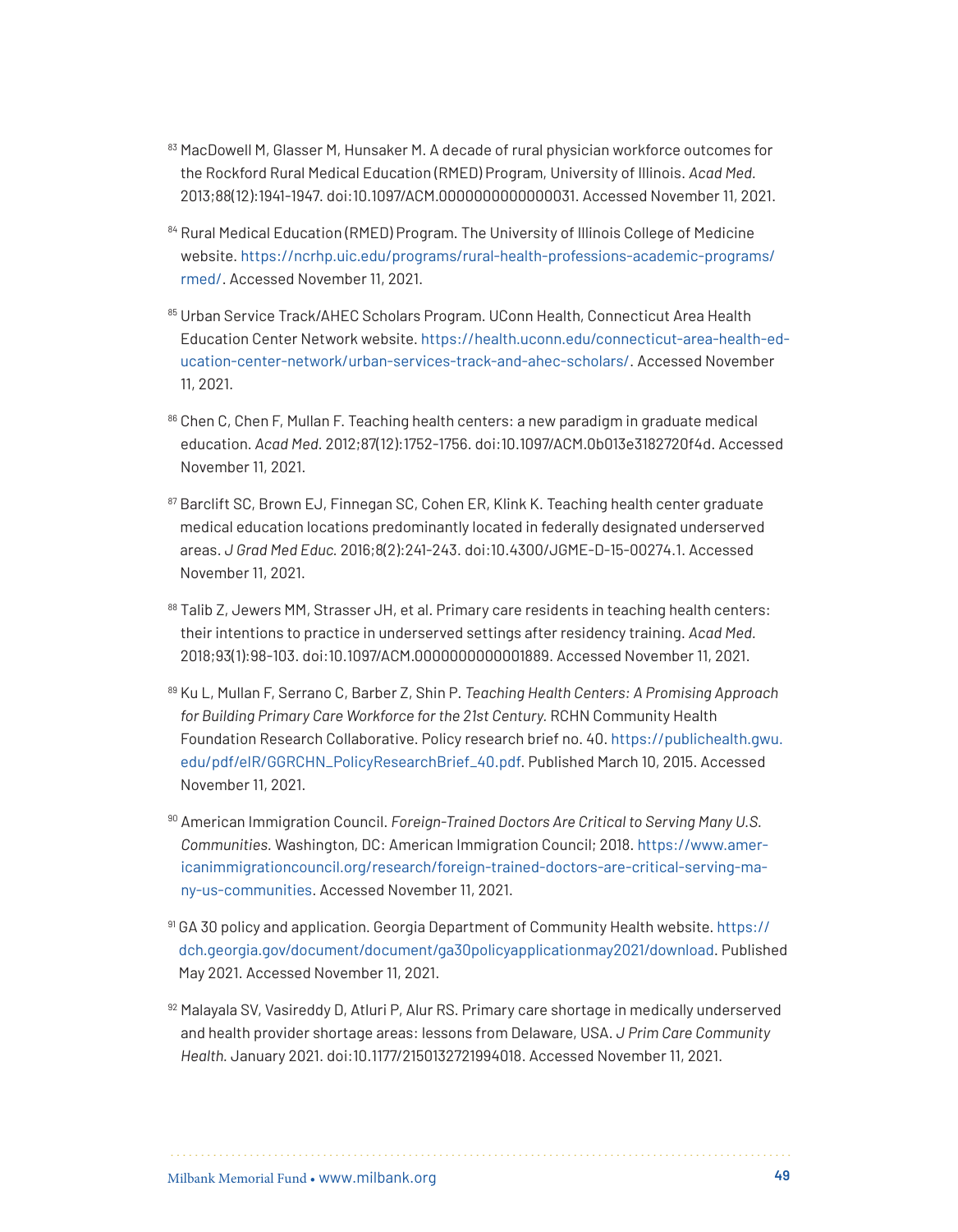[83] MacDowell M, Glasser M, Hunsaker M. A decade of rural physician workforce outcomes for the Rockford Rural Medical Education (RMED) Program, University of Illinois. *Acad Med.* 2013;88(12):1941-1947. doi:10.1097/ACM.0000000000000031. Accessed November 11, 2021.

[84] Rural Medical Education (RMED) Program. The University of Illinois College of Medicine website. https://ncrhp.uic.edu/programs/rural-health-professions-academic-programs/rmed/. Accessed November 11, 2021.

[85] Urban Service Track/AHEC Scholars Program. UConn Health, Connecticut Area Health Education Center Network website. https://health.uconn.edu/connecticut-area-health-education-center-network/urban-services-track-and-ahec-scholars/. Accessed November 11, 2021.

[86] Chen C, Chen F, Mullan F. Teaching health centers: a new paradigm in graduate medical education. *Acad Med.* 2012;87(12):1752-1756. doi:10.1097/ACM.0b013e3182720f4d. Accessed November 11, 2021.

[87] Barclift SC, Brown EJ, Finnegan SC, Cohen ER, Klink K. Teaching health center graduate medical education locations predominantly located in federally designated underserved areas. *J Grad Med Educ.* 2016;8(2):241-243. doi:10.4300/JGME-D-15-00274.1. Accessed November 11, 2021.

[88] Talib Z, Jewers MM, Strasser JH, et al. Primary care residents in teaching health centers: their intentions to practice in underserved settings after residency training. *Acad Med.* 2018;93(1):98-103. doi:10.1097/ACM.0000000000001889. Accessed November 11, 2021.

[89] Ku L, Mullan F, Serrano C, Barber Z, Shin P. *Teaching Health Centers: A Promising Approach for Building Primary Care Workforce for the 21st Century.* RCHN Community Health Foundation Research Collaborative. Policy research brief no. 40. https://publichealth.gwu.edu/pdf/eIR/GGRCHN_PolicyResearchBrief_40.pdf. Published March 10, 2015. Accessed November 11, 2021.

[90] American Immigration Council. *Foreign-Trained Doctors Are Critical to Serving Many U.S. Communities.* Washington, DC: American Immigration Council; 2018. https://www.americanimmigrationcouncil.org/research/foreign-trained-doctors-are-critical-serving-many-us-communities. Accessed November 11, 2021.

[91] GA 30 policy and application. Georgia Department of Community Health website. https://dch.georgia.gov/document/document/ga30policyapplicationmay2021/download. Published May 2021. Accessed November 11, 2021.

[92] Malayala SV, Vasireddy D, Atluri P, Alur RS. Primary care shortage in medically underserved and health provider shortage areas: lessons from Delaware, USA. *J Prim Care Community Health.* January 2021. doi:10.1177/2150132721994018. Accessed November 11, 2021.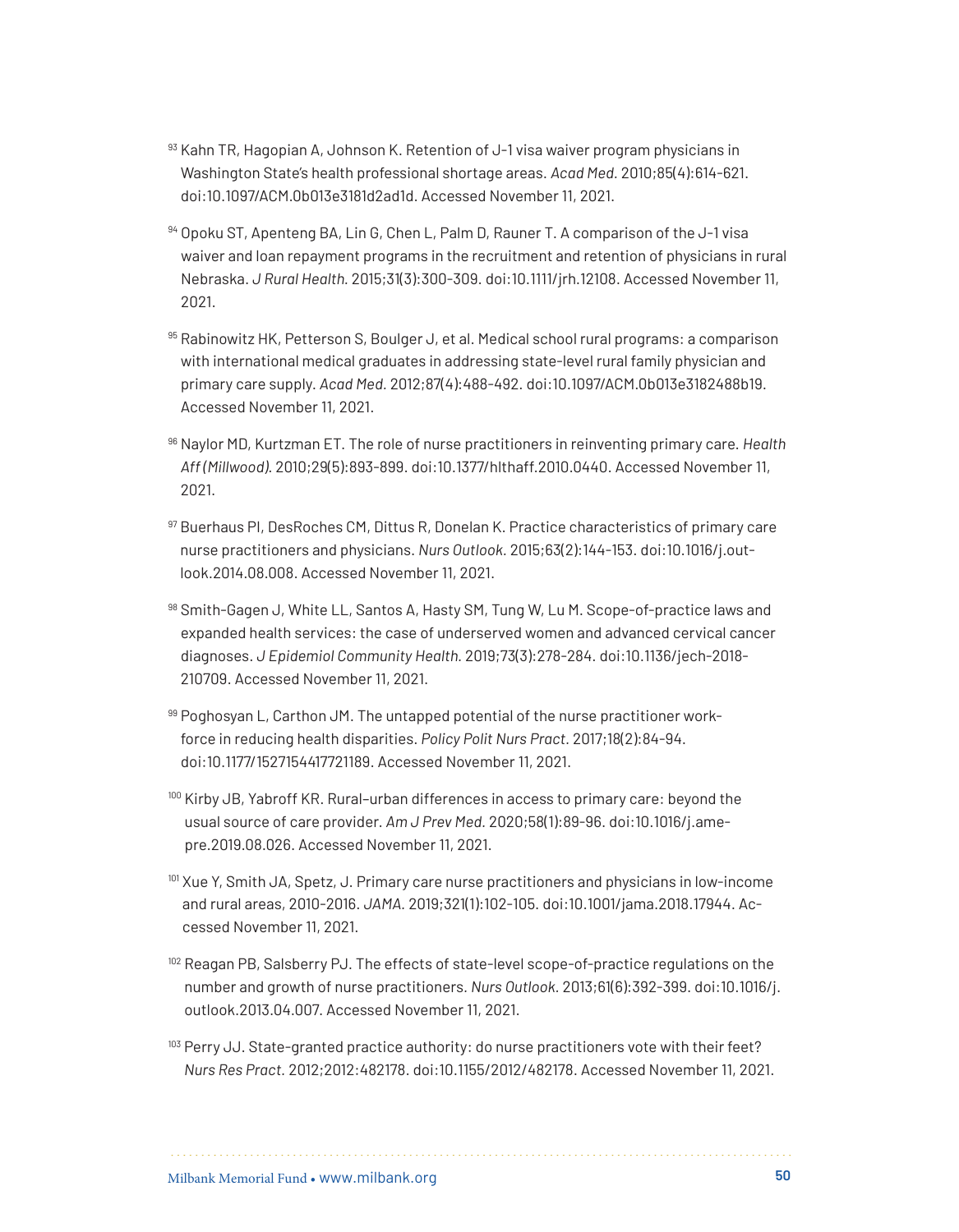[93] Kahn TR, Hagopian A, Johnson K. Retention of J-1 visa waiver program physicians in Washington State's health professional shortage areas. *Acad Med.* 2010;85(4):614-621. doi:10.1097/ACM.0b013e3181d2ad1d. Accessed November 11, 2021.

[94] Opoku ST, Apenteng BA, Lin G, Chen L, Palm D, Rauner T. A comparison of the J-1 visa waiver and loan repayment programs in the recruitment and retention of physicians in rural Nebraska. *J Rural Health.* 2015;31(3):300-309. doi:10.1111/jrh.12108. Accessed November 11, 2021.

[95] Rabinowitz HK, Petterson S, Boulger J, et al. Medical school rural programs: a comparison with international medical graduates in addressing state-level rural family physician and primary care supply. *Acad Med.* 2012;87(4):488-492. doi:10.1097/ACM.0b013e3182488b19. Accessed November 11, 2021.

[96] Naylor MD, Kurtzman ET. The role of nurse practitioners in reinventing primary care. *Health Aff (Millwood).* 2010;29(5):893-899. doi:10.1377/hlthaff.2010.0440. Accessed November 11, 2021.

[97] Buerhaus PI, DesRoches CM, Dittus R, Donelan K. Practice characteristics of primary care nurse practitioners and physicians. *Nurs Outlook.* 2015;63(2):144-153. doi:10.1016/j.outlook.2014.08.008. Accessed November 11, 2021.

[98] Smith-Gagen J, White LL, Santos A, Hasty SM, Tung W, Lu M. Scope-of-practice laws and expanded health services: the case of underserved women and advanced cervical cancer diagnoses. *J Epidemiol Community Health.* 2019;73(3):278-284. doi:10.1136/jech-2018-210709. Accessed November 11, 2021.

[99] Poghosyan L, Carthon JM. The untapped potential of the nurse practitioner workforce in reducing health disparities. *Policy Polit Nurs Pract.* 2017;18(2):84-94. doi:10.1177/1527154417721189. Accessed November 11, 2021.

[100] Kirby JB, Yabroff KR. Rural–urban differences in access to primary care: beyond the usual source of care provider. *Am J Prev Med.* 2020;58(1):89-96. doi:10.1016/j.amepre.2019.08.026. Accessed November 11, 2021.

[101] Xue Y, Smith JA, Spetz, J. Primary care nurse practitioners and physicians in low-income and rural areas, 2010-2016. *JAMA.* 2019;321(1):102-105. doi:10.1001/jama.2018.17944. Accessed November 11, 2021.

[102] Reagan PB, Salsberry PJ. The effects of state-level scope-of-practice regulations on the number and growth of nurse practitioners. *Nurs Outlook.* 2013;61(6):392-399. doi:10.1016/j.outlook.2013.04.007. Accessed November 11, 2021.

[103] Perry JJ. State-granted practice authority: do nurse practitioners vote with their feet? *Nurs Res Pract.* 2012;2012:482178. doi:10.1155/2012/482178. Accessed November 11, 2021.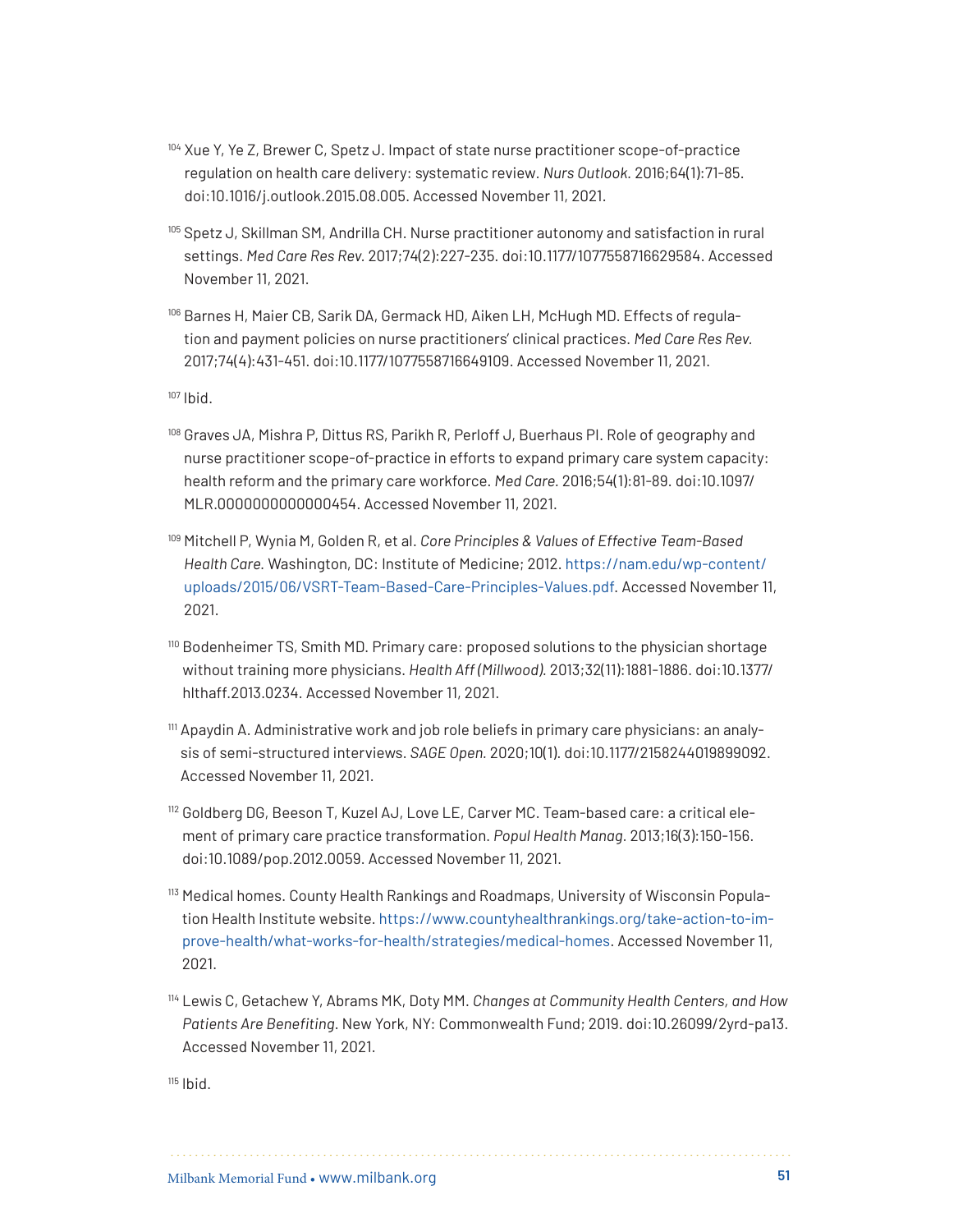[104] Xue Y, Ye Z, Brewer C, Spetz J. Impact of state nurse practitioner scope-of-practice regulation on health care delivery: systematic review. *Nurs Outlook.* 2016;64(1):71-85. doi:10.1016/j.outlook.2015.08.005. Accessed November 11, 2021.

[105] Spetz J, Skillman SM, Andrilla CH. Nurse practitioner autonomy and satisfaction in rural settings. *Med Care Res Rev.* 2017;74(2):227-235. doi:10.1177/1077558716629584. Accessed November 11, 2021.

[106] Barnes H, Maier CB, Sarik DA, Germack HD, Aiken LH, McHugh MD. Effects of regulation and payment policies on nurse practitioners' clinical practices. *Med Care Res Rev.* 2017;74(4):431-451. doi:10.1177/1077558716649109. Accessed November 11, 2021.

[107] Ibid.

[108] Graves JA, Mishra P, Dittus RS, Parikh R, Perloff J, Buerhaus PI. Role of geography and nurse practitioner scope-of-practice in efforts to expand primary care system capacity: health reform and the primary care workforce. *Med Care.* 2016;54(1):81-89. doi:10.1097/MLR.0000000000000454. Accessed November 11, 2021.

[109] Mitchell P, Wynia M, Golden R, et al. *Core Principles & Values of Effective Team-Based Health Care.* Washington, DC: Institute of Medicine; 2012. https://nam.edu/wp-content/uploads/2015/06/VSRT-Team-Based-Care-Principles-Values.pdf. Accessed November 11, 2021.

[110] Bodenheimer TS, Smith MD. Primary care: proposed solutions to the physician shortage without training more physicians. *Health Aff (Millwood).* 2013;32(11):1881-1886. doi:10.1377/hlthaff.2013.0234. Accessed November 11, 2021.

[111] Apaydin A. Administrative work and job role beliefs in primary care physicians: an analysis of semi-structured interviews. *SAGE Open.* 2020;10(1). doi:10.1177/2158244019899092. Accessed November 11, 2021.

[112] Goldberg DG, Beeson T, Kuzel AJ, Love LE, Carver MC. Team-based care: a critical element of primary care practice transformation. *Popul Health Manag.* 2013;16(3):150-156. doi:10.1089/pop.2012.0059. Accessed November 11, 2021.

[113] Medical homes. County Health Rankings and Roadmaps, University of Wisconsin Population Health Institute website. https://www.countyhealthrankings.org/take-action-to-improve-health/what-works-for-health/strategies/medical-homes. Accessed November 11, 2021.

[114] Lewis C, Getachew Y, Abrams MK, Doty MM. *Changes at Community Health Centers, and How Patients Are Benefiting.* New York, NY: Commonwealth Fund; 2019. doi:10.26099/2yrd-pa13. Accessed November 11, 2021.

[115] Ibid.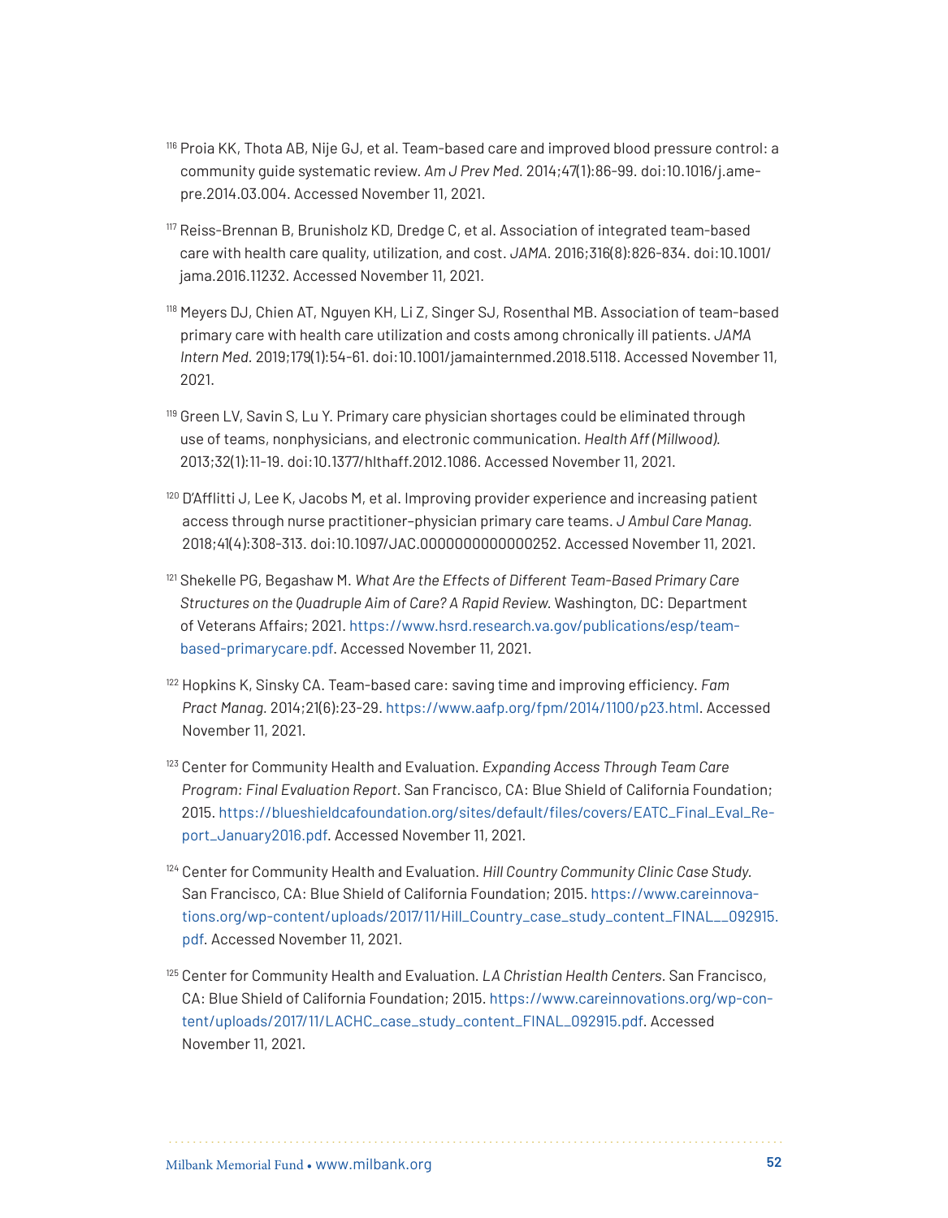[116] Proia KK, Thota AB, Nije GJ, et al. Team-based care and improved blood pressure control: a community guide systematic review. *Am J Prev Med.* 2014;47(1):86-99. doi:10.1016/j.amepre.2014.03.004. Accessed November 11, 2021.

[117] Reiss-Brennan B, Brunisholz KD, Dredge C, et al. Association of integrated team-based care with health care quality, utilization, and cost. *JAMA*. 2016;316(8):826-834. doi:10.1001/jama.2016.11232. Accessed November 11, 2021.

[118] Meyers DJ, Chien AT, Nguyen KH, Li Z, Singer SJ, Rosenthal MB. Association of team-based primary care with health care utilization and costs among chronically ill patients. *JAMA Intern Med.* 2019;179(1):54-61. doi:10.1001/jamainternmed.2018.5118. Accessed November 11, 2021.

[119] Green LV, Savin S, Lu Y. Primary care physician shortages could be eliminated through use of teams, nonphysicians, and electronic communication. *Health Aff (Millwood).* 2013;32(1):11-19. doi:10.1377/hlthaff.2012.1086. Accessed November 11, 2021.

[120] D'Afflitti J, Lee K, Jacobs M, et al. Improving provider experience and increasing patient access through nurse practitioner–physician primary care teams. *J Ambul Care Manag.* 2018;41(4):308-313. doi:10.1097/JAC.0000000000000252. Accessed November 11, 2021.

[121] Shekelle PG, Begashaw M. *What Are the Effects of Different Team-Based Primary Care Structures on the Quadruple Aim of Care? A Rapid Review.* Washington, DC: Department of Veterans Affairs; 2021. https://www.hsrd.research.va.gov/publications/esp/team-based-primarycare.pdf. Accessed November 11, 2021.

[122] Hopkins K, Sinsky CA. Team-based care: saving time and improving efficiency. *Fam Pract Manag.* 2014;21(6):23-29. https://www.aafp.org/fpm/2014/1100/p23.html. Accessed November 11, 2021.

[123] Center for Community Health and Evaluation. *Expanding Access Through Team Care Program: Final Evaluation Report*. San Francisco, CA: Blue Shield of California Foundation; 2015. https://blueshieldcafoundation.org/sites/default/files/covers/EATC_Final_Eval_Report_January2016.pdf. Accessed November 11, 2021.

[124] Center for Community Health and Evaluation. *Hill Country Community Clinic Case Study.* San Francisco, CA: Blue Shield of California Foundation; 2015. https://www.careinnovations.org/wp-content/uploads/2017/11/Hill_Country_case_study_content_FINAL__092915.pdf. Accessed November 11, 2021.

[125] Center for Community Health and Evaluation. *LA Christian Health Centers*. San Francisco, CA: Blue Shield of California Foundation; 2015. https://www.careinnovations.org/wp-content/uploads/2017/11/LACHC_case_study_content_FINAL_092915.pdf. Accessed November 11, 2021.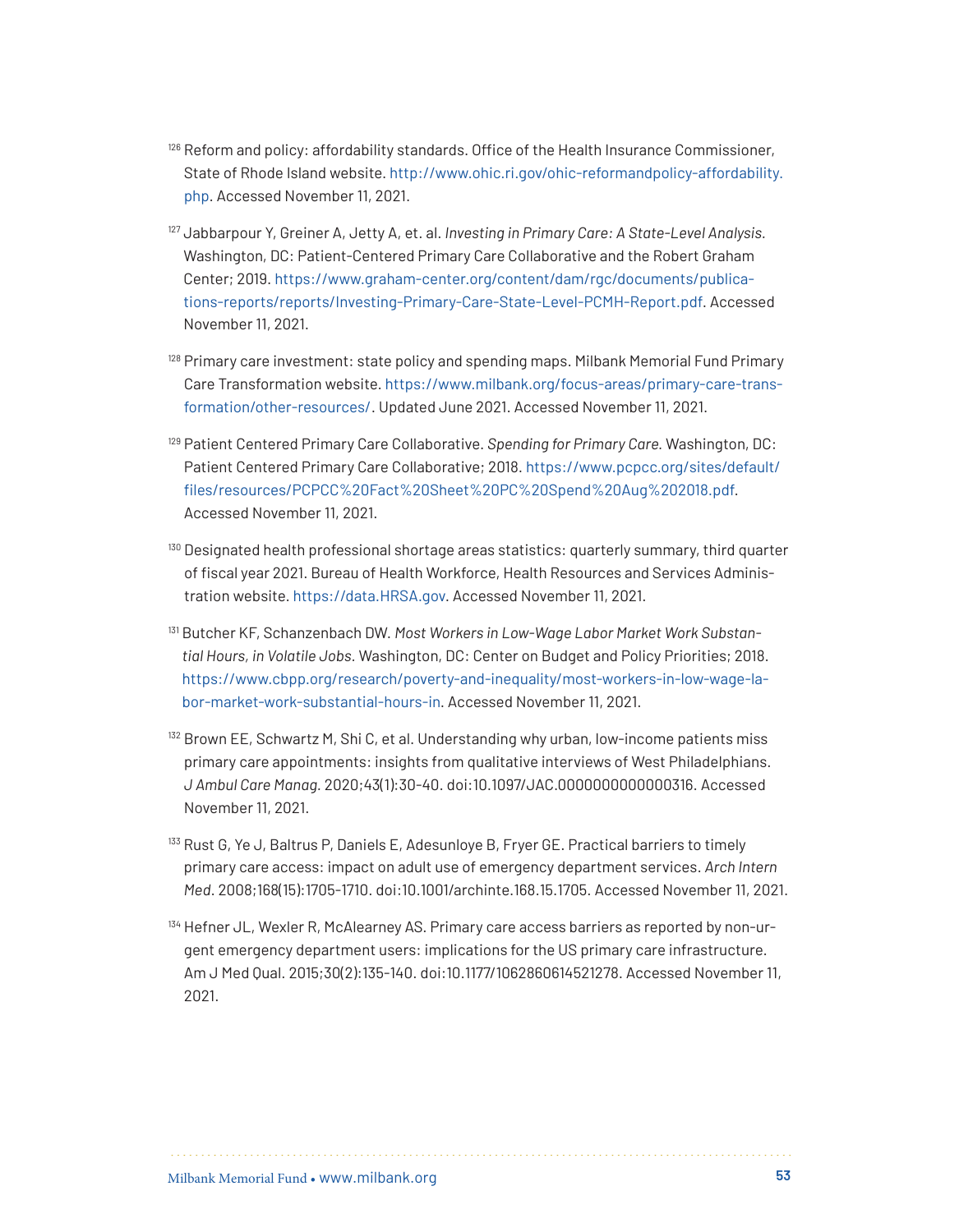[126] Reform and policy: affordability standards. Office of the Health Insurance Commissioner, State of Rhode Island website. http://www.ohic.ri.gov/ohic-reformandpolicy-affordability.php. Accessed November 11, 2021.

[127] Jabbarpour Y, Greiner A, Jetty A, et. al. *Investing in Primary Care: A State-Level Analysis.* Washington, DC: Patient-Centered Primary Care Collaborative and the Robert Graham Center; 2019. https://www.graham-center.org/content/dam/rgc/documents/publications-reports/reports/Investing-Primary-Care-State-Level-PCMH-Report.pdf. Accessed November 11, 2021.

[128] Primary care investment: state policy and spending maps. Milbank Memorial Fund Primary Care Transformation website. https://www.milbank.org/focus-areas/primary-care-transformation/other-resources/. Updated June 2021. Accessed November 11, 2021.

[129] Patient Centered Primary Care Collaborative. *Spending for Primary Care.* Washington, DC: Patient Centered Primary Care Collaborative; 2018. https://www.pcpcc.org/sites/default/files/resources/PCPCC%20Fact%20Sheet%20PC%20Spend%20Aug%202018.pdf. Accessed November 11, 2021.

[130] Designated health professional shortage areas statistics: quarterly summary, third quarter of fiscal year 2021. Bureau of Health Workforce, Health Resources and Services Administration website. https://data.HRSA.gov. Accessed November 11, 2021.

[131] Butcher KF, Schanzenbach DW. *Most Workers in Low-Wage Labor Market Work Substantial Hours, in Volatile Jobs.* Washington, DC: Center on Budget and Policy Priorities; 2018. https://www.cbpp.org/research/poverty-and-inequality/most-workers-in-low-wage-labor-market-work-substantial-hours-in. Accessed November 11, 2021.

[132] Brown EE, Schwartz M, Shi C, et al. Understanding why urban, low-income patients miss primary care appointments: insights from qualitative interviews of West Philadelphians. *J Ambul Care Manag.* 2020;43(1):30-40. doi:10.1097/JAC.0000000000000316. Accessed November 11, 2021.

[133] Rust G, Ye J, Baltrus P, Daniels E, Adesunloye B, Fryer GE. Practical barriers to timely primary care access: impact on adult use of emergency department services. *Arch Intern Med.* 2008;168(15):1705-1710. doi:10.1001/archinte.168.15.1705. Accessed November 11, 2021.

[134] Hefner JL, Wexler R, McAlearney AS. Primary care access barriers as reported by non-urgent emergency department users: implications for the US primary care infrastructure. Am J Med Qual. 2015;30(2):135-140. doi:10.1177/1062860614521278. Accessed November 11, 2021.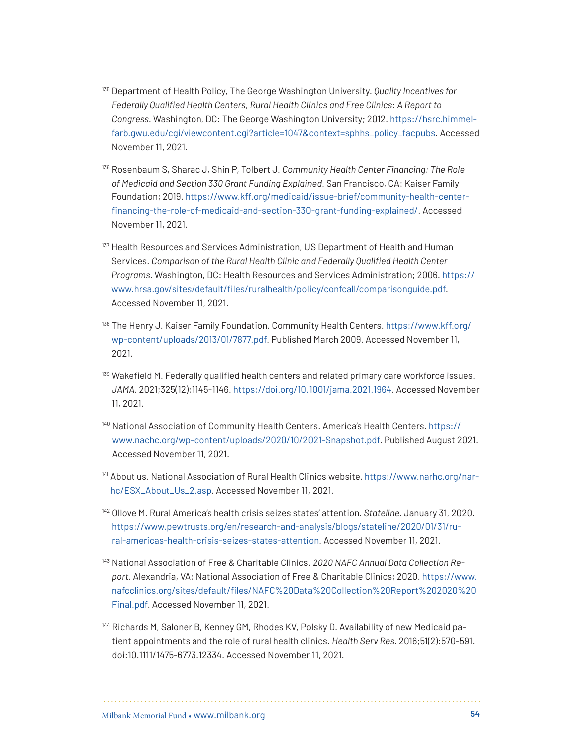[135] Department of Health Policy, The George Washington University. *Quality Incentives for Federally Qualified Health Centers, Rural Health Clinics and Free Clinics: A Report to Congress*. Washington, DC: The George Washington University; 2012. https://hsrc.himmelfarb.gwu.edu/cgi/viewcontent.cgi?article=1047&context=sphhs_policy_facpubs. Accessed November 11, 2021.

[136] Rosenbaum S, Sharac J, Shin P, Tolbert J. *Community Health Center Financing: The Role of Medicaid and Section 330 Grant Funding Explained*. San Francisco, CA: Kaiser Family Foundation; 2019. https://www.kff.org/medicaid/issue-brief/community-health-center-financing-the-role-of-medicaid-and-section-330-grant-funding-explained/. Accessed November 11, 2021.

[137] Health Resources and Services Administration, US Department of Health and Human Services. *Comparison of the Rural Health Clinic and Federally Qualified Health Center Programs*. Washington, DC: Health Resources and Services Administration; 2006. https://www.hrsa.gov/sites/default/files/ruralhealth/policy/confcall/comparisonguide.pdf. Accessed November 11, 2021.

[138] The Henry J. Kaiser Family Foundation. Community Health Centers. https://www.kff.org/wp-content/uploads/2013/01/7877.pdf. Published March 2009. Accessed November 11, 2021.

[139] Wakefield M. Federally qualified health centers and related primary care workforce issues. *JAMA*. 2021;325(12):1145-1146. https://doi.org/10.1001/jama.2021.1964. Accessed November 11, 2021.

[140] National Association of Community Health Centers. America's Health Centers. https://www.nachc.org/wp-content/uploads/2020/10/2021-Snapshot.pdf. Published August 2021. Accessed November 11, 2021.

[141] About us. National Association of Rural Health Clinics website. https://www.narhc.org/narhc/ESX_About_Us_2.asp. Accessed November 11, 2021.

[142] Ollove M. Rural America's health crisis seizes states' attention. *Stateline*. January 31, 2020. https://www.pewtrusts.org/en/research-and-analysis/blogs/stateline/2020/01/31/rural-americas-health-crisis-seizes-states-attention. Accessed November 11, 2021.

[143] National Association of Free & Charitable Clinics. *2020 NAFC Annual Data Collection Report*. Alexandria, VA: National Association of Free & Charitable Clinics; 2020. https://www.nafcclinics.org/sites/default/files/NAFC%20Data%20Collection%20Report%202020%20Final.pdf. Accessed November 11, 2021.

[144] Richards M, Saloner B, Kenney GM, Rhodes KV, Polsky D. Availability of new Medicaid patient appointments and the role of rural health clinics. *Health Serv Res*. 2016;51(2):570-591. doi:10.1111/1475-6773.12334. Accessed November 11, 2021.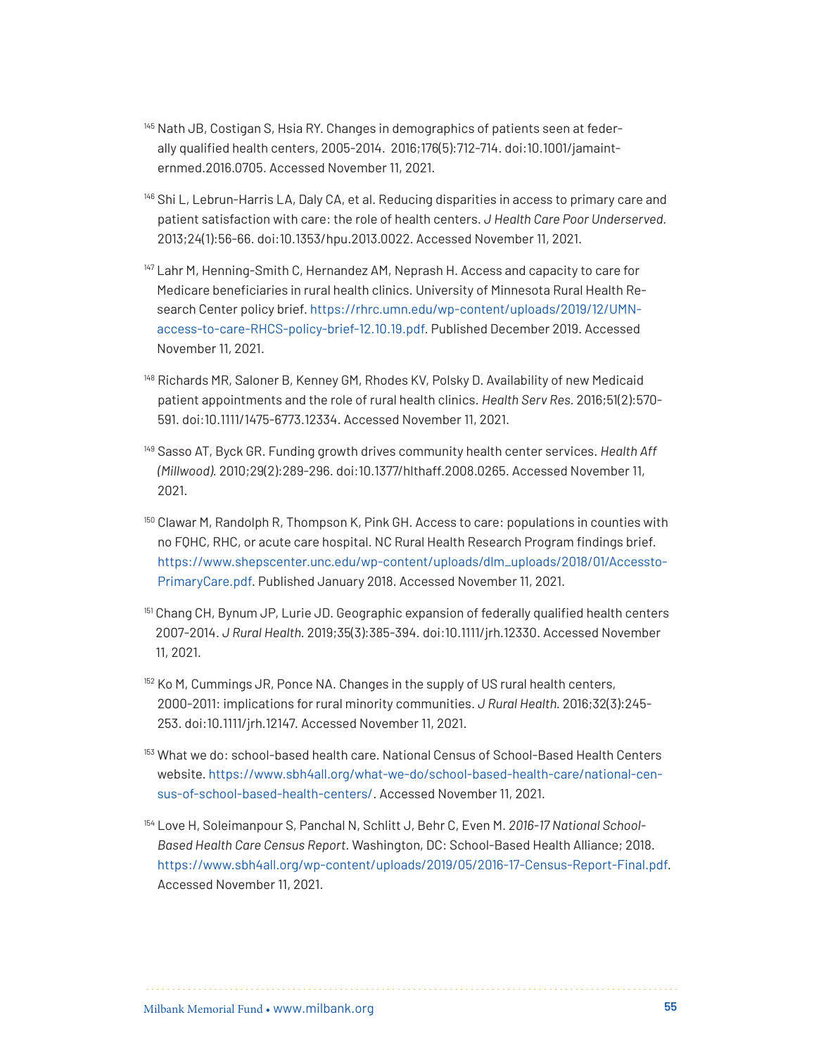[145] Nath JB, Costigan S, Hsia RY. Changes in demographics of patients seen at federally qualified health centers, 2005-2014. 2016;176(5):712-714. doi:10.1001/jamainternmed.2016.0705. Accessed November 11, 2021.

[146] Shi L, Lebrun-Harris LA, Daly CA, et al. Reducing disparities in access to primary care and patient satisfaction with care: the role of health centers. *J Health Care Poor Underserved.* 2013;24(1):56-66. doi:10.1353/hpu.2013.0022. Accessed November 11, 2021.

[147] Lahr M, Henning-Smith C, Hernandez AM, Neprash H. Access and capacity to care for Medicare beneficiaries in rural health clinics. University of Minnesota Rural Health Research Center policy brief. https://rhrc.umn.edu/wp-content/uploads/2019/12/UMN-access-to-care-RHCS-policy-brief-12.10.19.pdf. Published December 2019. Accessed November 11, 2021.

[148] Richards MR, Saloner B, Kenney GM, Rhodes KV, Polsky D. Availability of new Medicaid patient appointments and the role of rural health clinics. *Health Serv Res.* 2016;51(2):570-591. doi:10.1111/1475-6773.12334. Accessed November 11, 2021.

[149] Sasso AT, Byck GR. Funding growth drives community health center services. *Health Aff (Millwood).* 2010;29(2):289-296. doi:10.1377/hlthaff.2008.0265. Accessed November 11, 2021.

[150] Clawar M, Randolph R, Thompson K, Pink GH. Access to care: populations in counties with no FQHC, RHC, or acute care hospital. NC Rural Health Research Program findings brief. https://www.shepscenter.unc.edu/wp-content/uploads/dlm_uploads/2018/01/Accessto-PrimaryCare.pdf. Published January 2018. Accessed November 11, 2021.

[151] Chang CH, Bynum JP, Lurie JD. Geographic expansion of federally qualified health centers 2007-2014. *J Rural Health.* 2019;35(3):385-394. doi:10.1111/jrh.12330. Accessed November 11, 2021.

[152] Ko M, Cummings JR, Ponce NA. Changes in the supply of US rural health centers, 2000-2011: implications for rural minority communities. *J Rural Health.* 2016;32(3):245-253. doi:10.1111/jrh.12147. Accessed November 11, 2021.

[153] What we do: school-based health care. National Census of School-Based Health Centers website. https://www.sbh4all.org/what-we-do/school-based-health-care/national-census-of-school-based-health-centers/. Accessed November 11, 2021.

[154] Love H, Soleimanpour S, Panchal N, Schlitt J, Behr C, Even M. *2016-17 National School-Based Health Care Census Report.* Washington, DC: School-Based Health Alliance; 2018. https://www.sbh4all.org/wp-content/uploads/2019/05/2016-17-Census-Report-Final.pdf. Accessed November 11, 2021.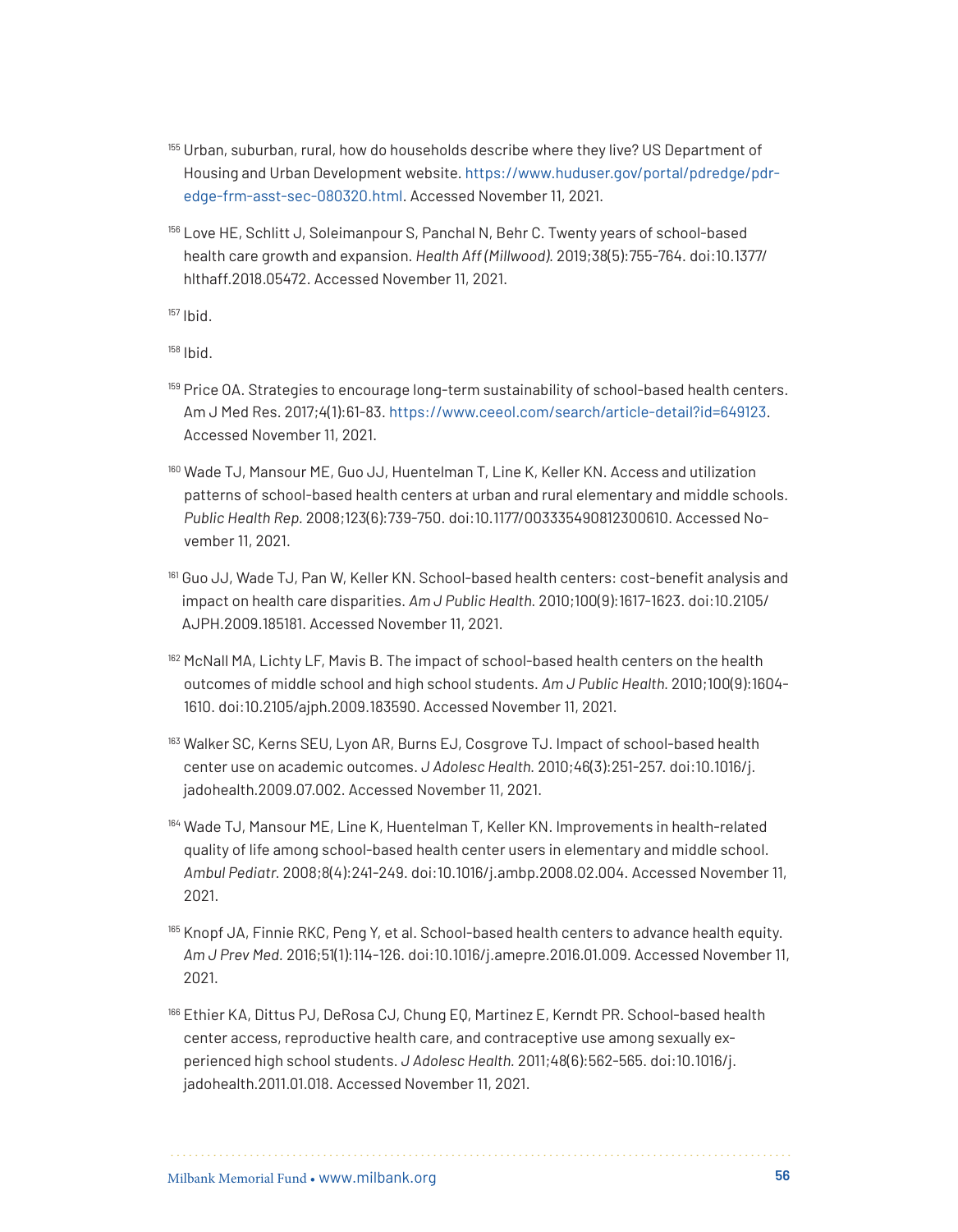[155] Urban, suburban, rural, how do households describe where they live? US Department of Housing and Urban Development website. https://www.huduser.gov/portal/pdredge/pdr-edge-frm-asst-sec-080320.html. Accessed November 11, 2021.

[156] Love HE, Schlitt J, Soleimanpour S, Panchal N, Behr C. Twenty years of school-based health care growth and expansion. *Health Aff (Millwood).* 2019;38(5):755-764. doi:10.1377/hlthaff.2018.05472. Accessed November 11, 2021.

[157] Ibid.

[158] Ibid.

[159] Price OA. Strategies to encourage long-term sustainability of school-based health centers. Am J Med Res. 2017;4(1):61-83. https://www.ceeol.com/search/article-detail?id=649123. Accessed November 11, 2021.

[160] Wade TJ, Mansour ME, Guo JJ, Huentelman T, Line K, Keller KN. Access and utilization patterns of school-based health centers at urban and rural elementary and middle schools. *Public Health Rep.* 2008;123(6):739-750. doi:10.1177/003335490812300610. Accessed November 11, 2021.

[161] Guo JJ, Wade TJ, Pan W, Keller KN. School-based health centers: cost-benefit analysis and impact on health care disparities. *Am J Public Health.* 2010;100(9):1617-1623. doi:10.2105/AJPH.2009.185181. Accessed November 11, 2021.

[162] McNall MA, Lichty LF, Mavis B. The impact of school-based health centers on the health outcomes of middle school and high school students. *Am J Public Health.* 2010;100(9):1604-1610. doi:10.2105/ajph.2009.183590. Accessed November 11, 2021.

[163] Walker SC, Kerns SEU, Lyon AR, Burns EJ, Cosgrove TJ. Impact of school-based health center use on academic outcomes. *J Adolesc Health.* 2010;46(3):251-257. doi:10.1016/j.jadohealth.2009.07.002. Accessed November 11, 2021.

[164] Wade TJ, Mansour ME, Line K, Huentelman T, Keller KN. Improvements in health-related quality of life among school-based health center users in elementary and middle school. *Ambul Pediatr.* 2008;8(4):241-249. doi:10.1016/j.ambp.2008.02.004. Accessed November 11, 2021.

[165] Knopf JA, Finnie RKC, Peng Y, et al. School-based health centers to advance health equity. *Am J Prev Med.* 2016;51(1):114-126. doi:10.1016/j.amepre.2016.01.009. Accessed November 11, 2021.

[166] Ethier KA, Dittus PJ, DeRosa CJ, Chung EQ, Martinez E, Kerndt PR. School-based health center access, reproductive health care, and contraceptive use among sexually experienced high school students. *J Adolesc Health.* 2011;48(6):562-565. doi:10.1016/j.jadohealth.2011.01.018. Accessed November 11, 2021.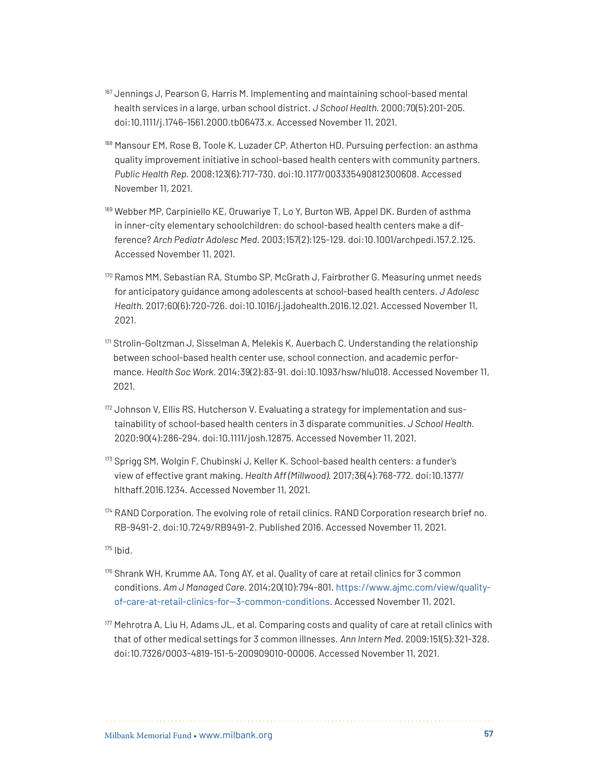[167] Jennings J, Pearson G, Harris M. Implementing and maintaining school-based mental health services in a large, urban school district. *J School Health.* 2000;70(5):201-205. doi:10.1111/j.1746-1561.2000.tb06473.x. Accessed November 11, 2021.

[168] Mansour EM, Rose B, Toole K, Luzader CP, Atherton HD. Pursuing perfection: an asthma quality improvement initiative in school-based health centers with community partners. *Public Health Rep.* 2008;123(6):717-730. doi:10.1177/003335490812300608. Accessed November 11, 2021.

[169] Webber MP, Carpiniello KE, Oruwariye T, Lo Y, Burton WB, Appel DK. Burden of asthma in inner-city elementary schoolchildren: do school-based health centers make a difference? *Arch Pediatr Adolesc Med.* 2003;157(2):125-129. doi:10.1001/archpedi.157.2.125. Accessed November 11, 2021.

[170] Ramos MM, Sebastian RA, Stumbo SP, McGrath J, Fairbrother G. Measuring unmet needs for anticipatory guidance among adolescents at school-based health centers. *J Adolesc Health.* 2017;60(6):720-726. doi:10.1016/j.jadohealth.2016.12.021. Accessed November 11, 2021.

[171] Strolin-Goltzman J, Sisselman A, Melekis K, Auerbach C. Understanding the relationship between school-based health center use, school connection, and academic performance. *Health Soc Work*. 2014;39(2):83-91. doi:10.1093/hsw/hlu018. Accessed November 11, 2021.

[172] Johnson V, Ellis RS, Hutcherson V. Evaluating a strategy for implementation and sustainability of school-based health centers in 3 disparate communities. *J School Health.* 2020;90(4):286-294. doi:10.1111/josh.12875. Accessed November 11, 2021.

[173] Sprigg SM, Wolgin F, Chubinski J, Keller K. School-based health centers: a funder's view of effective grant making. *Health Aff (Millwood).* 2017;36(4):768-772. doi:10.1377/hlthaff.2016.1234. Accessed November 11, 2021.

[174] RAND Corporation. The evolving role of retail clinics. RAND Corporation research brief no. RB-9491-2. doi:10.7249/RB9491-2. Published 2016. Accessed November 11, 2021.

[175] Ibid.

[176] Shrank WH, Krumme AA, Tong AY, et al. Quality of care at retail clinics for 3 common conditions. *Am J Managed Care.* 2014;20(10):794-801. https://www.ajmc.com/view/quality-of-care-at-retail-clinics-for—3-common-conditions. Accessed November 11, 2021.

[177] Mehrotra A, Liu H, Adams JL, et al. Comparing costs and quality of care at retail clinics with that of other medical settings for 3 common illnesses. *Ann Intern Med.* 2009;151(5):321-328. doi:10.7326/0003-4819-151-5-200909010-00006. Accessed November 11, 2021.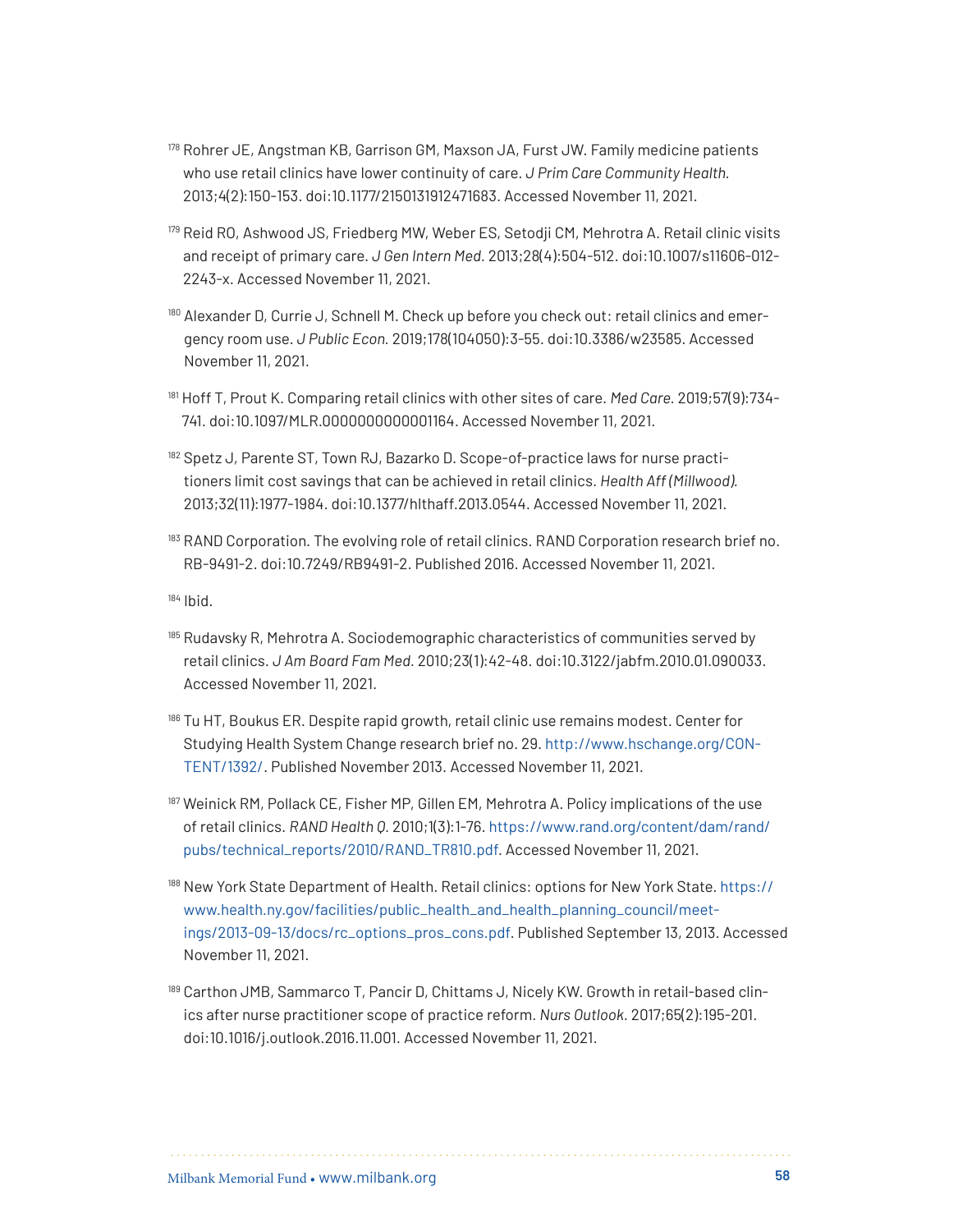[178] Rohrer JE, Angstman KB, Garrison GM, Maxson JA, Furst JW. Family medicine patients who use retail clinics have lower continuity of care. *J Prim Care Community Health.* 2013;4(2):150-153. doi:10.1177/2150131912471683. Accessed November 11, 2021.

[179] Reid RO, Ashwood JS, Friedberg MW, Weber ES, Setodji CM, Mehrotra A. Retail clinic visits and receipt of primary care. *J Gen Intern Med.* 2013;28(4):504-512. doi:10.1007/s11606-012-2243-x. Accessed November 11, 2021.

[180] Alexander D, Currie J, Schnell M. Check up before you check out: retail clinics and emergency room use. *J Public Econ.* 2019;178(104050):3-55. doi:10.3386/w23585. Accessed November 11, 2021.

[181] Hoff T, Prout K. Comparing retail clinics with other sites of care. *Med Care.* 2019;57(9):734-741. doi:10.1097/MLR.0000000000001164. Accessed November 11, 2021.

[182] Spetz J, Parente ST, Town RJ, Bazarko D. Scope-of-practice laws for nurse practitioners limit cost savings that can be achieved in retail clinics. *Health Aff (Millwood).* 2013;32(11):1977-1984. doi:10.1377/hlthaff.2013.0544. Accessed November 11, 2021.

[183] RAND Corporation. The evolving role of retail clinics. RAND Corporation research brief no. RB-9491-2. doi:10.7249/RB9491-2. Published 2016. Accessed November 11, 2021.

[184] Ibid.

[185] Rudavsky R, Mehrotra A. Sociodemographic characteristics of communities served by retail clinics. *J Am Board Fam Med.* 2010;23(1):42-48. doi:10.3122/jabfm.2010.01.090033. Accessed November 11, 2021.

[186] Tu HT, Boukus ER. Despite rapid growth, retail clinic use remains modest. Center for Studying Health System Change research brief no. 29. http://www.hschange.org/CONTENT/1392/. Published November 2013. Accessed November 11, 2021.

[187] Weinick RM, Pollack CE, Fisher MP, Gillen EM, Mehrotra A. Policy implications of the use of retail clinics. *RAND Health Q.* 2010;1(3):1-76. https://www.rand.org/content/dam/rand/pubs/technical_reports/2010/RAND_TR810.pdf. Accessed November 11, 2021.

[188] New York State Department of Health. Retail clinics: options for New York State. https://www.health.ny.gov/facilities/public_health_and_health_planning_council/meetings/2013-09-13/docs/rc_options_pros_cons.pdf. Published September 13, 2013. Accessed November 11, 2021.

[189] Carthon JMB, Sammarco T, Pancir D, Chittams J, Nicely KW. Growth in retail-based clinics after nurse practitioner scope of practice reform. *Nurs Outlook.* 2017;65(2):195-201. doi:10.1016/j.outlook.2016.11.001. Accessed November 11, 2021.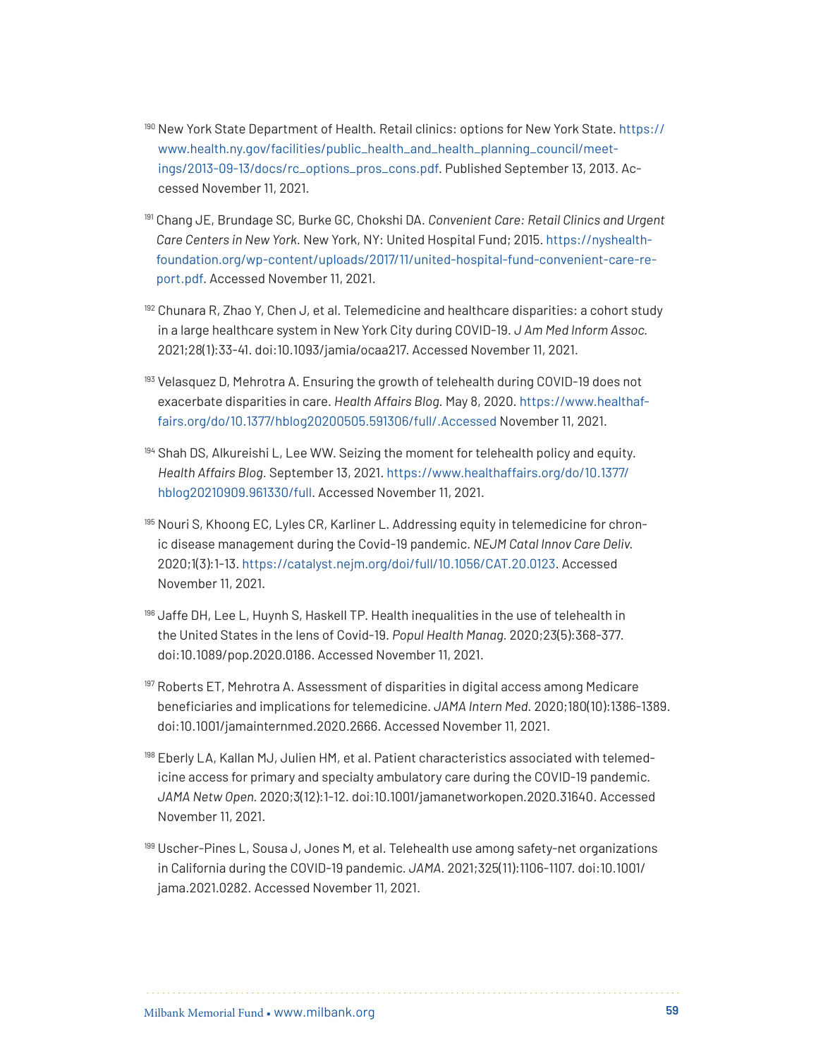[190] New York State Department of Health. Retail clinics: options for New York State. https://www.health.ny.gov/facilities/public_health_and_health_planning_council/meetings/2013-09-13/docs/rc_options_pros_cons.pdf. Published September 13, 2013. Accessed November 11, 2021.

[191] Chang JE, Brundage SC, Burke GC, Chokshi DA. *Convenient Care: Retail Clinics and Urgent Care Centers in New York*. New York, NY: United Hospital Fund; 2015. https://nyshealthfoundation.org/wp-content/uploads/2017/11/united-hospital-fund-convenient-care-report.pdf. Accessed November 11, 2021.

[192] Chunara R, Zhao Y, Chen J, et al. Telemedicine and healthcare disparities: a cohort study in a large healthcare system in New York City during COVID-19. *J Am Med Inform Assoc.* 2021;28(1):33-41. doi:10.1093/jamia/ocaa217. Accessed November 11, 2021.

[193] Velasquez D, Mehrotra A. Ensuring the growth of telehealth during COVID-19 does not exacerbate disparities in care. *Health Affairs Blog.* May 8, 2020. https://www.healthaffairs.org/do/10.1377/hblog20200505.591306/full/.Accessed November 11, 2021.

[194] Shah DS, Alkureishi L, Lee WW. Seizing the moment for telehealth policy and equity. *Health Affairs Blog.* September 13, 2021. https://www.healthaffairs.org/do/10.1377/hblog20210909.961330/full. Accessed November 11, 2021.

[195] Nouri S, Khoong EC, Lyles CR, Karliner L. Addressing equity in telemedicine for chronic disease management during the Covid-19 pandemic. *NEJM Catal Innov Care Deliv.* 2020;1(3):1-13. https://catalyst.nejm.org/doi/full/10.1056/CAT.20.0123. Accessed November 11, 2021.

[196] Jaffe DH, Lee L, Huynh S, Haskell TP. Health inequalities in the use of telehealth in the United States in the lens of Covid-19. *Popul Health Manag.* 2020;23(5):368-377. doi:10.1089/pop.2020.0186. Accessed November 11, 2021.

[197] Roberts ET, Mehrotra A. Assessment of disparities in digital access among Medicare beneficiaries and implications for telemedicine. *JAMA Intern Med.* 2020;180(10):1386-1389. doi:10.1001/jamainternmed.2020.2666. Accessed November 11, 2021.

[198] Eberly LA, Kallan MJ, Julien HM, et al. Patient characteristics associated with telemedicine access for primary and specialty ambulatory care during the COVID-19 pandemic. *JAMA Netw Open.* 2020;3(12):1-12. doi:10.1001/jamanetworkopen.2020.31640. Accessed November 11, 2021.

[199] Uscher-Pines L, Sousa J, Jones M, et al. Telehealth use among safety-net organizations in California during the COVID-19 pandemic. *JAMA.* 2021;325(11):1106-1107. doi:10.1001/jama.2021.0282. Accessed November 11, 2021.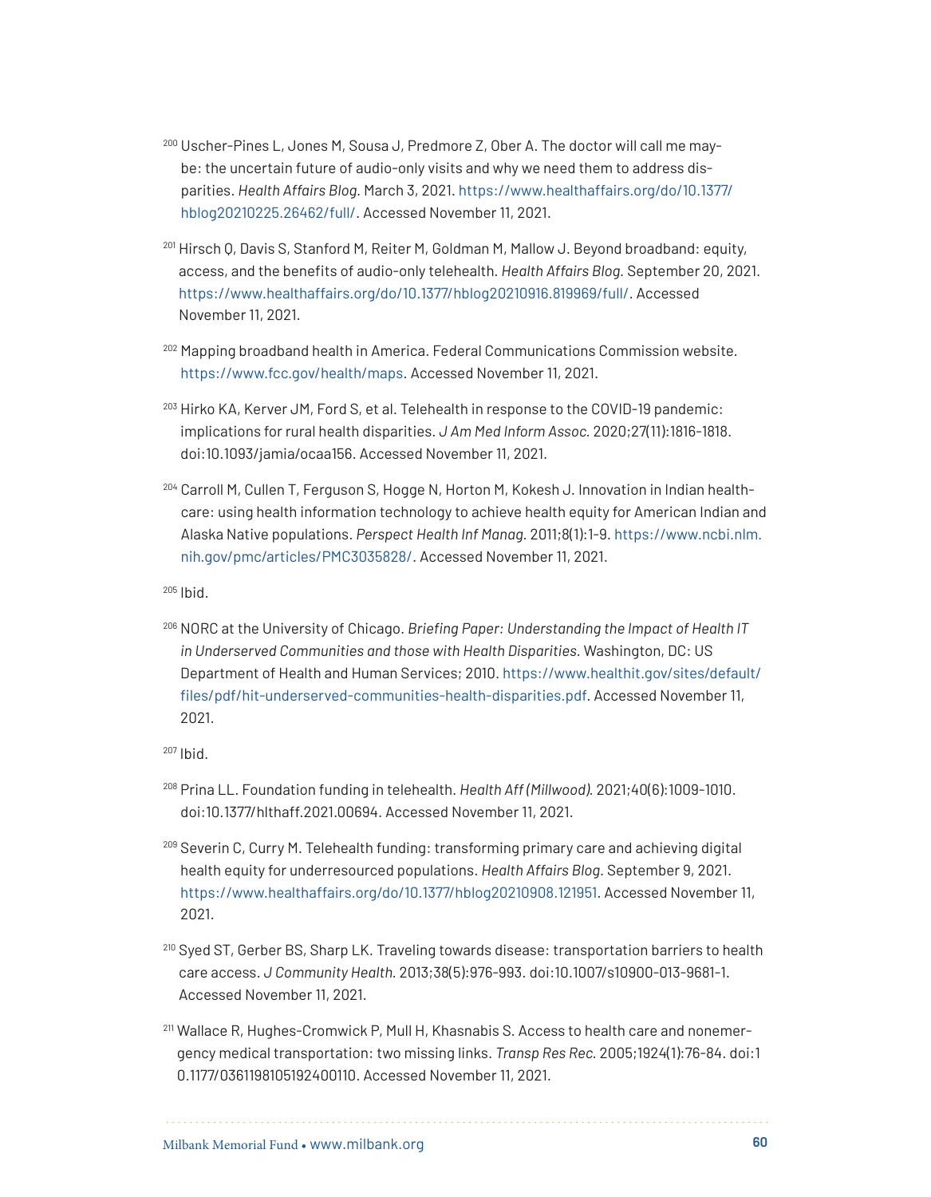[200] Uscher-Pines L, Jones M, Sousa J, Predmore Z, Ober A. The doctor will call me maybe: the uncertain future of audio-only visits and why we need them to address disparities. *Health Affairs Blog.* March 3, 2021. https://www.healthaffairs.org/do/10.1377/hblog20210225.26462/full/. Accessed November 11, 2021.

[201] Hirsch Q, Davis S, Stanford M, Reiter M, Goldman M, Mallow J. Beyond broadband: equity, access, and the benefits of audio-only telehealth. *Health Affairs Blog.* September 20, 2021. https://www.healthaffairs.org/do/10.1377/hblog20210916.819969/full/. Accessed November 11, 2021.

[202] Mapping broadband health in America. Federal Communications Commission website. https://www.fcc.gov/health/maps. Accessed November 11, 2021.

[203] Hirko KA, Kerver JM, Ford S, et al. Telehealth in response to the COVID-19 pandemic: implications for rural health disparities. *J Am Med Inform Assoc.* 2020;27(11):1816-1818. doi:10.1093/jamia/ocaa156. Accessed November 11, 2021.

[204] Carroll M, Cullen T, Ferguson S, Hogge N, Horton M, Kokesh J. Innovation in Indian healthcare: using health information technology to achieve health equity for American Indian and Alaska Native populations. *Perspect Health Inf Manag.* 2011;8(1):1-9. https://www.ncbi.nlm.nih.gov/pmc/articles/PMC3035828/. Accessed November 11, 2021.

[205] Ibid.

[206] NORC at the University of Chicago. *Briefing Paper: Understanding the Impact of Health IT in Underserved Communities and those with Health Disparities.* Washington, DC: US Department of Health and Human Services; 2010. https://www.healthit.gov/sites/default/files/pdf/hit-underserved-communities-health-disparities.pdf. Accessed November 11, 2021.

[207] Ibid.

[208] Prina LL. Foundation funding in telehealth. *Health Aff (Millwood).* 2021;40(6):1009-1010. doi:10.1377/hlthaff.2021.00694. Accessed November 11, 2021.

[209] Severin C, Curry M. Telehealth funding: transforming primary care and achieving digital health equity for underresourced populations. *Health Affairs Blog.* September 9, 2021. https://www.healthaffairs.org/do/10.1377/hblog20210908.121951. Accessed November 11, 2021.

[210] Syed ST, Gerber BS, Sharp LK. Traveling towards disease: transportation barriers to health care access. *J Community Health.* 2013;38(5):976-993. doi:10.1007/s10900-013-9681-1. Accessed November 11, 2021.

[211] Wallace R, Hughes-Cromwick P, Mull H, Khasnabis S. Access to health care and nonemergency medical transportation: two missing links. *Transp Res Rec.* 2005;1924(1):76-84. doi:10.1177/0361198105192400110. Accessed November 11, 2021.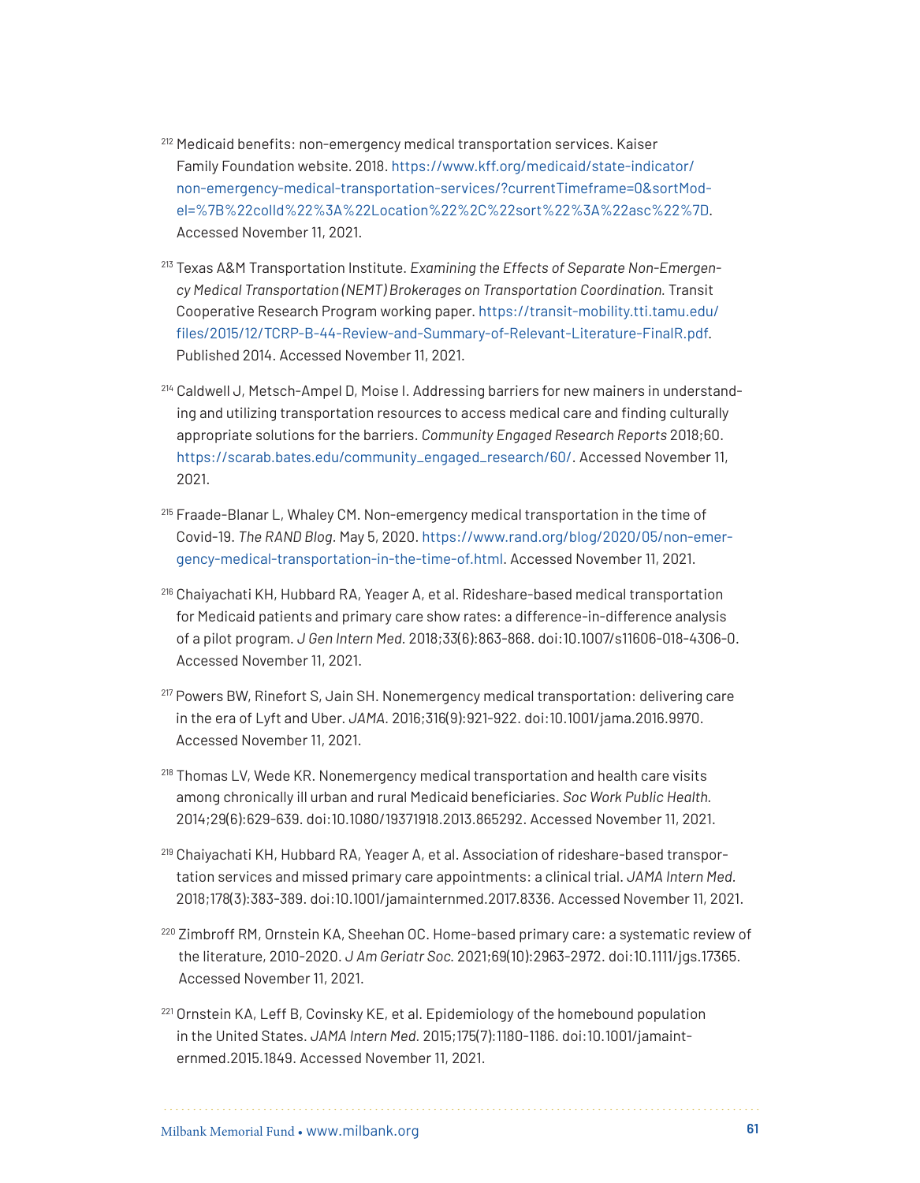[212] Medicaid benefits: non-emergency medical transportation services. Kaiser Family Foundation website. 2018. https://www.kff.org/medicaid/state-indicator/non-emergency-medical-transportation-services/?currentTimeframe=0&sortModel=%7B%22colId%22%3A%22Location%22%2C%22sort%22%3A%22asc%22%7D. Accessed November 11, 2021.

[213] Texas A&M Transportation Institute. *Examining the Effects of Separate Non-Emergency Medical Transportation (NEMT) Brokerages on Transportation Coordination.* Transit Cooperative Research Program working paper. https://transit-mobility.tti.tamu.edu/files/2015/12/TCRP-B-44-Review-and-Summary-of-Relevant-Literature-FinalR.pdf. Published 2014. Accessed November 11, 2021.

[214] Caldwell J, Metsch-Ampel D, Moise I. Addressing barriers for new mainers in understanding and utilizing transportation resources to access medical care and finding culturally appropriate solutions for the barriers. *Community Engaged Research Reports* 2018;60. https://scarab.bates.edu/community_engaged_research/60/. Accessed November 11, 2021.

[215] Fraade-Blanar L, Whaley CM. Non-emergency medical transportation in the time of Covid-19. *The RAND Blog.* May 5, 2020. https://www.rand.org/blog/2020/05/non-emergency-medical-transportation-in-the-time-of.html. Accessed November 11, 2021.

[216] Chaiyachati KH, Hubbard RA, Yeager A, et al. Rideshare-based medical transportation for Medicaid patients and primary care show rates: a difference-in-difference analysis of a pilot program. *J Gen Intern Med.* 2018;33(6):863-868. doi:10.1007/s11606-018-4306-0. Accessed November 11, 2021.

[217] Powers BW, Rinefort S, Jain SH. Nonemergency medical transportation: delivering care in the era of Lyft and Uber. *JAMA.* 2016;316(9):921-922. doi:10.1001/jama.2016.9970. Accessed November 11, 2021.

[218] Thomas LV, Wede KR. Nonemergency medical transportation and health care visits among chronically ill urban and rural Medicaid beneficiaries. *Soc Work Public Health.* 2014;29(6):629-639. doi:10.1080/19371918.2013.865292. Accessed November 11, 2021.

[219] Chaiyachati KH, Hubbard RA, Yeager A, et al. Association of rideshare-based transportation services and missed primary care appointments: a clinical trial. *JAMA Intern Med.* 2018;178(3):383-389. doi:10.1001/jamainternmed.2017.8336. Accessed November 11, 2021.

[220] Zimbroff RM, Ornstein KA, Sheehan OC. Home-based primary care: a systematic review of the literature, 2010-2020. *J Am Geriatr Soc.* 2021;69(10):2963-2972. doi:10.1111/jgs.17365. Accessed November 11, 2021.

[221] Ornstein KA, Leff B, Covinsky KE, et al. Epidemiology of the homebound population in the United States. *JAMA Intern Med.* 2015;175(7):1180-1186. doi:10.1001/jamainternmed.2015.1849. Accessed November 11, 2021.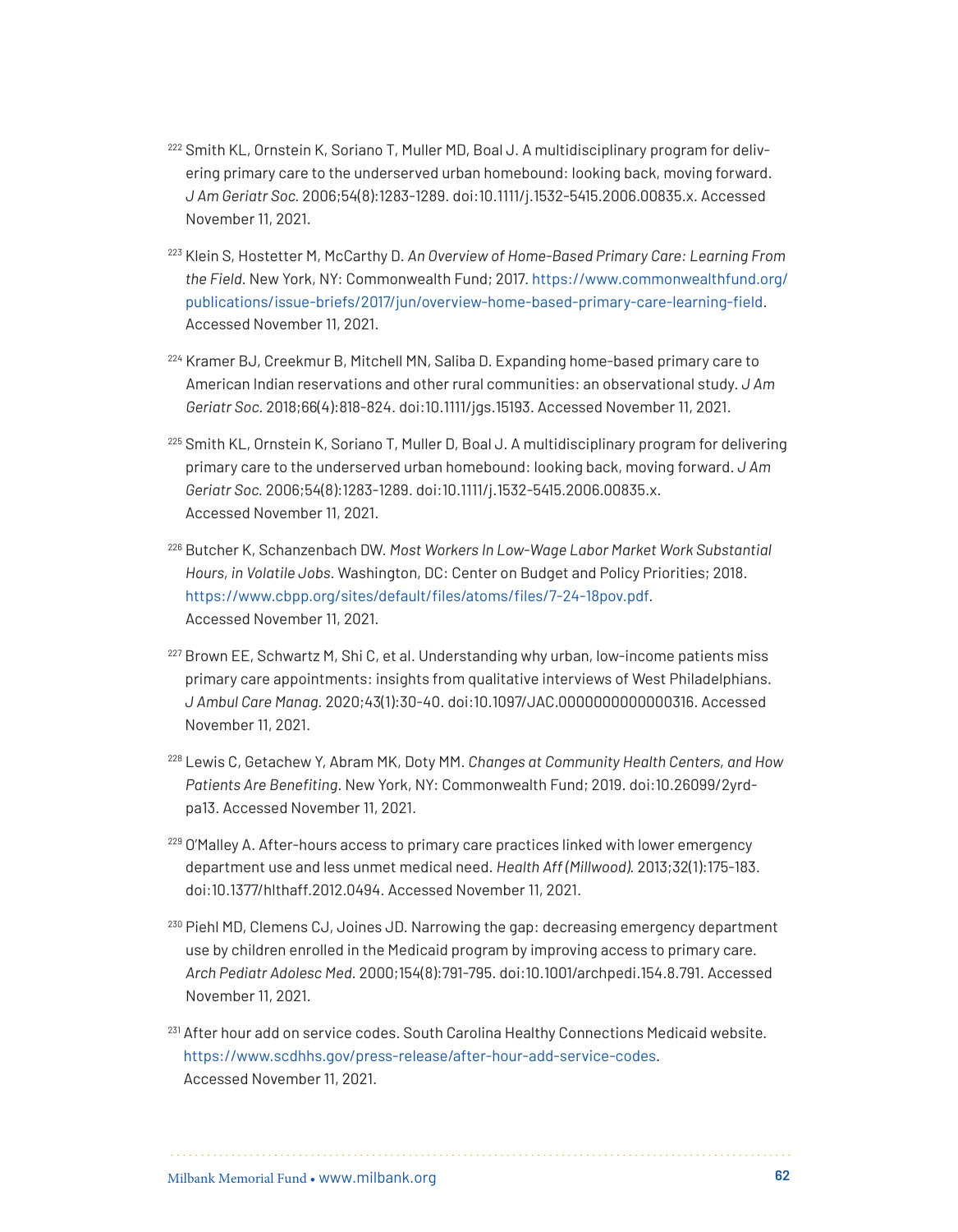[222] Smith KL, Ornstein K, Soriano T, Muller MD, Boal J. A multidisciplinary program for delivering primary care to the underserved urban homebound: looking back, moving forward. *J Am Geriatr Soc.* 2006;54(8):1283-1289. doi:10.1111/j.1532-5415.2006.00835.x. Accessed November 11, 2021.

[223] Klein S, Hostetter M, McCarthy D. *An Overview of Home-Based Primary Care: Learning From the Field.* New York, NY: Commonwealth Fund; 2017. https://www.commonwealthfund.org/publications/issue-briefs/2017/jun/overview-home-based-primary-care-learning-field. Accessed November 11, 2021.

[224] Kramer BJ, Creekmur B, Mitchell MN, Saliba D. Expanding home-based primary care to American Indian reservations and other rural communities: an observational study. *J Am Geriatr Soc.* 2018;66(4):818-824. doi:10.1111/jgs.15193. Accessed November 11, 2021.

[225] Smith KL, Ornstein K, Soriano T, Muller D, Boal J. A multidisciplinary program for delivering primary care to the underserved urban homebound: looking back, moving forward. *J Am Geriatr Soc.* 2006;54(8):1283-1289. doi:10.1111/j.1532-5415.2006.00835.x. Accessed November 11, 2021.

[226] Butcher K, Schanzenbach DW. *Most Workers In Low-Wage Labor Market Work Substantial Hours, in Volatile Jobs.* Washington, DC: Center on Budget and Policy Priorities; 2018. https://www.cbpp.org/sites/default/files/atoms/files/7-24-18pov.pdf. Accessed November 11, 2021.

[227] Brown EE, Schwartz M, Shi C, et al. Understanding why urban, low-income patients miss primary care appointments: insights from qualitative interviews of West Philadelphians. *J Ambul Care Manag.* 2020;43(1):30-40. doi:10.1097/JAC.0000000000000316. Accessed November 11, 2021.

[228] Lewis C, Getachew Y, Abram MK, Doty MM. *Changes at Community Health Centers, and How Patients Are Benefiting.* New York, NY: Commonwealth Fund; 2019. doi:10.26099/2yrd-pa13. Accessed November 11, 2021.

[229] O'Malley A. After-hours access to primary care practices linked with lower emergency department use and less unmet medical need. *Health Aff (Millwood).* 2013;32(1):175-183. doi:10.1377/hlthaff.2012.0494. Accessed November 11, 2021.

[230] Piehl MD, Clemens CJ, Joines JD. Narrowing the gap: decreasing emergency department use by children enrolled in the Medicaid program by improving access to primary care. *Arch Pediatr Adolesc Med.* 2000;154(8):791-795. doi:10.1001/archpedi.154.8.791. Accessed November 11, 2021.

[231] After hour add on service codes. South Carolina Healthy Connections Medicaid website. https://www.scdhhs.gov/press-release/after-hour-add-service-codes. Accessed November 11, 2021.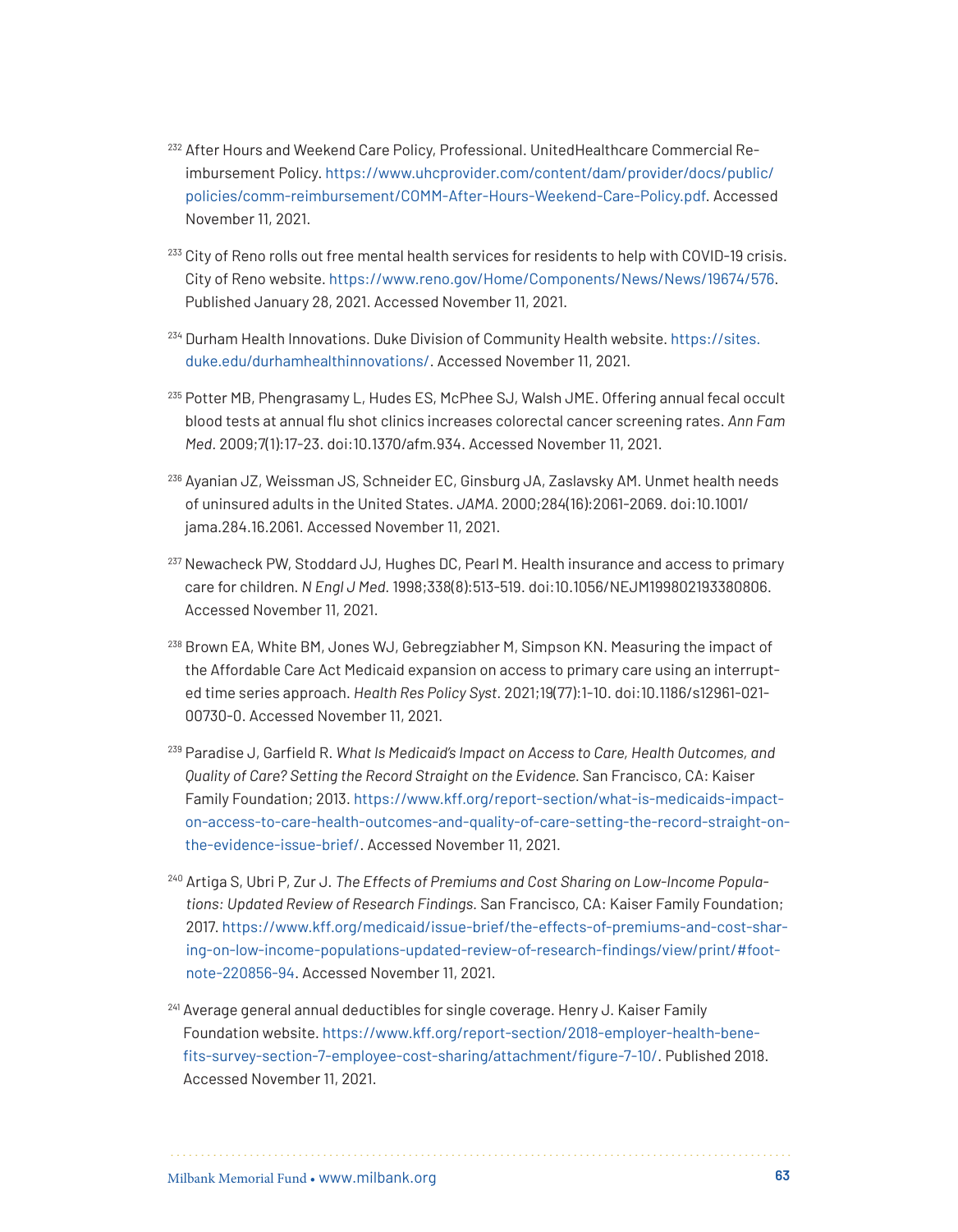[232] After Hours and Weekend Care Policy, Professional. UnitedHealthcare Commercial Reimbursement Policy. https://www.uhcprovider.com/content/dam/provider/docs/public/policies/comm-reimbursement/COMM-After-Hours-Weekend-Care-Policy.pdf. Accessed November 11, 2021.

[233] City of Reno rolls out free mental health services for residents to help with COVID-19 crisis. City of Reno website. https://www.reno.gov/Home/Components/News/News/19674/576. Published January 28, 2021. Accessed November 11, 2021.

[234] Durham Health Innovations. Duke Division of Community Health website. https://sites.duke.edu/durhamhealthinnovations/. Accessed November 11, 2021.

[235] Potter MB, Phengrasamy L, Hudes ES, McPhee SJ, Walsh JME. Offering annual fecal occult blood tests at annual flu shot clinics increases colorectal cancer screening rates. *Ann Fam Med.* 2009;7(1):17-23. doi:10.1370/afm.934. Accessed November 11, 2021.

[236] Ayanian JZ, Weissman JS, Schneider EC, Ginsburg JA, Zaslavsky AM. Unmet health needs of uninsured adults in the United States. *JAMA.* 2000;284(16):2061-2069. doi:10.1001/jama.284.16.2061. Accessed November 11, 2021.

[237] Newacheck PW, Stoddard JJ, Hughes DC, Pearl M. Health insurance and access to primary care for children. *N Engl J Med.* 1998;338(8):513-519. doi:10.1056/NEJM199802193380806. Accessed November 11, 2021.

[238] Brown EA, White BM, Jones WJ, Gebregziabher M, Simpson KN. Measuring the impact of the Affordable Care Act Medicaid expansion on access to primary care using an interrupted time series approach. *Health Res Policy Syst.* 2021;19(77):1-10. doi:10.1186/s12961-021-00730-0. Accessed November 11, 2021.

[239] Paradise J, Garfield R. *What Is Medicaid's Impact on Access to Care, Health Outcomes, and Quality of Care? Setting the Record Straight on the Evidence.* San Francisco, CA: Kaiser Family Foundation; 2013. https://www.kff.org/report-section/what-is-medicaids-impact-on-access-to-care-health-outcomes-and-quality-of-care-setting-the-record-straight-on-the-evidence-issue-brief/. Accessed November 11, 2021.

[240] Artiga S, Ubri P, Zur J. *The Effects of Premiums and Cost Sharing on Low-Income Populations: Updated Review of Research Findings.* San Francisco, CA: Kaiser Family Foundation; 2017. https://www.kff.org/medicaid/issue-brief/the-effects-of-premiums-and-cost-sharing-on-low-income-populations-updated-review-of-research-findings/view/print/#footnote-220856-94. Accessed November 11, 2021.

[241] Average general annual deductibles for single coverage. Henry J. Kaiser Family Foundation website. https://www.kff.org/report-section/2018-employer-health-benefits-survey-section-7-employee-cost-sharing/attachment/figure-7-10/. Published 2018. Accessed November 11, 2021.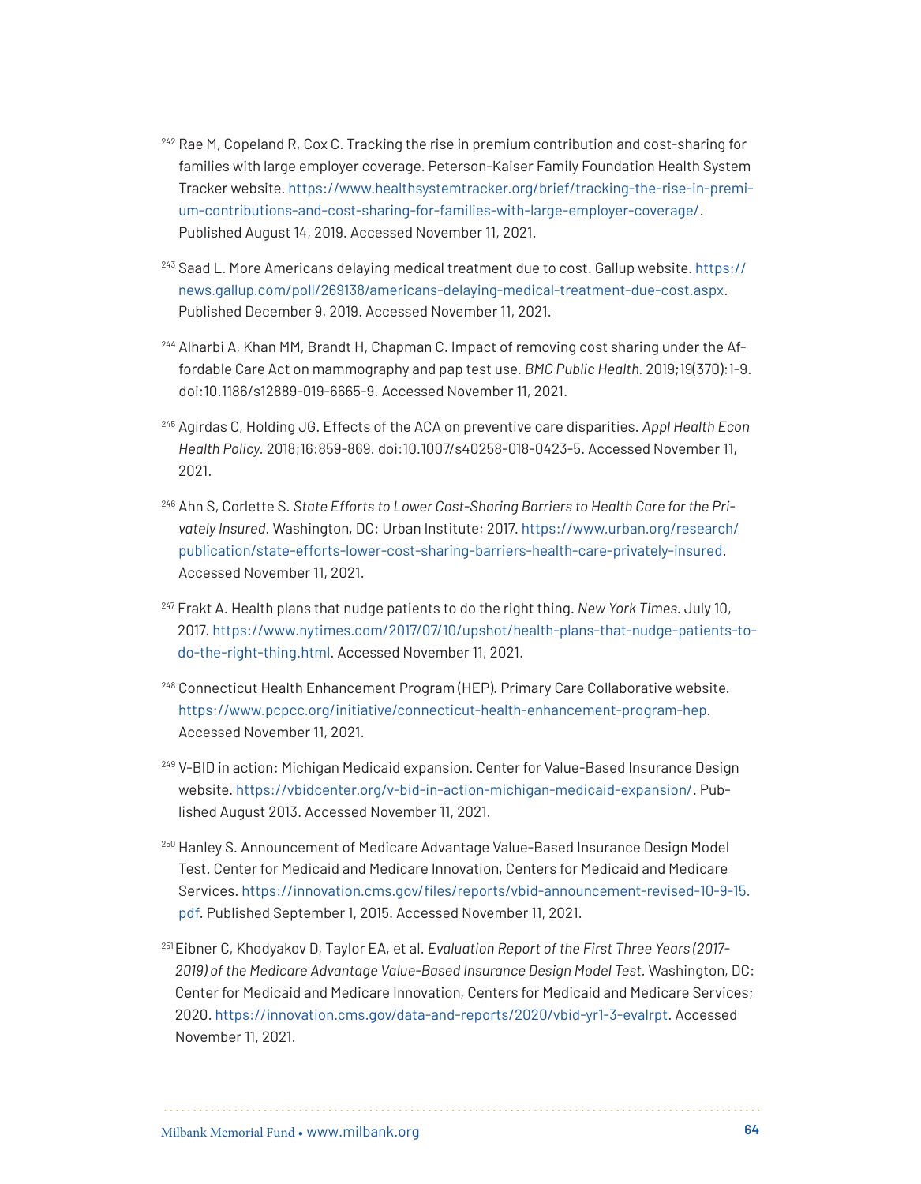[242] Rae M, Copeland R, Cox C. Tracking the rise in premium contribution and cost-sharing for families with large employer coverage. Peterson-Kaiser Family Foundation Health System Tracker website. https://www.healthsystemtracker.org/brief/tracking-the-rise-in-premium-contributions-and-cost-sharing-for-families-with-large-employer-coverage/. Published August 14, 2019. Accessed November 11, 2021.

[243] Saad L. More Americans delaying medical treatment due to cost. Gallup website. https://news.gallup.com/poll/269138/americans-delaying-medical-treatment-due-cost.aspx. Published December 9, 2019. Accessed November 11, 2021.

[244] Alharbi A, Khan MM, Brandt H, Chapman C. Impact of removing cost sharing under the Affordable Care Act on mammography and pap test use. *BMC Public Health.* 2019;19(370):1-9. doi:10.1186/s12889-019-6665-9. Accessed November 11, 2021.

[245] Agirdas C, Holding JG. Effects of the ACA on preventive care disparities. *Appl Health Econ Health Policy.* 2018;16:859-869. doi:10.1007/s40258-018-0423-5. Accessed November 11, 2021.

[246] Ahn S, Corlette S. *State Efforts to Lower Cost-Sharing Barriers to Health Care for the Privately Insured.* Washington, DC: Urban Institute; 2017. https://www.urban.org/research/publication/state-efforts-lower-cost-sharing-barriers-health-care-privately-insured. Accessed November 11, 2021.

[247] Frakt A. Health plans that nudge patients to do the right thing. *New York Times.* July 10, 2017. https://www.nytimes.com/2017/07/10/upshot/health-plans-that-nudge-patients-to-do-the-right-thing.html. Accessed November 11, 2021.

[248] Connecticut Health Enhancement Program (HEP). Primary Care Collaborative website. https://www.pcpcc.org/initiative/connecticut-health-enhancement-program-hep. Accessed November 11, 2021.

[249] V-BID in action: Michigan Medicaid expansion. Center for Value-Based Insurance Design website. https://vbidcenter.org/v-bid-in-action-michigan-medicaid-expansion/. Published August 2013. Accessed November 11, 2021.

[250] Hanley S. Announcement of Medicare Advantage Value-Based Insurance Design Model Test. Center for Medicaid and Medicare Innovation, Centers for Medicaid and Medicare Services. https://innovation.cms.gov/files/reports/vbid-announcement-revised-10-9-15.pdf. Published September 1, 2015. Accessed November 11, 2021.

[251] Eibner C, Khodyakov D, Taylor EA, et al. *Evaluation Report of the First Three Years (2017–2019) of the Medicare Advantage Value-Based Insurance Design Model Test.* Washington, DC: Center for Medicaid and Medicare Innovation, Centers for Medicaid and Medicare Services; 2020. https://innovation.cms.gov/data-and-reports/2020/vbid-yr1-3-evalrpt. Accessed November 11, 2021.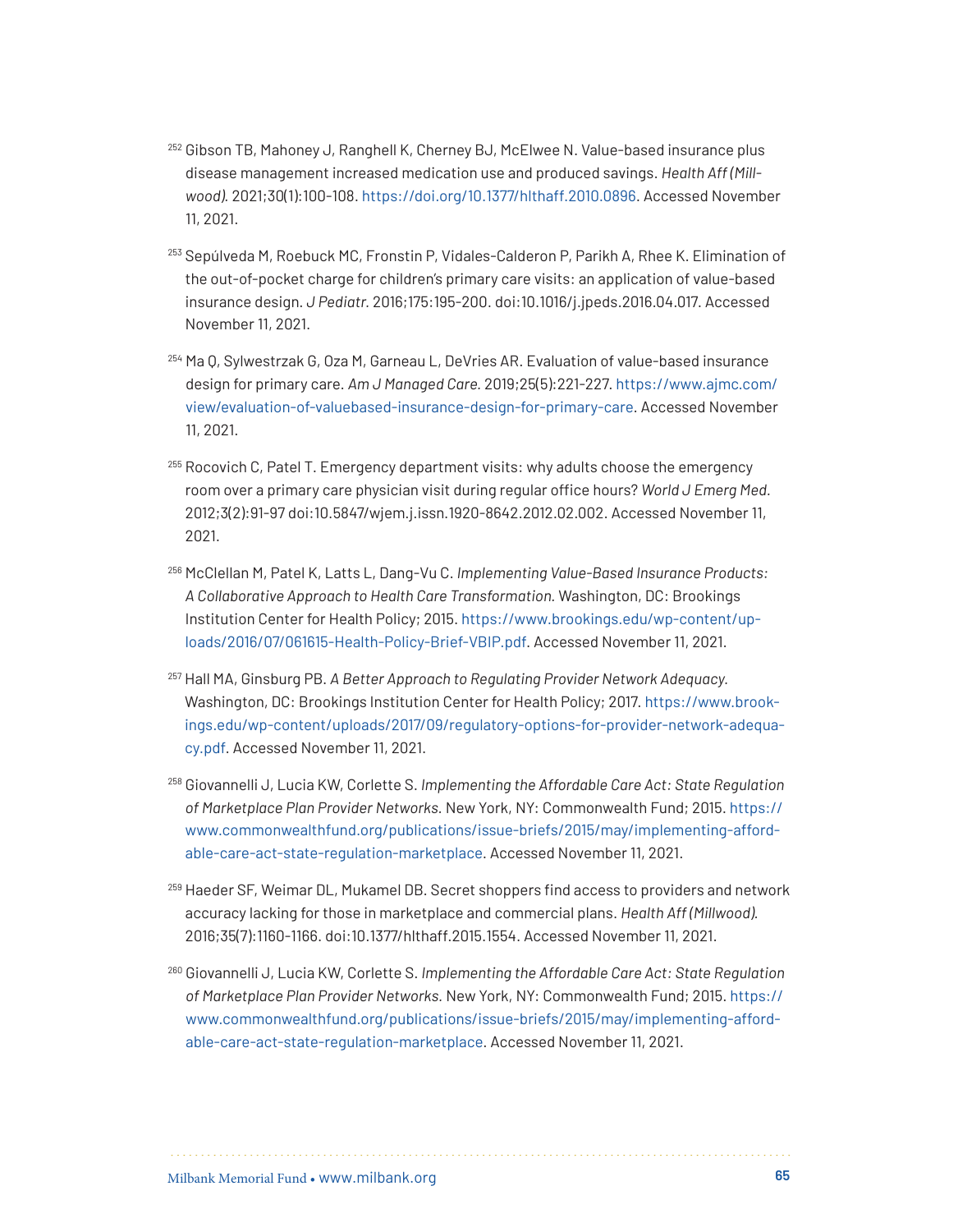[252] Gibson TB, Mahoney J, Ranghell K, Cherney BJ, McElwee N. Value-based insurance plus disease management increased medication use and produced savings. *Health Aff (Millwood).* 2021;30(1):100-108. https://doi.org/10.1377/hlthaff.2010.0896. Accessed November 11, 2021.

[253] Sepúlveda M, Roebuck MC, Fronstin P, Vidales-Calderon P, Parikh A, Rhee K. Elimination of the out-of-pocket charge for children's primary care visits: an application of value-based insurance design. *J Pediatr.* 2016;175:195-200. doi:10.1016/j.jpeds.2016.04.017. Accessed November 11, 2021.

[254] Ma Q, Sylwestrzak G, Oza M, Garneau L, DeVries AR. Evaluation of value-based insurance design for primary care. *Am J Managed Care.* 2019;25(5):221-227. https://www.ajmc.com/view/evaluation-of-valuebased-insurance-design-for-primary-care. Accessed November 11, 2021.

[255] Rocovich C, Patel T. Emergency department visits: why adults choose the emergency room over a primary care physician visit during regular office hours? *World J Emerg Med.* 2012;3(2):91-97 doi:10.5847/wjem.j.issn.1920-8642.2012.02.002. Accessed November 11, 2021.

[256] McClellan M, Patel K, Latts L, Dang-Vu C. *Implementing Value-Based Insurance Products: A Collaborative Approach to Health Care Transformation.* Washington, DC: Brookings Institution Center for Health Policy; 2015. https://www.brookings.edu/wp-content/uploads/2016/07/061615-Health-Policy-Brief-VBIP.pdf. Accessed November 11, 2021.

[257] Hall MA, Ginsburg PB. *A Better Approach to Regulating Provider Network Adequacy.* Washington, DC: Brookings Institution Center for Health Policy; 2017. https://www.brookings.edu/wp-content/uploads/2017/09/regulatory-options-for-provider-network-adequacy.pdf. Accessed November 11, 2021.

[258] Giovannelli J, Lucia KW, Corlette S. *Implementing the Affordable Care Act: State Regulation of Marketplace Plan Provider Networks.* New York, NY: Commonwealth Fund; 2015. https://www.commonwealthfund.org/publications/issue-briefs/2015/may/implementing-affordable-care-act-state-regulation-marketplace. Accessed November 11, 2021.

[259] Haeder SF, Weimar DL, Mukamel DB. Secret shoppers find access to providers and network accuracy lacking for those in marketplace and commercial plans. *Health Aff (Millwood).* 2016;35(7):1160-1166. doi:10.1377/hlthaff.2015.1554. Accessed November 11, 2021.

[260] Giovannelli J, Lucia KW, Corlette S. *Implementing the Affordable Care Act: State Regulation of Marketplace Plan Provider Networks.* New York, NY: Commonwealth Fund; 2015. https://www.commonwealthfund.org/publications/issue-briefs/2015/may/implementing-affordable-care-act-state-regulation-marketplace. Accessed November 11, 2021.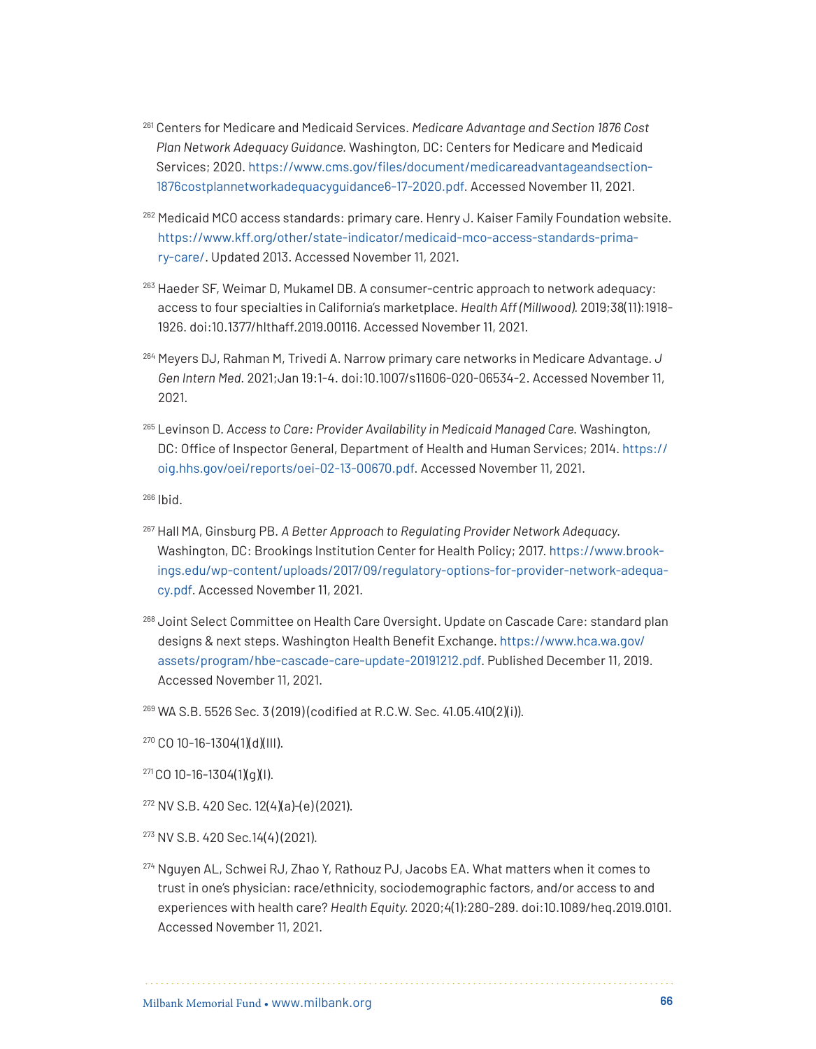[261] Centers for Medicare and Medicaid Services. *Medicare Advantage and Section 1876 Cost Plan Network Adequacy Guidance.* Washington, DC: Centers for Medicare and Medicaid Services; 2020. https://www.cms.gov/files/document/medicareadvantageandsection-1876costplannetworkadequacyguidance6-17-2020.pdf. Accessed November 11, 2021.

[262] Medicaid MCO access standards: primary care. Henry J. Kaiser Family Foundation website. https://www.kff.org/other/state-indicator/medicaid-mco-access-standards-primary-care/. Updated 2013. Accessed November 11, 2021.

[263] Haeder SF, Weimar D, Mukamel DB. A consumer-centric approach to network adequacy: access to four specialties in California's marketplace. *Health Aff (Millwood).* 2019;38(11):1918-1926. doi:10.1377/hlthaff.2019.00116. Accessed November 11, 2021.

[264] Meyers DJ, Rahman M, Trivedi A. Narrow primary care networks in Medicare Advantage. *J Gen Intern Med.* 2021;Jan 19:1-4. doi:10.1007/s11606-020-06534-2. Accessed November 11, 2021.

[265] Levinson D. *Access to Care: Provider Availability in Medicaid Managed Care.* Washington, DC: Office of Inspector General, Department of Health and Human Services; 2014. https://oig.hhs.gov/oei/reports/oei-02-13-00670.pdf. Accessed November 11, 2021.

[266] Ibid.

[267] Hall MA, Ginsburg PB. *A Better Approach to Regulating Provider Network Adequacy.* Washington, DC: Brookings Institution Center for Health Policy; 2017. https://www.brookings.edu/wp-content/uploads/2017/09/regulatory-options-for-provider-network-adequacy.pdf. Accessed November 11, 2021.

[268] Joint Select Committee on Health Care Oversight. Update on Cascade Care: standard plan designs & next steps. Washington Health Benefit Exchange. https://www.hca.wa.gov/assets/program/hbe-cascade-care-update-20191212.pdf. Published December 11, 2019. Accessed November 11, 2021.

[269] WA S.B. 5526 Sec. 3 (2019) (codified at R.C.W. Sec. 41.05.410(2)(i)).

[270] CO 10-16-1304(1)(d)(III).

[271] CO 10-16-1304(1)(g)(I).

[272] NV S.B. 420 Sec. 12(4)(a)-(e) (2021).

[273] NV S.B. 420 Sec.14(4) (2021).

[274] Nguyen AL, Schwei RJ, Zhao Y, Rathouz PJ, Jacobs EA. What matters when it comes to trust in one's physician: race/ethnicity, sociodemographic factors, and/or access to and experiences with health care? *Health Equity.* 2020;4(1):280-289. doi:10.1089/heq.2019.0101. Accessed November 11, 2021.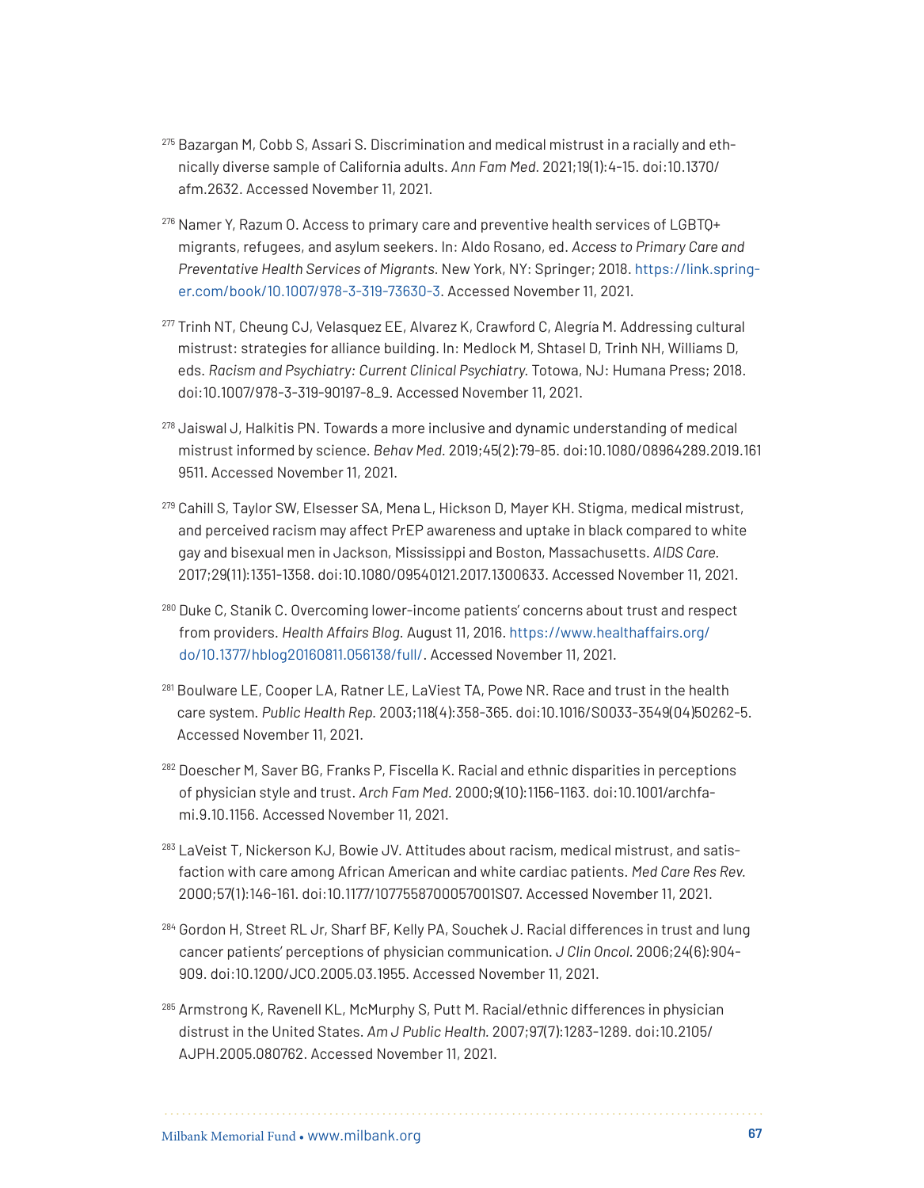[275] Bazargan M, Cobb S, Assari S. Discrimination and medical mistrust in a racially and ethnically diverse sample of California adults. *Ann Fam Med*. 2021;19(1):4-15. doi:10.1370/afm.2632. Accessed November 11, 2021.

[276] Namer Y, Razum O. Access to primary care and preventive health services of LGBTQ+ migrants, refugees, and asylum seekers. In: Aldo Rosano, ed. *Access to Primary Care and Preventative Health Services of Migrants*. New York, NY: Springer; 2018. https://link.springer.com/book/10.1007/978-3-319-73630-3. Accessed November 11, 2021.

[277] Trinh NT, Cheung CJ, Velasquez EE, Alvarez K, Crawford C, Alegría M. Addressing cultural mistrust: strategies for alliance building. In: Medlock M, Shtasel D, Trinh NH, Williams D, eds. *Racism and Psychiatry: Current Clinical Psychiatry*. Totowa, NJ: Humana Press; 2018. doi:10.1007/978-3-319-90197-8_9. Accessed November 11, 2021.

[278] Jaiswal J, Halkitis PN. Towards a more inclusive and dynamic understanding of medical mistrust informed by science. *Behav Med*. 2019;45(2):79-85. doi:10.1080/08964289.2019.1619511. Accessed November 11, 2021.

[279] Cahill S, Taylor SW, Elsesser SA, Mena L, Hickson D, Mayer KH. Stigma, medical mistrust, and perceived racism may affect PrEP awareness and uptake in black compared to white gay and bisexual men in Jackson, Mississippi and Boston, Massachusetts. *AIDS Care*. 2017;29(11):1351-1358. doi:10.1080/09540121.2017.1300633. Accessed November 11, 2021.

[280] Duke C, Stanik C. Overcoming lower-income patients' concerns about trust and respect from providers. *Health Affairs Blog*. August 11, 2016. https://www.healthaffairs.org/do/10.1377/hblog20160811.056138/full/. Accessed November 11, 2021.

[281] Boulware LE, Cooper LA, Ratner LE, LaViest TA, Powe NR. Race and trust in the health care system. *Public Health Rep*. 2003;118(4):358-365. doi:10.1016/S0033-3549(04)50262-5. Accessed November 11, 2021.

[282] Doescher M, Saver BG, Franks P, Fiscella K. Racial and ethnic disparities in perceptions of physician style and trust. *Arch Fam Med*. 2000;9(10):1156-1163. doi:10.1001/archfami.9.10.1156. Accessed November 11, 2021.

[283] LaVeist T, Nickerson KJ, Bowie JV. Attitudes about racism, medical mistrust, and satisfaction with care among African American and white cardiac patients. *Med Care Res Rev*. 2000;57(1):146-161. doi:10.1177/1077558700057001S07. Accessed November 11, 2021.

[284] Gordon H, Street RL Jr, Sharf BF, Kelly PA, Souchek J. Racial differences in trust and lung cancer patients' perceptions of physician communication. *J Clin Oncol*. 2006;24(6):904-909. doi:10.1200/JCO.2005.03.1955. Accessed November 11, 2021.

[285] Armstrong K, Ravenell KL, McMurphy S, Putt M. Racial/ethnic differences in physician distrust in the United States. *Am J Public Health*. 2007;97(7):1283-1289. doi:10.2105/AJPH.2005.080762. Accessed November 11, 2021.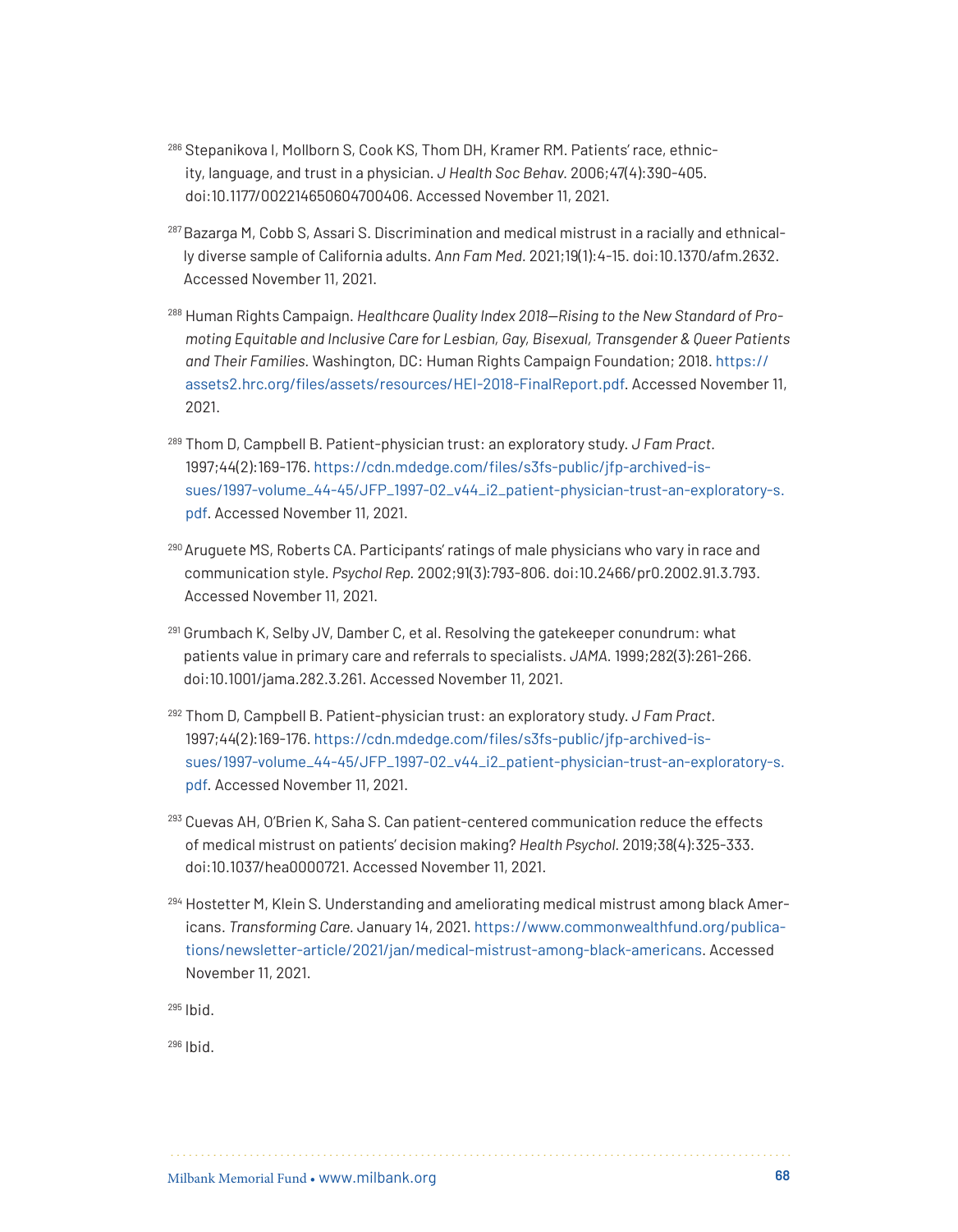[286] Stepanikova I, Mollborn S, Cook KS, Thom DH, Kramer RM. Patients' race, ethnicity, language, and trust in a physician. *J Health Soc Behav.* 2006;47(4):390-405. doi:10.1177/002214650604700406. Accessed November 11, 2021.

[287] Bazarga M, Cobb S, Assari S. Discrimination and medical mistrust in a racially and ethnically diverse sample of California adults. *Ann Fam Med.* 2021;19(1):4-15. doi:10.1370/afm.2632. Accessed November 11, 2021.

[288] Human Rights Campaign. *Healthcare Quality Index 2018—Rising to the New Standard of Promoting Equitable and Inclusive Care for Lesbian, Gay, Bisexual, Transgender & Queer Patients and Their Families.* Washington, DC: Human Rights Campaign Foundation; 2018. https://assets2.hrc.org/files/assets/resources/HEI-2018-FinalReport.pdf. Accessed November 11, 2021.

[289] Thom D, Campbell B. Patient-physician trust: an exploratory study. *J Fam Pract.* 1997;44(2):169-176. https://cdn.mdedge.com/files/s3fs-public/jfp-archived-issues/1997-volume_44-45/JFP_1997-02_v44_i2_patient-physician-trust-an-exploratory-s.pdf. Accessed November 11, 2021.

[290] Aruguete MS, Roberts CA. Participants' ratings of male physicians who vary in race and communication style. *Psychol Rep.* 2002;91(3):793-806. doi:10.2466/pr0.2002.91.3.793. Accessed November 11, 2021.

[291] Grumbach K, Selby JV, Damber C, et al. Resolving the gatekeeper conundrum: what patients value in primary care and referrals to specialists. *JAMA.* 1999;282(3):261-266. doi:10.1001/jama.282.3.261. Accessed November 11, 2021.

[292] Thom D, Campbell B. Patient-physician trust: an exploratory study. *J Fam Pract.* 1997;44(2):169-176. https://cdn.mdedge.com/files/s3fs-public/jfp-archived-issues/1997-volume_44-45/JFP_1997-02_v44_i2_patient-physician-trust-an-exploratory-s.pdf. Accessed November 11, 2021.

[293] Cuevas AH, O'Brien K, Saha S. Can patient-centered communication reduce the effects of medical mistrust on patients' decision making? *Health Psychol.* 2019;38(4):325-333. doi:10.1037/hea0000721. Accessed November 11, 2021.

[294] Hostetter M, Klein S. Understanding and ameliorating medical mistrust among black Americans. *Transforming Care.* January 14, 2021. https://www.commonwealthfund.org/publications/newsletter-article/2021/jan/medical-mistrust-among-black-americans. Accessed November 11, 2021.

[295] Ibid.

[296] Ibid.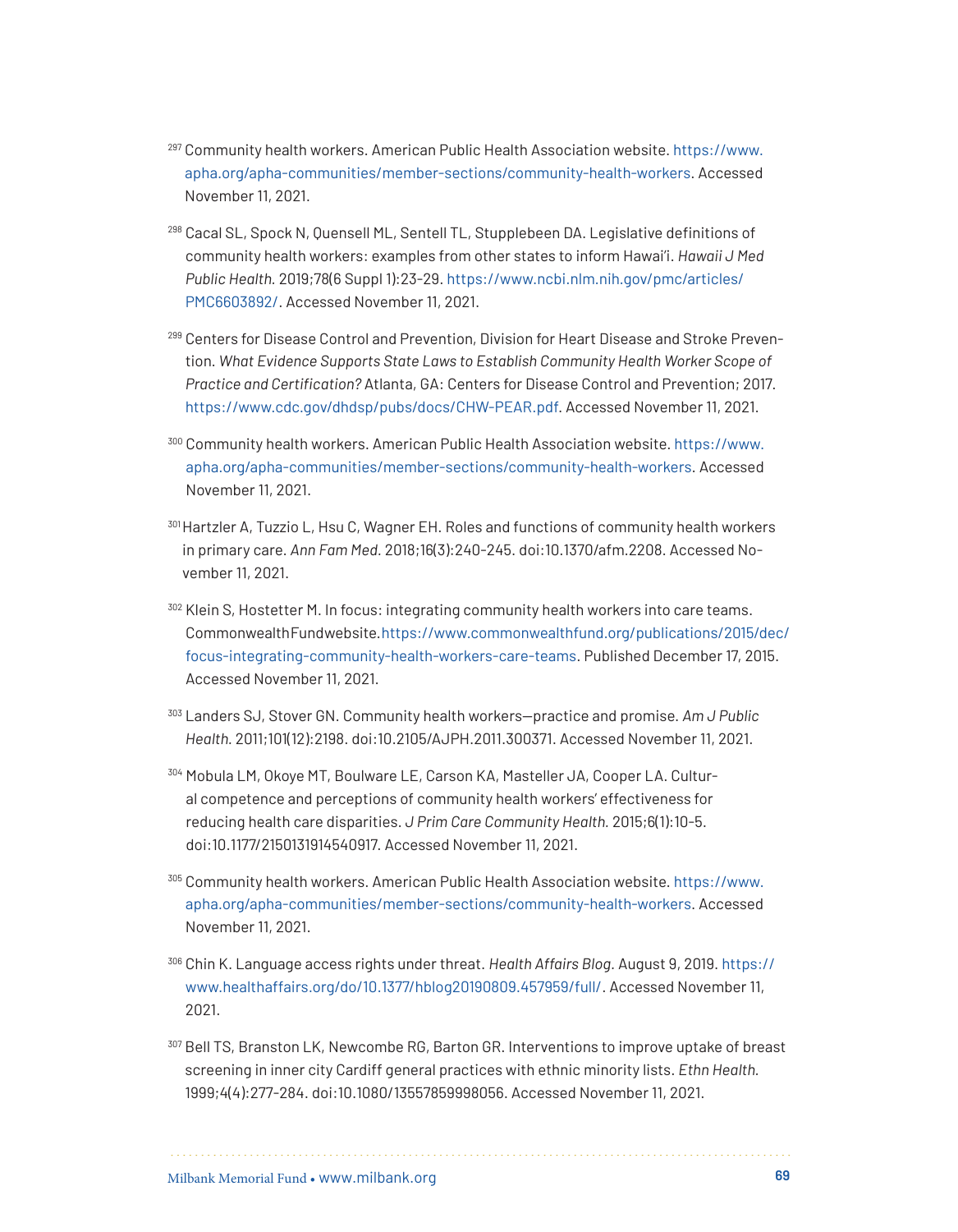[297] Community health workers. American Public Health Association website. https://www.apha.org/apha-communities/member-sections/community-health-workers. Accessed November 11, 2021.

[298] Cacal SL, Spock N, Quensell ML, Sentell TL, Stupplebeen DA. Legislative definitions of community health workers: examples from other states to inform Hawai'i. *Hawaii J Med Public Health.* 2019;78(6 Suppl 1):23-29. https://www.ncbi.nlm.nih.gov/pmc/articles/PMC6603892/. Accessed November 11, 2021.

[299] Centers for Disease Control and Prevention, Division for Heart Disease and Stroke Prevention. *What Evidence Supports State Laws to Establish Community Health Worker Scope of Practice and Certification?* Atlanta, GA: Centers for Disease Control and Prevention; 2017. https://www.cdc.gov/dhdsp/pubs/docs/CHW-PEAR.pdf. Accessed November 11, 2021.

[300] Community health workers. American Public Health Association website. https://www.apha.org/apha-communities/member-sections/community-health-workers. Accessed November 11, 2021.

[301] Hartzler A, Tuzzio L, Hsu C, Wagner EH. Roles and functions of community health workers in primary care. *Ann Fam Med.* 2018;16(3):240-245. doi:10.1370/afm.2208. Accessed November 11, 2021.

[302] Klein S, Hostetter M. In focus: integrating community health workers into care teams. CommonwealthFundwebsite.https://www.commonwealthfund.org/publications/2015/dec/focus-integrating-community-health-workers-care-teams. Published December 17, 2015. Accessed November 11, 2021.

[303] Landers SJ, Stover GN. Community health workers—practice and promise. *Am J Public Health.* 2011;101(12):2198. doi:10.2105/AJPH.2011.300371. Accessed November 11, 2021.

[304] Mobula LM, Okoye MT, Boulware LE, Carson KA, Masteller JA, Cooper LA. Cultural competence and perceptions of community health workers' effectiveness for reducing health care disparities. *J Prim Care Community Health.* 2015;6(1):10-5. doi:10.1177/2150131914540917. Accessed November 11, 2021.

[305] Community health workers. American Public Health Association website. https://www.apha.org/apha-communities/member-sections/community-health-workers. Accessed November 11, 2021.

[306] Chin K. Language access rights under threat. *Health Affairs Blog.* August 9, 2019. https://www.healthaffairs.org/do/10.1377/hblog20190809.457959/full/. Accessed November 11, 2021.

[307] Bell TS, Branston LK, Newcombe RG, Barton GR. Interventions to improve uptake of breast screening in inner city Cardiff general practices with ethnic minority lists. *Ethn Health.* 1999;4(4):277-284. doi:10.1080/13557859998056. Accessed November 11, 2021.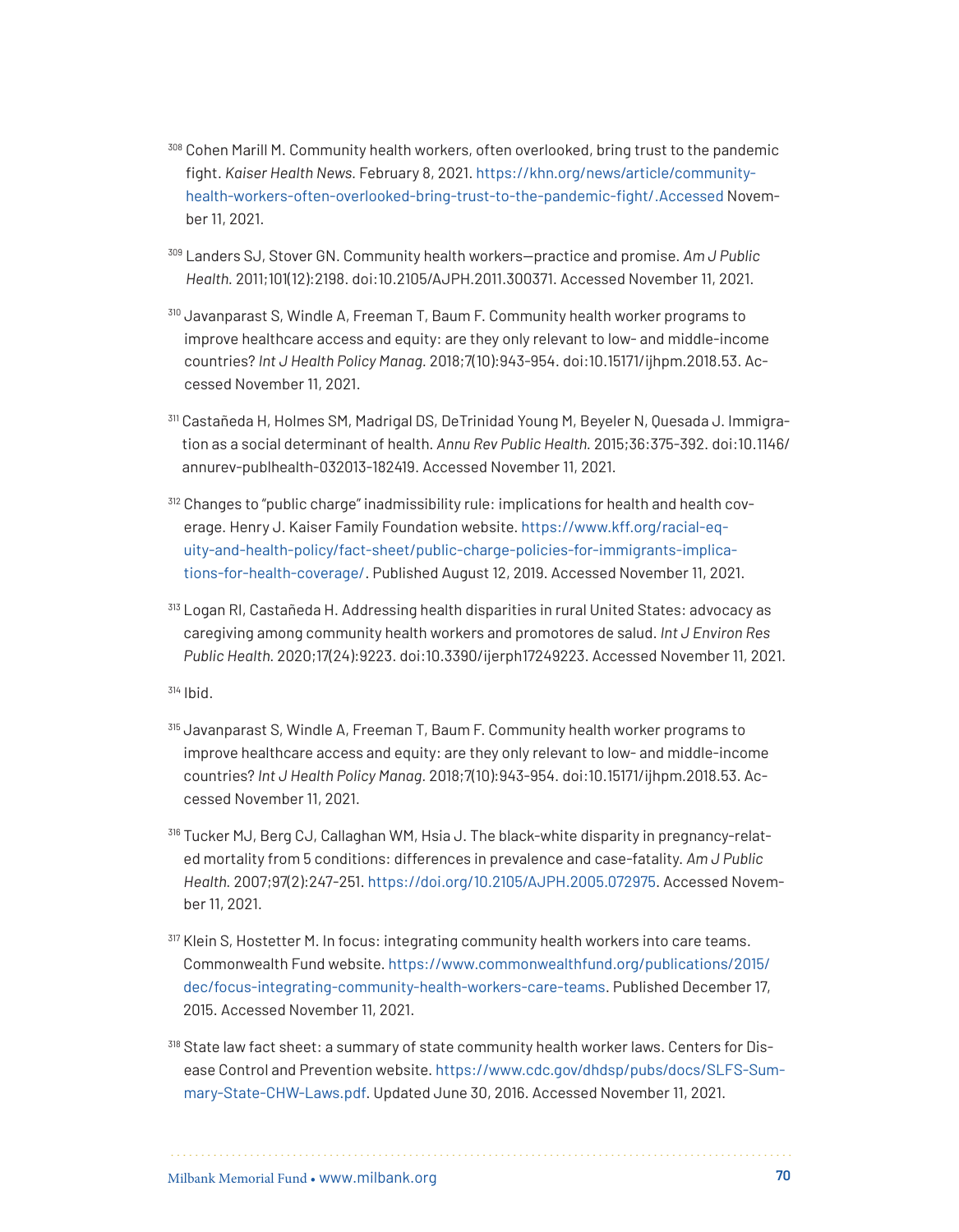[308] Cohen Marill M. Community health workers, often overlooked, bring trust to the pandemic fight. *Kaiser Health News*. February 8, 2021. https://khn.org/news/article/community-health-workers-often-overlooked-bring-trust-to-the-pandemic-fight/.Accessed November 11, 2021.

[309] Landers SJ, Stover GN. Community health workers—practice and promise. *Am J Public Health*. 2011;101(12):2198. doi:10.2105/AJPH.2011.300371. Accessed November 11, 2021.

[310] Javanparast S, Windle A, Freeman T, Baum F. Community health worker programs to improve healthcare access and equity: are they only relevant to low- and middle-income countries? *Int J Health Policy Manag*. 2018;7(10):943-954. doi:10.15171/ijhpm.2018.53. Accessed November 11, 2021.

[311] Castañeda H, Holmes SM, Madrigal DS, DeTrinidad Young M, Beyeler N, Quesada J. Immigration as a social determinant of health. *Annu Rev Public Health*. 2015;36:375-392. doi:10.1146/annurev-publhealth-032013-182419. Accessed November 11, 2021.

[312] Changes to "public charge" inadmissibility rule: implications for health and health coverage. Henry J. Kaiser Family Foundation website. https://www.kff.org/racial-equity-and-health-policy/fact-sheet/public-charge-policies-for-immigrants-implications-for-health-coverage/. Published August 12, 2019. Accessed November 11, 2021.

[313] Logan RI, Castañeda H. Addressing health disparities in rural United States: advocacy as caregiving among community health workers and promotores de salud. *Int J Environ Res Public Health*. 2020;17(24):9223. doi:10.3390/ijerph17249223. Accessed November 11, 2021.

[314] Ibid.

[315] Javanparast S, Windle A, Freeman T, Baum F. Community health worker programs to improve healthcare access and equity: are they only relevant to low- and middle-income countries? *Int J Health Policy Manag*. 2018;7(10):943-954. doi:10.15171/ijhpm.2018.53. Accessed November 11, 2021.

[316] Tucker MJ, Berg CJ, Callaghan WM, Hsia J. The black-white disparity in pregnancy-related mortality from 5 conditions: differences in prevalence and case-fatality. *Am J Public Health*. 2007;97(2):247-251. https://doi.org/10.2105/AJPH.2005.072975. Accessed November 11, 2021.

[317] Klein S, Hostetter M. In focus: integrating community health workers into care teams. Commonwealth Fund website. https://www.commonwealthfund.org/publications/2015/dec/focus-integrating-community-health-workers-care-teams. Published December 17, 2015. Accessed November 11, 2021.

[318] State law fact sheet: a summary of state community health worker laws. Centers for Disease Control and Prevention website. https://www.cdc.gov/dhdsp/pubs/docs/SLFS-Summary-State-CHW-Laws.pdf. Updated June 30, 2016. Accessed November 11, 2021.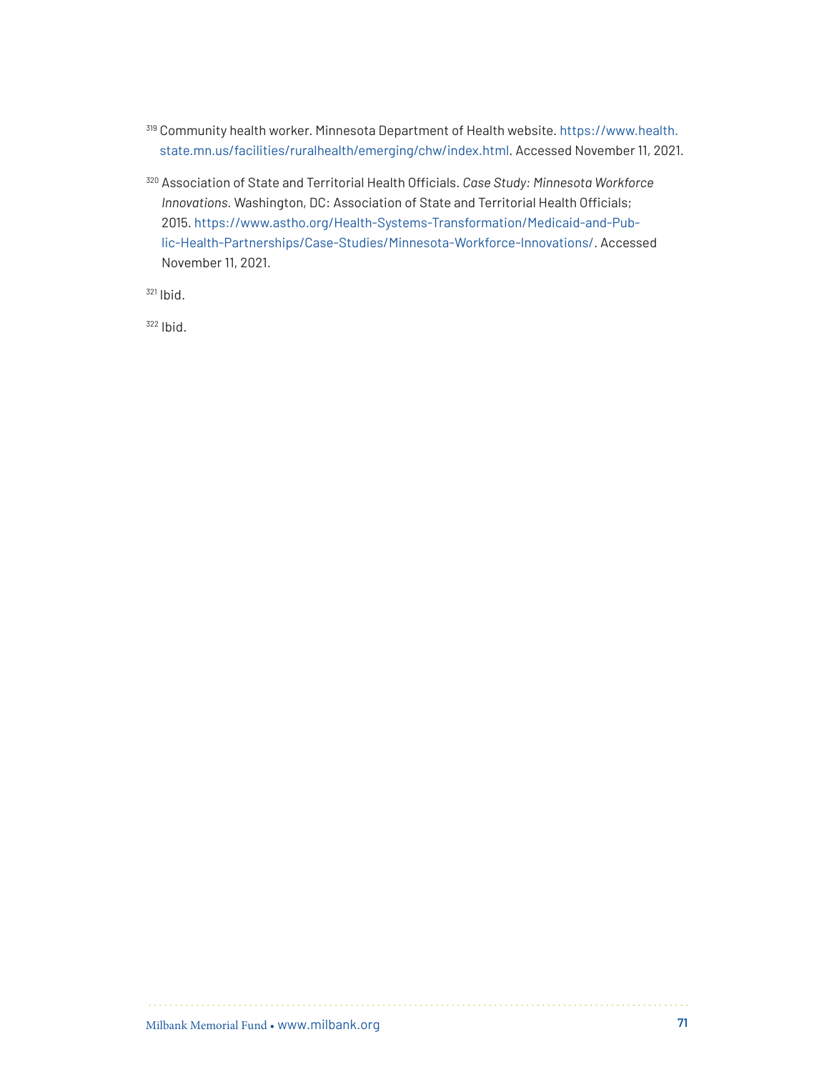[319] Community health worker. Minnesota Department of Health website. https://www.health.state.mn.us/facilities/ruralhealth/emerging/chw/index.html. Accessed November 11, 2021.

[320] Association of State and Territorial Health Officials. *Case Study: Minnesota Workforce Innovations.* Washington, DC: Association of State and Territorial Health Officials; 2015. https://www.astho.org/Health-Systems-Transformation/Medicaid-and-Public-Health-Partnerships/Case-Studies/Minnesota-Workforce-Innovations/. Accessed November 11, 2021.

[321] Ibid.

[322] Ibid.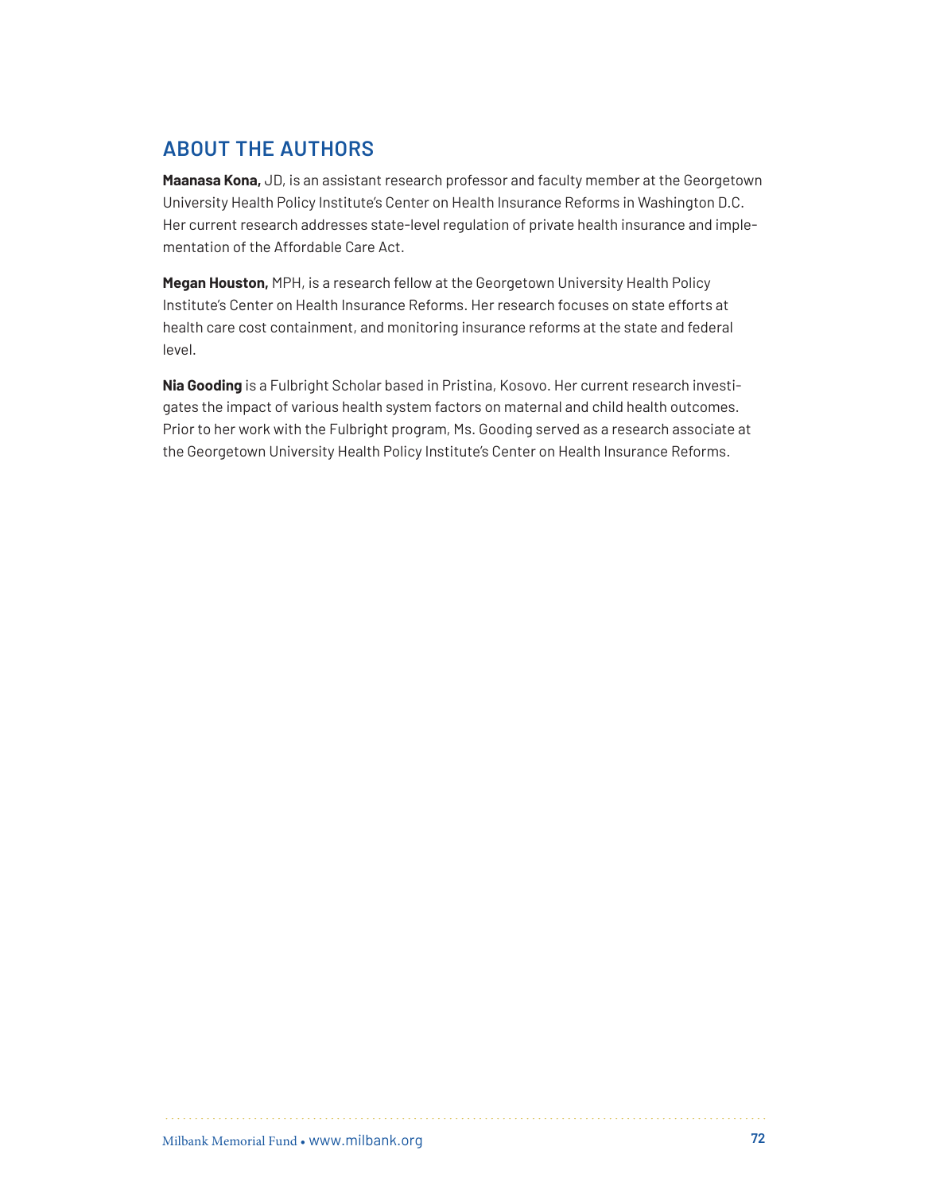## ABOUT THE AUTHORS

**Maanasa Kona,** JD, is an assistant research professor and faculty member at the Georgetown University Health Policy Institute's Center on Health Insurance Reforms in Washington D.C. Her current research addresses state-level regulation of private health insurance and implementation of the Affordable Care Act.

**Megan Houston,** MPH, is a research fellow at the Georgetown University Health Policy Institute's Center on Health Insurance Reforms. Her research focuses on state efforts at health care cost containment, and monitoring insurance reforms at the state and federal level.

**Nia Gooding** is a Fulbright Scholar based in Pristina, Kosovo. Her current research investigates the impact of various health system factors on maternal and child health outcomes. Prior to her work with the Fulbright program, Ms. Gooding served as a research associate at the Georgetown University Health Policy Institute's Center on Health Insurance Reforms.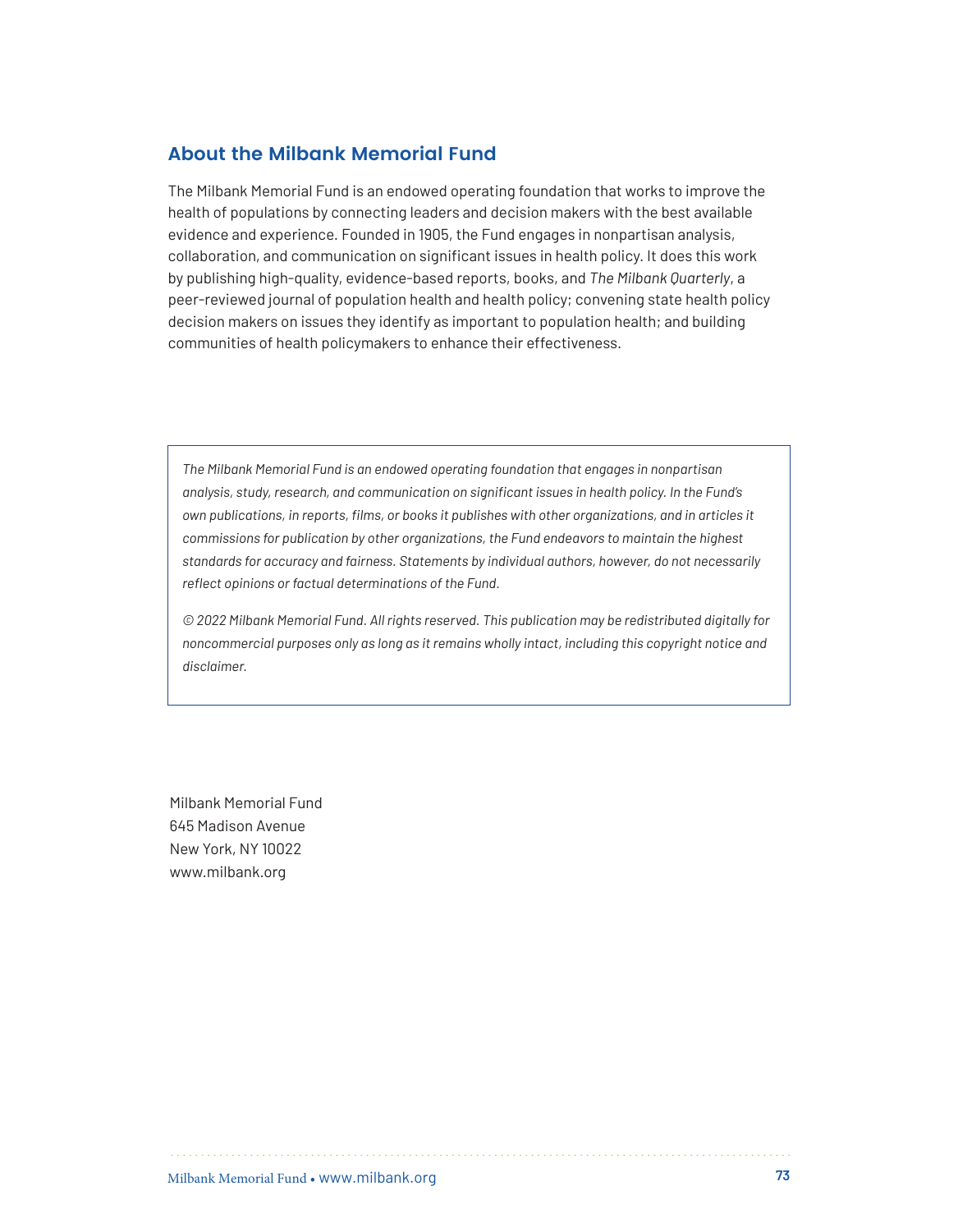## About the Milbank Memorial Fund

The Milbank Memorial Fund is an endowed operating foundation that works to improve the health of populations by connecting leaders and decision makers with the best available evidence and experience. Founded in 1905, the Fund engages in nonpartisan analysis, collaboration, and communication on significant issues in health policy. It does this work by publishing high-quality, evidence-based reports, books, and *The Milbank Quarterly*, a peer-reviewed journal of population health and health policy; convening state health policy decision makers on issues they identify as important to population health; and building communities of health policymakers to enhance their effectiveness.

*The Milbank Memorial Fund is an endowed operating foundation that engages in nonpartisan analysis, study, research, and communication on significant issues in health policy. In the Fund's own publications, in reports, films, or books it publishes with other organizations, and in articles it commissions for publication by other organizations, the Fund endeavors to maintain the highest standards for accuracy and fairness. Statements by individual authors, however, do not necessarily reflect opinions or factual determinations of the Fund.*

*© 2022 Milbank Memorial Fund. All rights reserved. This publication may be redistributed digitally for noncommercial purposes only as long as it remains wholly intact, including this copyright notice and disclaimer.*

Milbank Memorial Fund
645 Madison Avenue
New York, NY 10022
www.milbank.org